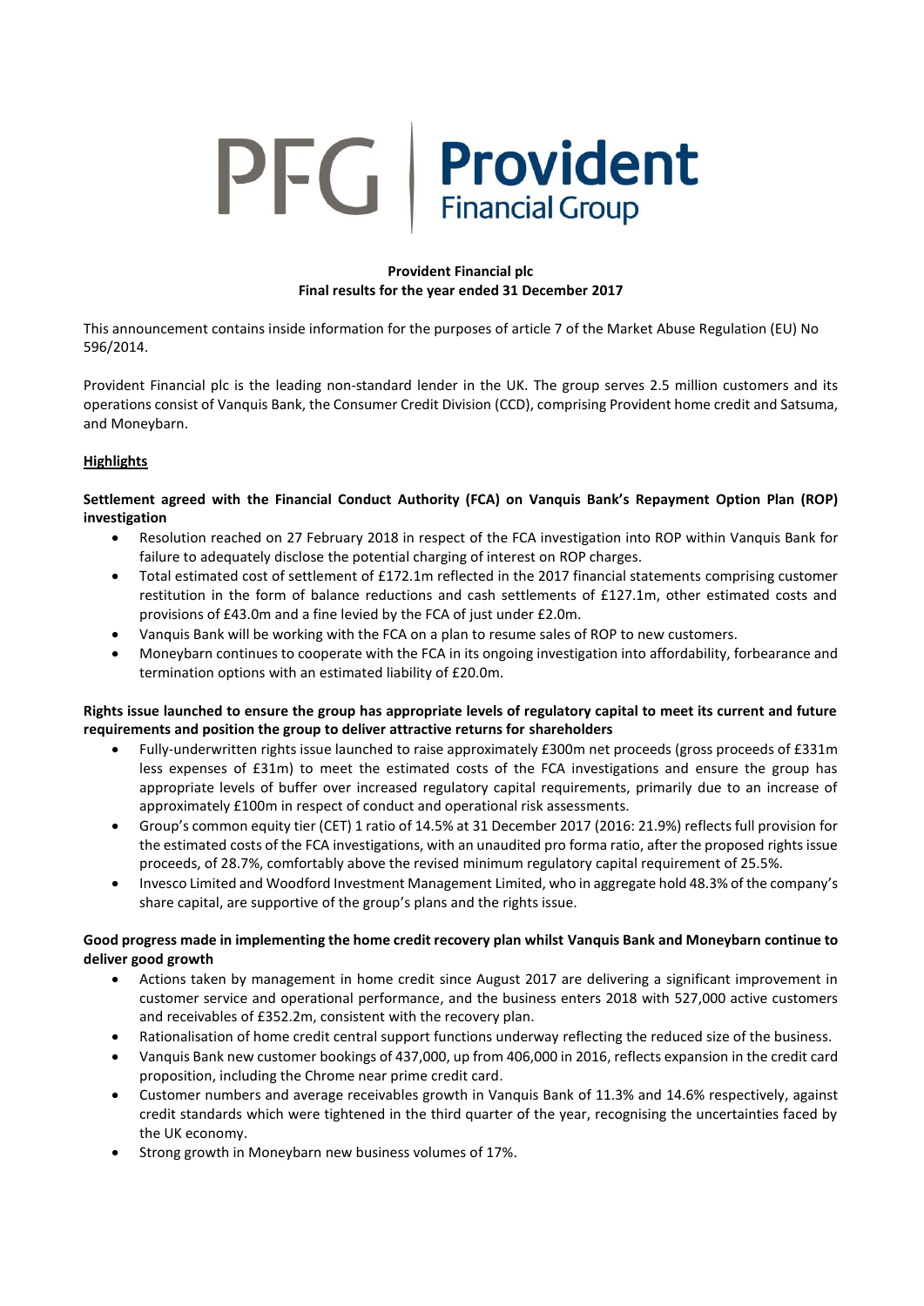PFG | Provident Financial Group

**Provident Financial plc**
**Final results for the year ended 31 December 2017**

This announcement contains inside information for the purposes of article 7 of the Market Abuse Regulation (EU) No 596/2014.

Provident Financial plc is the leading non-standard lender in the UK. The group serves 2.5 million customers and its operations consist of Vanquis Bank, the Consumer Credit Division (CCD), comprising Provident home credit and Satsuma, and Moneybarn.

## Highlights

**Settlement agreed with the Financial Conduct Authority (FCA) on Vanquis Bank's Repayment Option Plan (ROP) investigation**

- Resolution reached on 27 February 2018 in respect of the FCA investigation into ROP within Vanquis Bank for failure to adequately disclose the potential charging of interest on ROP charges.
- Total estimated cost of settlement of £172.1m reflected in the 2017 financial statements comprising customer restitution in the form of balance reductions and cash settlements of £127.1m, other estimated costs and provisions of £43.0m and a fine levied by the FCA of just under £2.0m.
- Vanquis Bank will be working with the FCA on a plan to resume sales of ROP to new customers.
- Moneybarn continues to cooperate with the FCA in its ongoing investigation into affordability, forbearance and termination options with an estimated liability of £20.0m.

**Rights issue launched to ensure the group has appropriate levels of regulatory capital to meet its current and future requirements and position the group to deliver attractive returns for shareholders**

- Fully-underwritten rights issue launched to raise approximately £300m net proceeds (gross proceeds of £331m less expenses of £31m) to meet the estimated costs of the FCA investigations and ensure the group has appropriate levels of buffer over increased regulatory capital requirements, primarily due to an increase of approximately £100m in respect of conduct and operational risk assessments.
- Group's common equity tier (CET) 1 ratio of 14.5% at 31 December 2017 (2016: 21.9%) reflects full provision for the estimated costs of the FCA investigations, with an unaudited pro forma ratio, after the proposed rights issue proceeds, of 28.7%, comfortably above the revised minimum regulatory capital requirement of 25.5%.
- Invesco Limited and Woodford Investment Management Limited, who in aggregate hold 48.3% of the company's share capital, are supportive of the group's plans and the rights issue.

**Good progress made in implementing the home credit recovery plan whilst Vanquis Bank and Moneybarn continue to deliver good growth**

- Actions taken by management in home credit since August 2017 are delivering a significant improvement in customer service and operational performance, and the business enters 2018 with 527,000 active customers and receivables of £352.2m, consistent with the recovery plan.
- Rationalisation of home credit central support functions underway reflecting the reduced size of the business.
- Vanquis Bank new customer bookings of 437,000, up from 406,000 in 2016, reflects expansion in the credit card proposition, including the Chrome near prime credit card.
- Customer numbers and average receivables growth in Vanquis Bank of 11.3% and 14.6% respectively, against credit standards which were tightened in the third quarter of the year, recognising the uncertainties faced by the UK economy.
- Strong growth in Moneybarn new business volumes of 17%.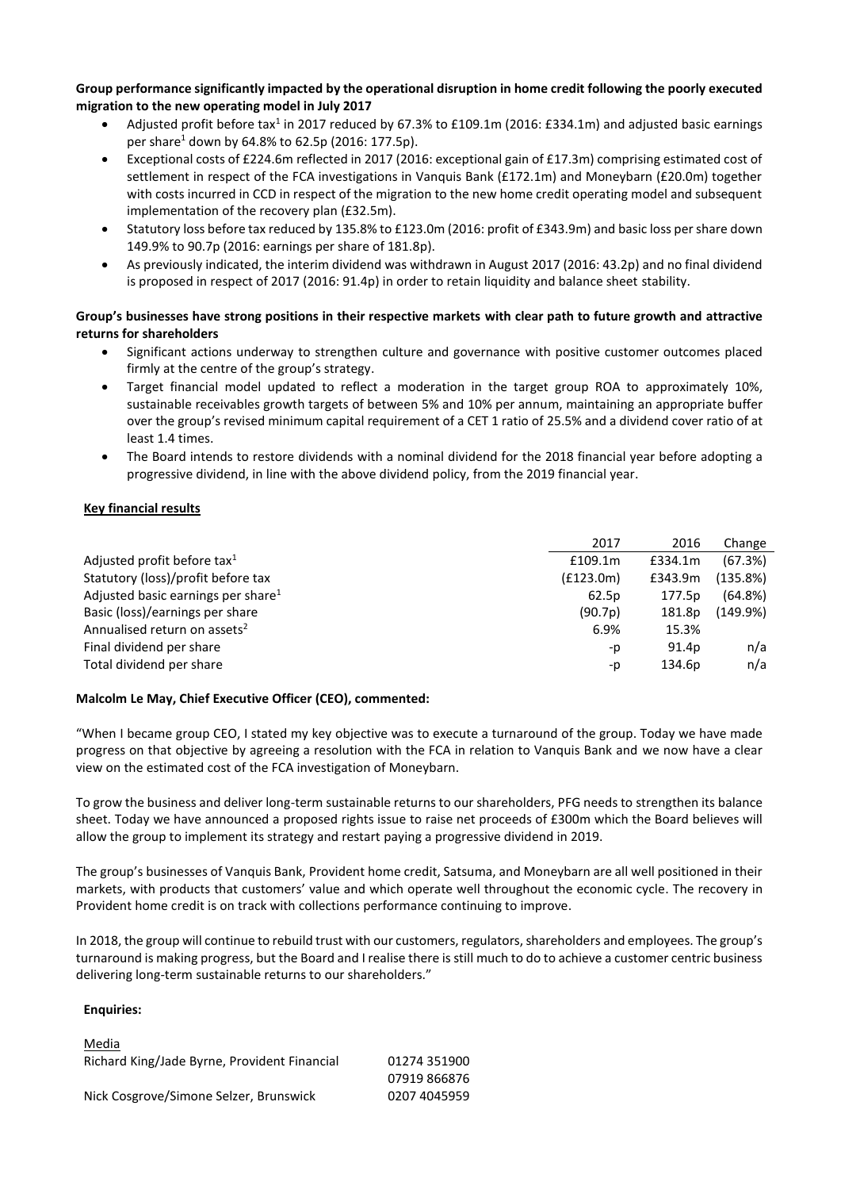**Group performance significantly impacted by the operational disruption in home credit following the poorly executed migration to the new operating model in July 2017**

- Adjusted profit before tax[1] in 2017 reduced by 67.3% to £109.1m (2016: £334.1m) and adjusted basic earnings per share[1] down by 64.8% to 62.5p (2016: 177.5p).
- Exceptional costs of £224.6m reflected in 2017 (2016: exceptional gain of £17.3m) comprising estimated cost of settlement in respect of the FCA investigations in Vanquis Bank (£172.1m) and Moneybarn (£20.0m) together with costs incurred in CCD in respect of the migration to the new home credit operating model and subsequent implementation of the recovery plan (£32.5m).
- Statutory loss before tax reduced by 135.8% to £123.0m (2016: profit of £343.9m) and basic loss per share down 149.9% to 90.7p (2016: earnings per share of 181.8p).
- As previously indicated, the interim dividend was withdrawn in August 2017 (2016: 43.2p) and no final dividend is proposed in respect of 2017 (2016: 91.4p) in order to retain liquidity and balance sheet stability.

**Group's businesses have strong positions in their respective markets with clear path to future growth and attractive returns for shareholders**

- Significant actions underway to strengthen culture and governance with positive customer outcomes placed firmly at the centre of the group's strategy.
- Target financial model updated to reflect a moderation in the target group ROA to approximately 10%, sustainable receivables growth targets of between 5% and 10% per annum, maintaining an appropriate buffer over the group's revised minimum capital requirement of a CET 1 ratio of 25.5% and a dividend cover ratio of at least 1.4 times.
- The Board intends to restore dividends with a nominal dividend for the 2018 financial year before adopting a progressive dividend, in line with the above dividend policy, from the 2019 financial year.

**Key financial results**

| | 2017 | 2016 | Change |
|---|---|---|---|
| Adjusted profit before tax[1] | £109.1m | £334.1m | (67.3%) |
| Statutory (loss)/profit before tax | (£123.0m) | £343.9m | (135.8%) |
| Adjusted basic earnings per share[1] | 62.5p | 177.5p | (64.8%) |
| Basic (loss)/earnings per share | (90.7p) | 181.8p | (149.9%) |
| Annualised return on assets[2] | 6.9% | 15.3% | |
| Final dividend per share | -p | 91.4p | n/a |
| Total dividend per share | -p | 134.6p | n/a |

**Malcolm Le May, Chief Executive Officer (CEO), commented:**

"When I became group CEO, I stated my key objective was to execute a turnaround of the group. Today we have made progress on that objective by agreeing a resolution with the FCA in relation to Vanquis Bank and we now have a clear view on the estimated cost of the FCA investigation of Moneybarn.

To grow the business and deliver long-term sustainable returns to our shareholders, PFG needs to strengthen its balance sheet. Today we have announced a proposed rights issue to raise net proceeds of £300m which the Board believes will allow the group to implement its strategy and restart paying a progressive dividend in 2019.

The group's businesses of Vanquis Bank, Provident home credit, Satsuma, and Moneybarn are all well positioned in their markets, with products that customers' value and which operate well throughout the economic cycle. The recovery in Provident home credit is on track with collections performance continuing to improve.

In 2018, the group will continue to rebuild trust with our customers, regulators, shareholders and employees. The group's turnaround is making progress, but the Board and I realise there is still much to do to achieve a customer centric business delivering long-term sustainable returns to our shareholders."

**Enquiries:**

Media

| | |
|---|---|
| Richard King/Jade Byrne, Provident Financial | 01274 351900 |
| | 07919 866876 |
| Nick Cosgrove/Simone Selzer, Brunswick | 0207 4045959 |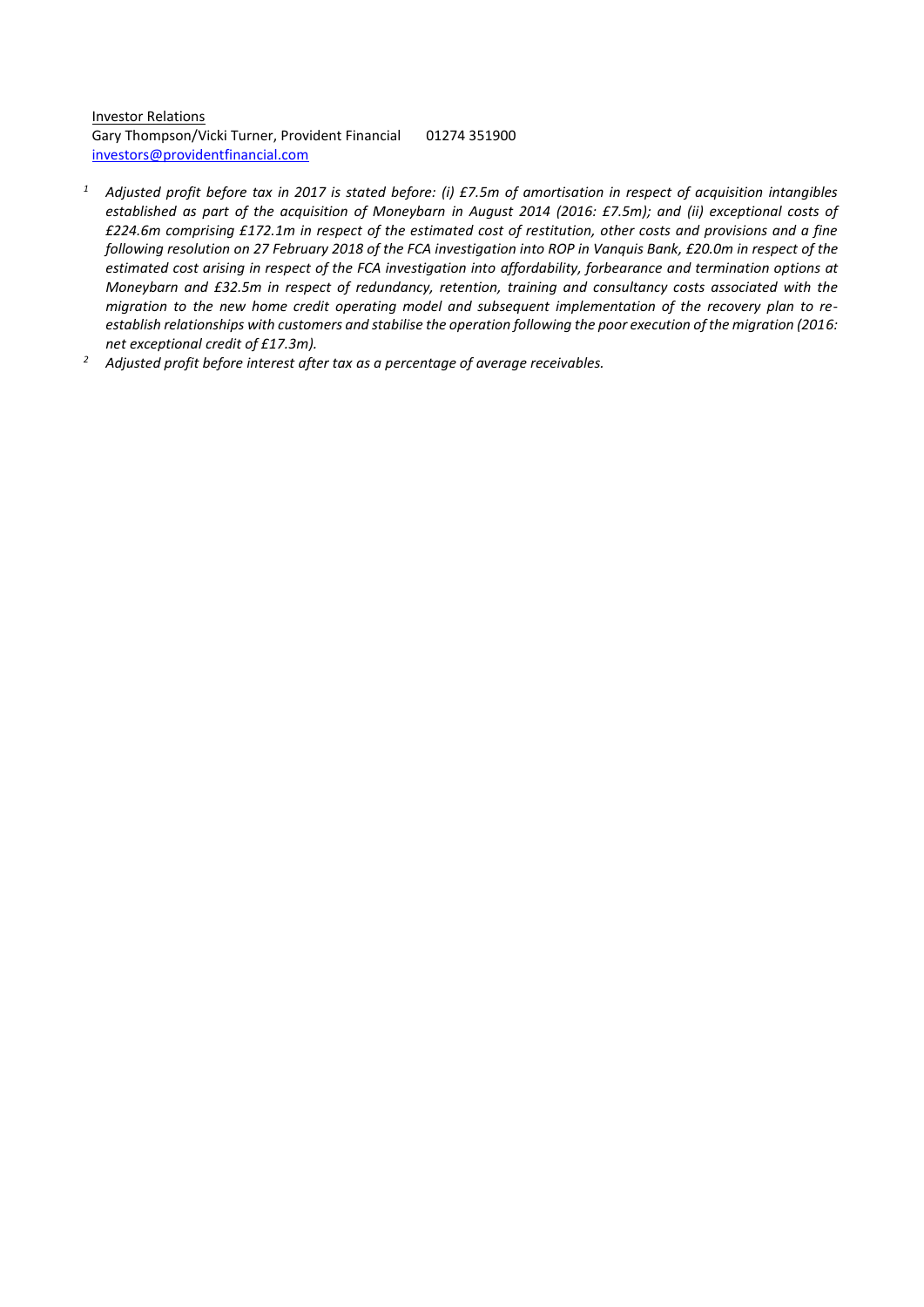<u>Investor Relations</u>
Gary Thompson/Vicki Turner, Provident Financial    01274 351900
investors@providentfinancial.com

[1] *Adjusted profit before tax in 2017 is stated before: (i) £7.5m of amortisation in respect of acquisition intangibles established as part of the acquisition of Moneybarn in August 2014 (2016: £7.5m); and (ii) exceptional costs of £224.6m comprising £172.1m in respect of the estimated cost of restitution, other costs and provisions and a fine following resolution on 27 February 2018 of the FCA investigation into ROP in Vanquis Bank, £20.0m in respect of the estimated cost arising in respect of the FCA investigation into affordability, forbearance and termination options at Moneybarn and £32.5m in respect of redundancy, retention, training and consultancy costs associated with the migration to the new home credit operating model and subsequent implementation of the recovery plan to re-establish relationships with customers and stabilise the operation following the poor execution of the migration (2016: net exceptional credit of £17.3m).*

[2] *Adjusted profit before interest after tax as a percentage of average receivables.*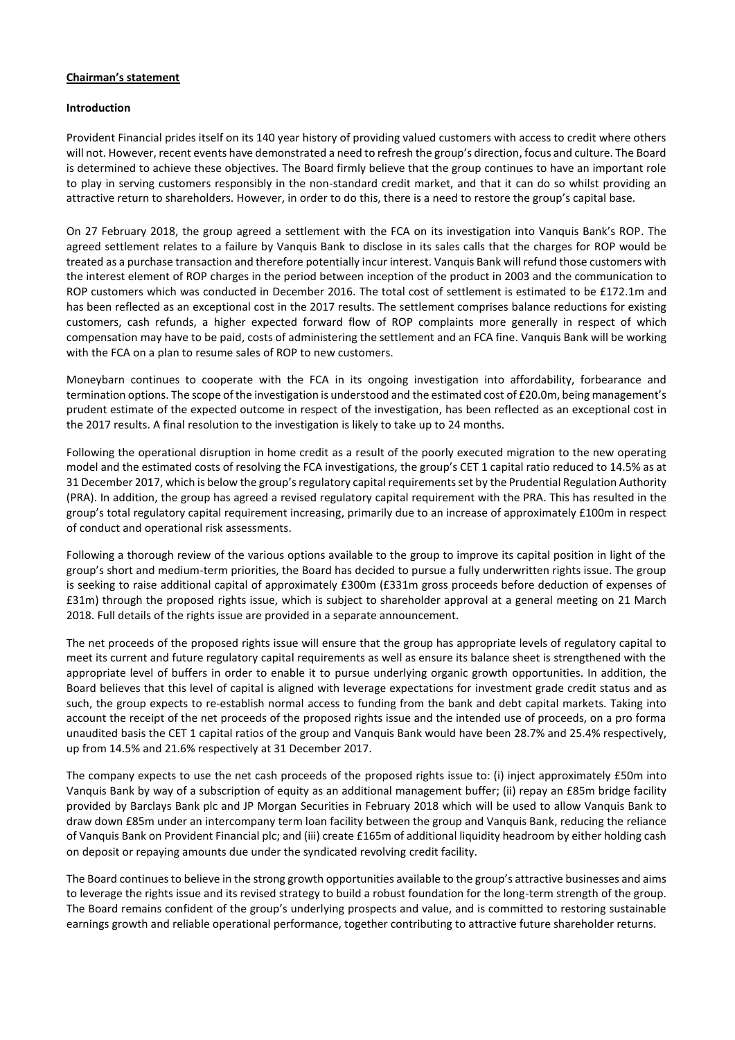## Chairman's statement

### Introduction

Provident Financial prides itself on its 140 year history of providing valued customers with access to credit where others will not. However, recent events have demonstrated a need to refresh the group's direction, focus and culture. The Board is determined to achieve these objectives. The Board firmly believe that the group continues to have an important role to play in serving customers responsibly in the non-standard credit market, and that it can do so whilst providing an attractive return to shareholders. However, in order to do this, there is a need to restore the group's capital base.

On 27 February 2018, the group agreed a settlement with the FCA on its investigation into Vanquis Bank's ROP. The agreed settlement relates to a failure by Vanquis Bank to disclose in its sales calls that the charges for ROP would be treated as a purchase transaction and therefore potentially incur interest. Vanquis Bank will refund those customers with the interest element of ROP charges in the period between inception of the product in 2003 and the communication to ROP customers which was conducted in December 2016. The total cost of settlement is estimated to be £172.1m and has been reflected as an exceptional cost in the 2017 results. The settlement comprises balance reductions for existing customers, cash refunds, a higher expected forward flow of ROP complaints more generally in respect of which compensation may have to be paid, costs of administering the settlement and an FCA fine. Vanquis Bank will be working with the FCA on a plan to resume sales of ROP to new customers.

Moneybarn continues to cooperate with the FCA in its ongoing investigation into affordability, forbearance and termination options. The scope of the investigation is understood and the estimated cost of £20.0m, being management's prudent estimate of the expected outcome in respect of the investigation, has been reflected as an exceptional cost in the 2017 results. A final resolution to the investigation is likely to take up to 24 months.

Following the operational disruption in home credit as a result of the poorly executed migration to the new operating model and the estimated costs of resolving the FCA investigations, the group's CET 1 capital ratio reduced to 14.5% as at 31 December 2017, which is below the group's regulatory capital requirements set by the Prudential Regulation Authority (PRA). In addition, the group has agreed a revised regulatory capital requirement with the PRA. This has resulted in the group's total regulatory capital requirement increasing, primarily due to an increase of approximately £100m in respect of conduct and operational risk assessments.

Following a thorough review of the various options available to the group to improve its capital position in light of the group's short and medium-term priorities, the Board has decided to pursue a fully underwritten rights issue. The group is seeking to raise additional capital of approximately £300m (£331m gross proceeds before deduction of expenses of £31m) through the proposed rights issue, which is subject to shareholder approval at a general meeting on 21 March 2018. Full details of the rights issue are provided in a separate announcement.

The net proceeds of the proposed rights issue will ensure that the group has appropriate levels of regulatory capital to meet its current and future regulatory capital requirements as well as ensure its balance sheet is strengthened with the appropriate level of buffers in order to enable it to pursue underlying organic growth opportunities. In addition, the Board believes that this level of capital is aligned with leverage expectations for investment grade credit status and as such, the group expects to re-establish normal access to funding from the bank and debt capital markets. Taking into account the receipt of the net proceeds of the proposed rights issue and the intended use of proceeds, on a pro forma unaudited basis the CET 1 capital ratios of the group and Vanquis Bank would have been 28.7% and 25.4% respectively, up from 14.5% and 21.6% respectively at 31 December 2017.

The company expects to use the net cash proceeds of the proposed rights issue to: (i) inject approximately £50m into Vanquis Bank by way of a subscription of equity as an additional management buffer; (ii) repay an £85m bridge facility provided by Barclays Bank plc and JP Morgan Securities in February 2018 which will be used to allow Vanquis Bank to draw down £85m under an intercompany term loan facility between the group and Vanquis Bank, reducing the reliance of Vanquis Bank on Provident Financial plc; and (iii) create £165m of additional liquidity headroom by either holding cash on deposit or repaying amounts due under the syndicated revolving credit facility.

The Board continues to believe in the strong growth opportunities available to the group's attractive businesses and aims to leverage the rights issue and its revised strategy to build a robust foundation for the long-term strength of the group. The Board remains confident of the group's underlying prospects and value, and is committed to restoring sustainable earnings growth and reliable operational performance, together contributing to attractive future shareholder returns.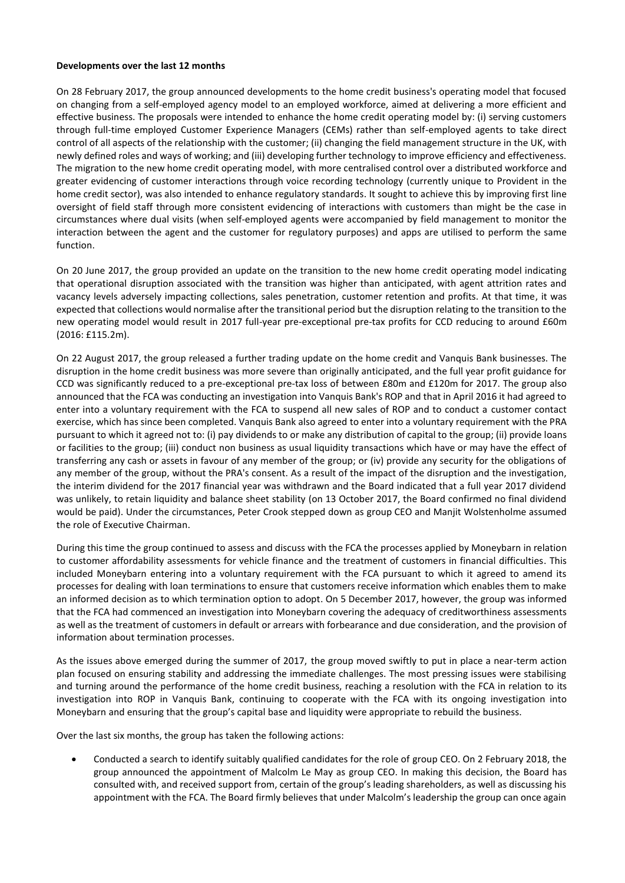**Developments over the last 12 months**

On 28 February 2017, the group announced developments to the home credit business's operating model that focused on changing from a self-employed agency model to an employed workforce, aimed at delivering a more efficient and effective business. The proposals were intended to enhance the home credit operating model by: (i) serving customers through full-time employed Customer Experience Managers (CEMs) rather than self-employed agents to take direct control of all aspects of the relationship with the customer; (ii) changing the field management structure in the UK, with newly defined roles and ways of working; and (iii) developing further technology to improve efficiency and effectiveness. The migration to the new home credit operating model, with more centralised control over a distributed workforce and greater evidencing of customer interactions through voice recording technology (currently unique to Provident in the home credit sector), was also intended to enhance regulatory standards. It sought to achieve this by improving first line oversight of field staff through more consistent evidencing of interactions with customers than might be the case in circumstances where dual visits (when self-employed agents were accompanied by field management to monitor the interaction between the agent and the customer for regulatory purposes) and apps are utilised to perform the same function.

On 20 June 2017, the group provided an update on the transition to the new home credit operating model indicating that operational disruption associated with the transition was higher than anticipated, with agent attrition rates and vacancy levels adversely impacting collections, sales penetration, customer retention and profits. At that time, it was expected that collections would normalise after the transitional period but the disruption relating to the transition to the new operating model would result in 2017 full-year pre-exceptional pre-tax profits for CCD reducing to around £60m (2016: £115.2m).

On 22 August 2017, the group released a further trading update on the home credit and Vanquis Bank businesses. The disruption in the home credit business was more severe than originally anticipated, and the full year profit guidance for CCD was significantly reduced to a pre-exceptional pre-tax loss of between £80m and £120m for 2017. The group also announced that the FCA was conducting an investigation into Vanquis Bank's ROP and that in April 2016 it had agreed to enter into a voluntary requirement with the FCA to suspend all new sales of ROP and to conduct a customer contact exercise, which has since been completed. Vanquis Bank also agreed to enter into a voluntary requirement with the PRA pursuant to which it agreed not to: (i) pay dividends to or make any distribution of capital to the group; (ii) provide loans or facilities to the group; (iii) conduct non business as usual liquidity transactions which have or may have the effect of transferring any cash or assets in favour of any member of the group; or (iv) provide any security for the obligations of any member of the group, without the PRA's consent. As a result of the impact of the disruption and the investigation, the interim dividend for the 2017 financial year was withdrawn and the Board indicated that a full year 2017 dividend was unlikely, to retain liquidity and balance sheet stability (on 13 October 2017, the Board confirmed no final dividend would be paid). Under the circumstances, Peter Crook stepped down as group CEO and Manjit Wolstenholme assumed the role of Executive Chairman.

During this time the group continued to assess and discuss with the FCA the processes applied by Moneybarn in relation to customer affordability assessments for vehicle finance and the treatment of customers in financial difficulties. This included Moneybarn entering into a voluntary requirement with the FCA pursuant to which it agreed to amend its processes for dealing with loan terminations to ensure that customers receive information which enables them to make an informed decision as to which termination option to adopt. On 5 December 2017, however, the group was informed that the FCA had commenced an investigation into Moneybarn covering the adequacy of creditworthiness assessments as well as the treatment of customers in default or arrears with forbearance and due consideration, and the provision of information about termination processes.

As the issues above emerged during the summer of 2017, the group moved swiftly to put in place a near-term action plan focused on ensuring stability and addressing the immediate challenges. The most pressing issues were stabilising and turning around the performance of the home credit business, reaching a resolution with the FCA in relation to its investigation into ROP in Vanquis Bank, continuing to cooperate with the FCA with its ongoing investigation into Moneybarn and ensuring that the group's capital base and liquidity were appropriate to rebuild the business.

Over the last six months, the group has taken the following actions:

- Conducted a search to identify suitably qualified candidates for the role of group CEO. On 2 February 2018, the group announced the appointment of Malcolm Le May as group CEO. In making this decision, the Board has consulted with, and received support from, certain of the group's leading shareholders, as well as discussing his appointment with the FCA. The Board firmly believes that under Malcolm's leadership the group can once again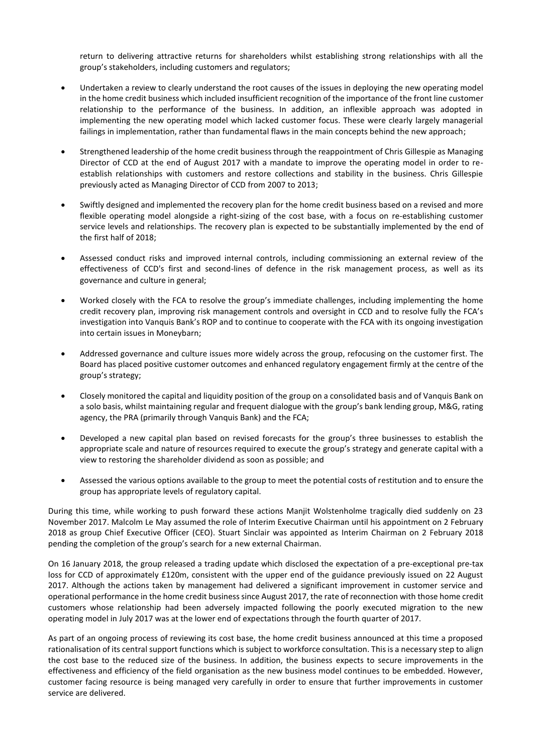return to delivering attractive returns for shareholders whilst establishing strong relationships with all the group's stakeholders, including customers and regulators;

- Undertaken a review to clearly understand the root causes of the issues in deploying the new operating model in the home credit business which included insufficient recognition of the importance of the front line customer relationship to the performance of the business. In addition, an inflexible approach was adopted in implementing the new operating model which lacked customer focus. These were clearly largely managerial failings in implementation, rather than fundamental flaws in the main concepts behind the new approach;
- Strengthened leadership of the home credit business through the reappointment of Chris Gillespie as Managing Director of CCD at the end of August 2017 with a mandate to improve the operating model in order to re-establish relationships with customers and restore collections and stability in the business. Chris Gillespie previously acted as Managing Director of CCD from 2007 to 2013;
- Swiftly designed and implemented the recovery plan for the home credit business based on a revised and more flexible operating model alongside a right-sizing of the cost base, with a focus on re-establishing customer service levels and relationships. The recovery plan is expected to be substantially implemented by the end of the first half of 2018;
- Assessed conduct risks and improved internal controls, including commissioning an external review of the effectiveness of CCD's first and second-lines of defence in the risk management process, as well as its governance and culture in general;
- Worked closely with the FCA to resolve the group's immediate challenges, including implementing the home credit recovery plan, improving risk management controls and oversight in CCD and to resolve fully the FCA's investigation into Vanquis Bank's ROP and to continue to cooperate with the FCA with its ongoing investigation into certain issues in Moneybarn;
- Addressed governance and culture issues more widely across the group, refocusing on the customer first. The Board has placed positive customer outcomes and enhanced regulatory engagement firmly at the centre of the group's strategy;
- Closely monitored the capital and liquidity position of the group on a consolidated basis and of Vanquis Bank on a solo basis, whilst maintaining regular and frequent dialogue with the group's bank lending group, M&G, rating agency, the PRA (primarily through Vanquis Bank) and the FCA;
- Developed a new capital plan based on revised forecasts for the group's three businesses to establish the appropriate scale and nature of resources required to execute the group's strategy and generate capital with a view to restoring the shareholder dividend as soon as possible; and
- Assessed the various options available to the group to meet the potential costs of restitution and to ensure the group has appropriate levels of regulatory capital.

During this time, while working to push forward these actions Manjit Wolstenholme tragically died suddenly on 23 November 2017. Malcolm Le May assumed the role of Interim Executive Chairman until his appointment on 2 February 2018 as group Chief Executive Officer (CEO). Stuart Sinclair was appointed as Interim Chairman on 2 February 2018 pending the completion of the group's search for a new external Chairman.

On 16 January 2018, the group released a trading update which disclosed the expectation of a pre-exceptional pre-tax loss for CCD of approximately £120m, consistent with the upper end of the guidance previously issued on 22 August 2017. Although the actions taken by management had delivered a significant improvement in customer service and operational performance in the home credit business since August 2017, the rate of reconnection with those home credit customers whose relationship had been adversely impacted following the poorly executed migration to the new operating model in July 2017 was at the lower end of expectations through the fourth quarter of 2017.

As part of an ongoing process of reviewing its cost base, the home credit business announced at this time a proposed rationalisation of its central support functions which is subject to workforce consultation. This is a necessary step to align the cost base to the reduced size of the business. In addition, the business expects to secure improvements in the effectiveness and efficiency of the field organisation as the new business model continues to be embedded. However, customer facing resource is being managed very carefully in order to ensure that further improvements in customer service are delivered.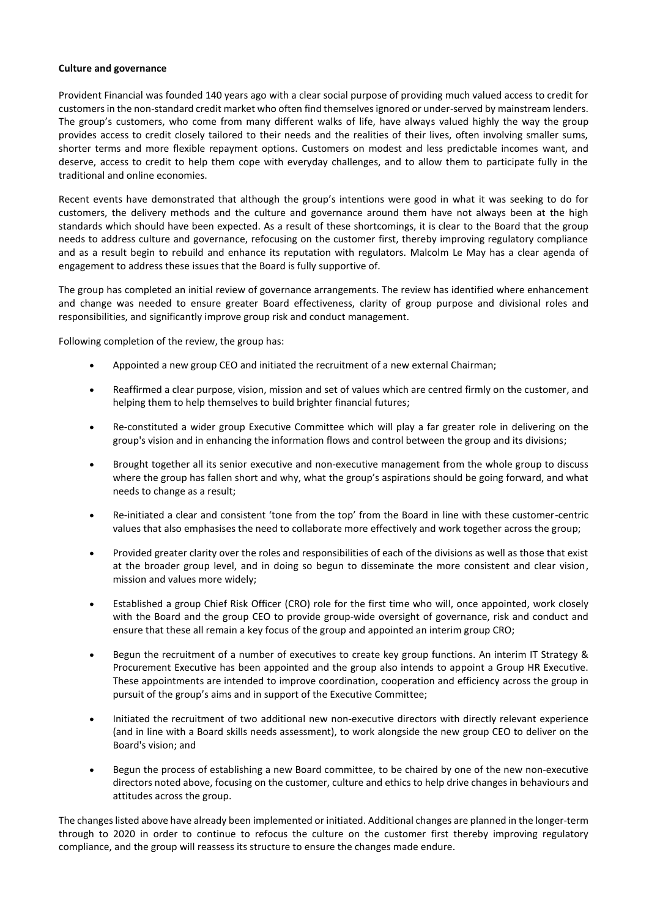**Culture and governance**

Provident Financial was founded 140 years ago with a clear social purpose of providing much valued access to credit for customers in the non-standard credit market who often find themselves ignored or under-served by mainstream lenders. The group's customers, who come from many different walks of life, have always valued highly the way the group provides access to credit closely tailored to their needs and the realities of their lives, often involving smaller sums, shorter terms and more flexible repayment options. Customers on modest and less predictable incomes want, and deserve, access to credit to help them cope with everyday challenges, and to allow them to participate fully in the traditional and online economies.

Recent events have demonstrated that although the group's intentions were good in what it was seeking to do for customers, the delivery methods and the culture and governance around them have not always been at the high standards which should have been expected. As a result of these shortcomings, it is clear to the Board that the group needs to address culture and governance, refocusing on the customer first, thereby improving regulatory compliance and as a result begin to rebuild and enhance its reputation with regulators. Malcolm Le May has a clear agenda of engagement to address these issues that the Board is fully supportive of.

The group has completed an initial review of governance arrangements. The review has identified where enhancement and change was needed to ensure greater Board effectiveness, clarity of group purpose and divisional roles and responsibilities, and significantly improve group risk and conduct management.

Following completion of the review, the group has:

- Appointed a new group CEO and initiated the recruitment of a new external Chairman;
- Reaffirmed a clear purpose, vision, mission and set of values which are centred firmly on the customer, and helping them to help themselves to build brighter financial futures;
- Re-constituted a wider group Executive Committee which will play a far greater role in delivering on the group's vision and in enhancing the information flows and control between the group and its divisions;
- Brought together all its senior executive and non-executive management from the whole group to discuss where the group has fallen short and why, what the group's aspirations should be going forward, and what needs to change as a result;
- Re-initiated a clear and consistent 'tone from the top' from the Board in line with these customer-centric values that also emphasises the need to collaborate more effectively and work together across the group;
- Provided greater clarity over the roles and responsibilities of each of the divisions as well as those that exist at the broader group level, and in doing so begun to disseminate the more consistent and clear vision, mission and values more widely;
- Established a group Chief Risk Officer (CRO) role for the first time who will, once appointed, work closely with the Board and the group CEO to provide group-wide oversight of governance, risk and conduct and ensure that these all remain a key focus of the group and appointed an interim group CRO;
- Begun the recruitment of a number of executives to create key group functions. An interim IT Strategy & Procurement Executive has been appointed and the group also intends to appoint a Group HR Executive. These appointments are intended to improve coordination, cooperation and efficiency across the group in pursuit of the group's aims and in support of the Executive Committee;
- Initiated the recruitment of two additional new non-executive directors with directly relevant experience (and in line with a Board skills needs assessment), to work alongside the new group CEO to deliver on the Board's vision; and
- Begun the process of establishing a new Board committee, to be chaired by one of the new non-executive directors noted above, focusing on the customer, culture and ethics to help drive changes in behaviours and attitudes across the group.

The changes listed above have already been implemented or initiated. Additional changes are planned in the longer-term through to 2020 in order to continue to refocus the culture on the customer first thereby improving regulatory compliance, and the group will reassess its structure to ensure the changes made endure.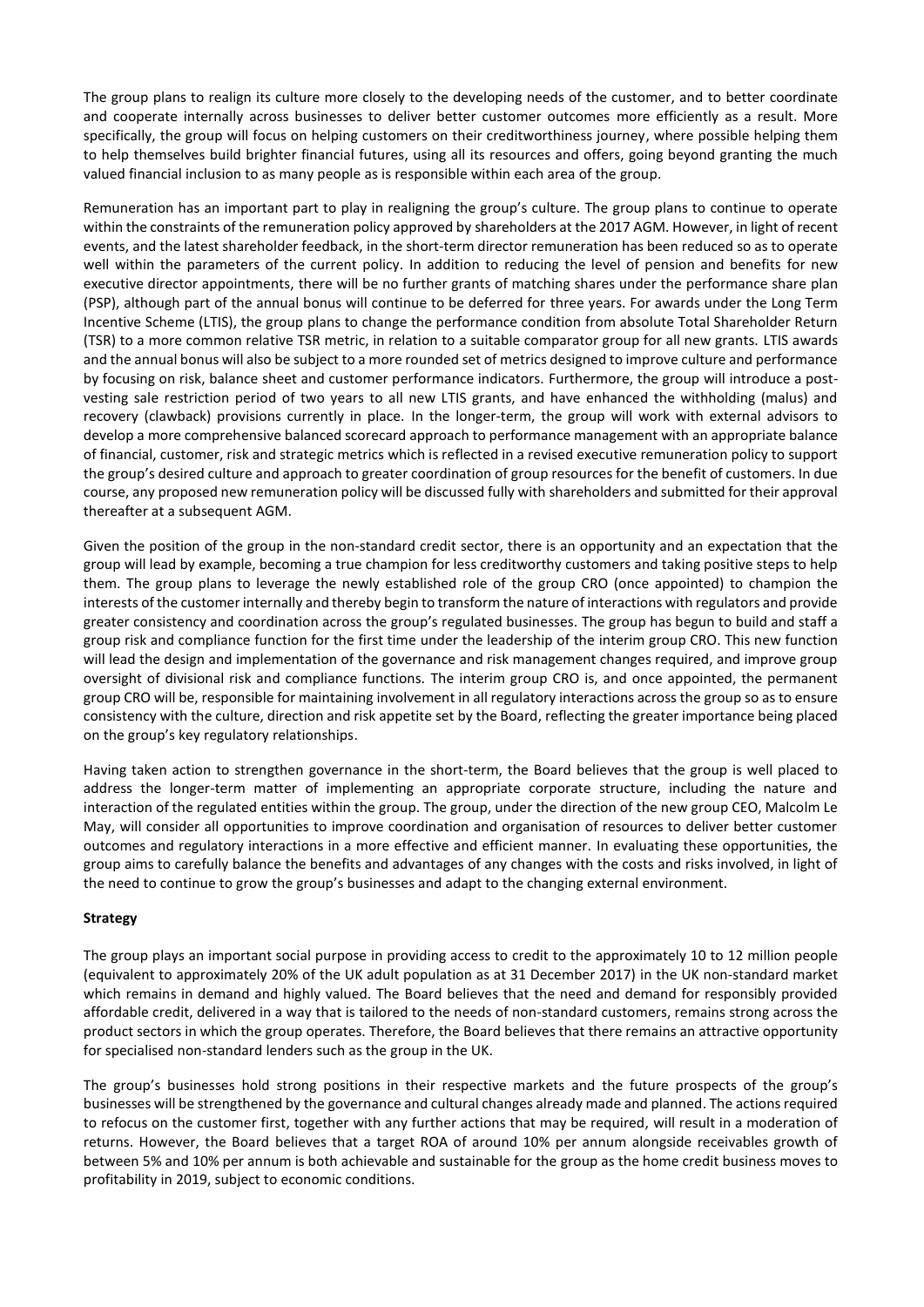The group plans to realign its culture more closely to the developing needs of the customer, and to better coordinate and cooperate internally across businesses to deliver better customer outcomes more efficiently as a result. More specifically, the group will focus on helping customers on their creditworthiness journey, where possible helping them to help themselves build brighter financial futures, using all its resources and offers, going beyond granting the much valued financial inclusion to as many people as is responsible within each area of the group.

Remuneration has an important part to play in realigning the group's culture. The group plans to continue to operate within the constraints of the remuneration policy approved by shareholders at the 2017 AGM. However, in light of recent events, and the latest shareholder feedback, in the short-term director remuneration has been reduced so as to operate well within the parameters of the current policy. In addition to reducing the level of pension and benefits for new executive director appointments, there will be no further grants of matching shares under the performance share plan (PSP), although part of the annual bonus will continue to be deferred for three years. For awards under the Long Term Incentive Scheme (LTIS), the group plans to change the performance condition from absolute Total Shareholder Return (TSR) to a more common relative TSR metric, in relation to a suitable comparator group for all new grants. LTIS awards and the annual bonus will also be subject to a more rounded set of metrics designed to improve culture and performance by focusing on risk, balance sheet and customer performance indicators. Furthermore, the group will introduce a post-vesting sale restriction period of two years to all new LTIS grants, and have enhanced the withholding (malus) and recovery (clawback) provisions currently in place. In the longer-term, the group will work with external advisors to develop a more comprehensive balanced scorecard approach to performance management with an appropriate balance of financial, customer, risk and strategic metrics which is reflected in a revised executive remuneration policy to support the group's desired culture and approach to greater coordination of group resources for the benefit of customers. In due course, any proposed new remuneration policy will be discussed fully with shareholders and submitted for their approval thereafter at a subsequent AGM.

Given the position of the group in the non-standard credit sector, there is an opportunity and an expectation that the group will lead by example, becoming a true champion for less creditworthy customers and taking positive steps to help them. The group plans to leverage the newly established role of the group CRO (once appointed) to champion the interests of the customer internally and thereby begin to transform the nature of interactions with regulators and provide greater consistency and coordination across the group's regulated businesses. The group has begun to build and staff a group risk and compliance function for the first time under the leadership of the interim group CRO. This new function will lead the design and implementation of the governance and risk management changes required, and improve group oversight of divisional risk and compliance functions. The interim group CRO is, and once appointed, the permanent group CRO will be, responsible for maintaining involvement in all regulatory interactions across the group so as to ensure consistency with the culture, direction and risk appetite set by the Board, reflecting the greater importance being placed on the group's key regulatory relationships.

Having taken action to strengthen governance in the short-term, the Board believes that the group is well placed to address the longer-term matter of implementing an appropriate corporate structure, including the nature and interaction of the regulated entities within the group. The group, under the direction of the new group CEO, Malcolm Le May, will consider all opportunities to improve coordination and organisation of resources to deliver better customer outcomes and regulatory interactions in a more effective and efficient manner. In evaluating these opportunities, the group aims to carefully balance the benefits and advantages of any changes with the costs and risks involved, in light of the need to continue to grow the group's businesses and adapt to the changing external environment.

**Strategy**

The group plays an important social purpose in providing access to credit to the approximately 10 to 12 million people (equivalent to approximately 20% of the UK adult population as at 31 December 2017) in the UK non-standard market which remains in demand and highly valued. The Board believes that the need and demand for responsibly provided affordable credit, delivered in a way that is tailored to the needs of non-standard customers, remains strong across the product sectors in which the group operates. Therefore, the Board believes that there remains an attractive opportunity for specialised non-standard lenders such as the group in the UK.

The group's businesses hold strong positions in their respective markets and the future prospects of the group's businesses will be strengthened by the governance and cultural changes already made and planned. The actions required to refocus on the customer first, together with any further actions that may be required, will result in a moderation of returns. However, the Board believes that a target ROA of around 10% per annum alongside receivables growth of between 5% and 10% per annum is both achievable and sustainable for the group as the home credit business moves to profitability in 2019, subject to economic conditions.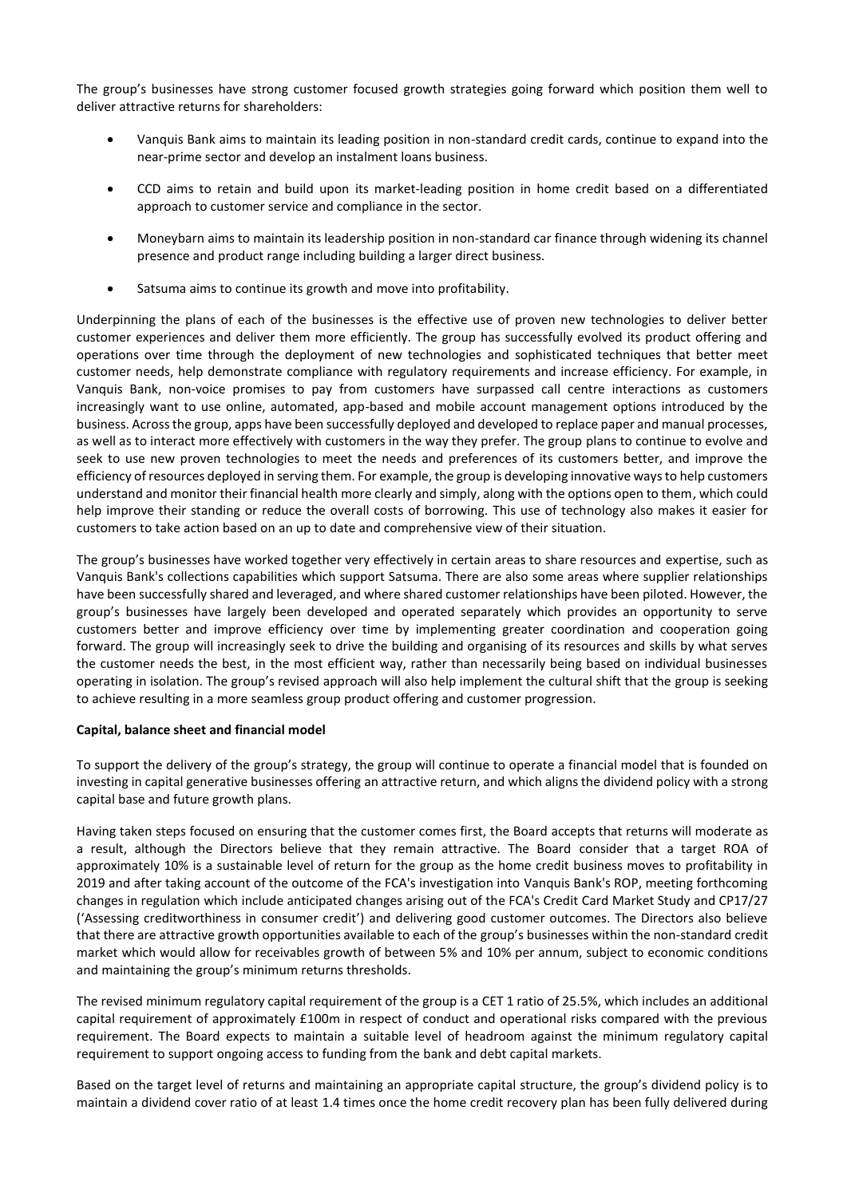The group's businesses have strong customer focused growth strategies going forward which position them well to deliver attractive returns for shareholders:

- Vanquis Bank aims to maintain its leading position in non-standard credit cards, continue to expand into the near-prime sector and develop an instalment loans business.
- CCD aims to retain and build upon its market-leading position in home credit based on a differentiated approach to customer service and compliance in the sector.
- Moneybarn aims to maintain its leadership position in non-standard car finance through widening its channel presence and product range including building a larger direct business.
- Satsuma aims to continue its growth and move into profitability.

Underpinning the plans of each of the businesses is the effective use of proven new technologies to deliver better customer experiences and deliver them more efficiently. The group has successfully evolved its product offering and operations over time through the deployment of new technologies and sophisticated techniques that better meet customer needs, help demonstrate compliance with regulatory requirements and increase efficiency. For example, in Vanquis Bank, non-voice promises to pay from customers have surpassed call centre interactions as customers increasingly want to use online, automated, app-based and mobile account management options introduced by the business. Across the group, apps have been successfully deployed and developed to replace paper and manual processes, as well as to interact more effectively with customers in the way they prefer. The group plans to continue to evolve and seek to use new proven technologies to meet the needs and preferences of its customers better, and improve the efficiency of resources deployed in serving them. For example, the group is developing innovative ways to help customers understand and monitor their financial health more clearly and simply, along with the options open to them, which could help improve their standing or reduce the overall costs of borrowing. This use of technology also makes it easier for customers to take action based on an up to date and comprehensive view of their situation.

The group's businesses have worked together very effectively in certain areas to share resources and expertise, such as Vanquis Bank's collections capabilities which support Satsuma. There are also some areas where supplier relationships have been successfully shared and leveraged, and where shared customer relationships have been piloted. However, the group's businesses have largely been developed and operated separately which provides an opportunity to serve customers better and improve efficiency over time by implementing greater coordination and cooperation going forward. The group will increasingly seek to drive the building and organising of its resources and skills by what serves the customer needs the best, in the most efficient way, rather than necessarily being based on individual businesses operating in isolation. The group's revised approach will also help implement the cultural shift that the group is seeking to achieve resulting in a more seamless group product offering and customer progression.

**Capital, balance sheet and financial model**

To support the delivery of the group's strategy, the group will continue to operate a financial model that is founded on investing in capital generative businesses offering an attractive return, and which aligns the dividend policy with a strong capital base and future growth plans.

Having taken steps focused on ensuring that the customer comes first, the Board accepts that returns will moderate as a result, although the Directors believe that they remain attractive. The Board consider that a target ROA of approximately 10% is a sustainable level of return for the group as the home credit business moves to profitability in 2019 and after taking account of the outcome of the FCA's investigation into Vanquis Bank's ROP, meeting forthcoming changes in regulation which include anticipated changes arising out of the FCA's Credit Card Market Study and CP17/27 ('Assessing creditworthiness in consumer credit') and delivering good customer outcomes. The Directors also believe that there are attractive growth opportunities available to each of the group's businesses within the non-standard credit market which would allow for receivables growth of between 5% and 10% per annum, subject to economic conditions and maintaining the group's minimum returns thresholds.

The revised minimum regulatory capital requirement of the group is a CET 1 ratio of 25.5%, which includes an additional capital requirement of approximately £100m in respect of conduct and operational risks compared with the previous requirement. The Board expects to maintain a suitable level of headroom against the minimum regulatory capital requirement to support ongoing access to funding from the bank and debt capital markets.

Based on the target level of returns and maintaining an appropriate capital structure, the group's dividend policy is to maintain a dividend cover ratio of at least 1.4 times once the home credit recovery plan has been fully delivered during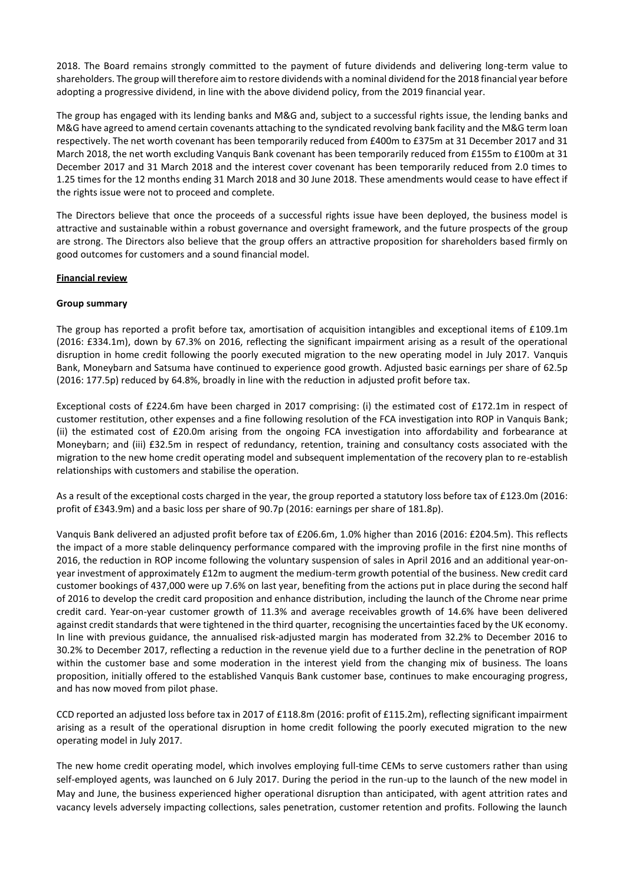2018. The Board remains strongly committed to the payment of future dividends and delivering long-term value to shareholders. The group will therefore aim to restore dividends with a nominal dividend for the 2018 financial year before adopting a progressive dividend, in line with the above dividend policy, from the 2019 financial year.

The group has engaged with its lending banks and M&G and, subject to a successful rights issue, the lending banks and M&G have agreed to amend certain covenants attaching to the syndicated revolving bank facility and the M&G term loan respectively. The net worth covenant has been temporarily reduced from £400m to £375m at 31 December 2017 and 31 March 2018, the net worth excluding Vanquis Bank covenant has been temporarily reduced from £155m to £100m at 31 December 2017 and 31 March 2018 and the interest cover covenant has been temporarily reduced from 2.0 times to 1.25 times for the 12 months ending 31 March 2018 and 30 June 2018. These amendments would cease to have effect if the rights issue were not to proceed and complete.

The Directors believe that once the proceeds of a successful rights issue have been deployed, the business model is attractive and sustainable within a robust governance and oversight framework, and the future prospects of the group are strong. The Directors also believe that the group offers an attractive proposition for shareholders based firmly on good outcomes for customers and a sound financial model.

## Financial review

### Group summary

The group has reported a profit before tax, amortisation of acquisition intangibles and exceptional items of £109.1m (2016: £334.1m), down by 67.3% on 2016, reflecting the significant impairment arising as a result of the operational disruption in home credit following the poorly executed migration to the new operating model in July 2017. Vanquis Bank, Moneybarn and Satsuma have continued to experience good growth. Adjusted basic earnings per share of 62.5p (2016: 177.5p) reduced by 64.8%, broadly in line with the reduction in adjusted profit before tax.

Exceptional costs of £224.6m have been charged in 2017 comprising: (i) the estimated cost of £172.1m in respect of customer restitution, other expenses and a fine following resolution of the FCA investigation into ROP in Vanquis Bank; (ii) the estimated cost of £20.0m arising from the ongoing FCA investigation into affordability and forbearance at Moneybarn; and (iii) £32.5m in respect of redundancy, retention, training and consultancy costs associated with the migration to the new home credit operating model and subsequent implementation of the recovery plan to re-establish relationships with customers and stabilise the operation.

As a result of the exceptional costs charged in the year, the group reported a statutory loss before tax of £123.0m (2016: profit of £343.9m) and a basic loss per share of 90.7p (2016: earnings per share of 181.8p).

Vanquis Bank delivered an adjusted profit before tax of £206.6m, 1.0% higher than 2016 (2016: £204.5m). This reflects the impact of a more stable delinquency performance compared with the improving profile in the first nine months of 2016, the reduction in ROP income following the voluntary suspension of sales in April 2016 and an additional year-on-year investment of approximately £12m to augment the medium-term growth potential of the business. New credit card customer bookings of 437,000 were up 7.6% on last year, benefiting from the actions put in place during the second half of 2016 to develop the credit card proposition and enhance distribution, including the launch of the Chrome near prime credit card. Year-on-year customer growth of 11.3% and average receivables growth of 14.6% have been delivered against credit standards that were tightened in the third quarter, recognising the uncertainties faced by the UK economy. In line with previous guidance, the annualised risk-adjusted margin has moderated from 32.2% to December 2016 to 30.2% to December 2017, reflecting a reduction in the revenue yield due to a further decline in the penetration of ROP within the customer base and some moderation in the interest yield from the changing mix of business. The loans proposition, initially offered to the established Vanquis Bank customer base, continues to make encouraging progress, and has now moved from pilot phase.

CCD reported an adjusted loss before tax in 2017 of £118.8m (2016: profit of £115.2m), reflecting significant impairment arising as a result of the operational disruption in home credit following the poorly executed migration to the new operating model in July 2017.

The new home credit operating model, which involves employing full-time CEMs to serve customers rather than using self-employed agents, was launched on 6 July 2017. During the period in the run-up to the launch of the new model in May and June, the business experienced higher operational disruption than anticipated, with agent attrition rates and vacancy levels adversely impacting collections, sales penetration, customer retention and profits. Following the launch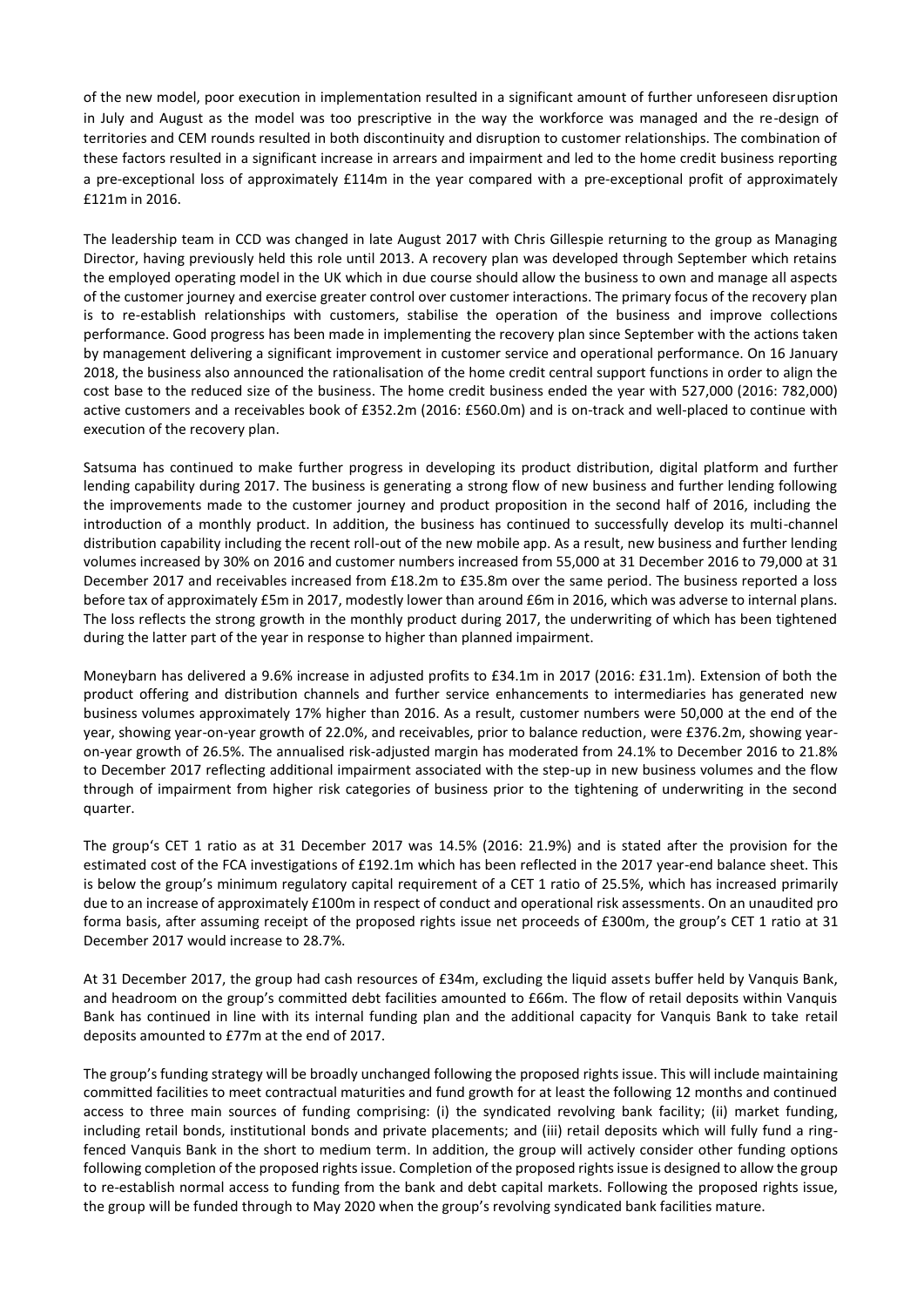of the new model, poor execution in implementation resulted in a significant amount of further unforeseen disruption in July and August as the model was too prescriptive in the way the workforce was managed and the re-design of territories and CEM rounds resulted in both discontinuity and disruption to customer relationships. The combination of these factors resulted in a significant increase in arrears and impairment and led to the home credit business reporting a pre-exceptional loss of approximately £114m in the year compared with a pre-exceptional profit of approximately £121m in 2016.

The leadership team in CCD was changed in late August 2017 with Chris Gillespie returning to the group as Managing Director, having previously held this role until 2013. A recovery plan was developed through September which retains the employed operating model in the UK which in due course should allow the business to own and manage all aspects of the customer journey and exercise greater control over customer interactions. The primary focus of the recovery plan is to re-establish relationships with customers, stabilise the operation of the business and improve collections performance. Good progress has been made in implementing the recovery plan since September with the actions taken by management delivering a significant improvement in customer service and operational performance. On 16 January 2018, the business also announced the rationalisation of the home credit central support functions in order to align the cost base to the reduced size of the business. The home credit business ended the year with 527,000 (2016: 782,000) active customers and a receivables book of £352.2m (2016: £560.0m) and is on-track and well-placed to continue with execution of the recovery plan.

Satsuma has continued to make further progress in developing its product distribution, digital platform and further lending capability during 2017. The business is generating a strong flow of new business and further lending following the improvements made to the customer journey and product proposition in the second half of 2016, including the introduction of a monthly product. In addition, the business has continued to successfully develop its multi-channel distribution capability including the recent roll-out of the new mobile app. As a result, new business and further lending volumes increased by 30% on 2016 and customer numbers increased from 55,000 at 31 December 2016 to 79,000 at 31 December 2017 and receivables increased from £18.2m to £35.8m over the same period. The business reported a loss before tax of approximately £5m in 2017, modestly lower than around £6m in 2016, which was adverse to internal plans. The loss reflects the strong growth in the monthly product during 2017, the underwriting of which has been tightened during the latter part of the year in response to higher than planned impairment.

Moneybarn has delivered a 9.6% increase in adjusted profits to £34.1m in 2017 (2016: £31.1m). Extension of both the product offering and distribution channels and further service enhancements to intermediaries has generated new business volumes approximately 17% higher than 2016. As a result, customer numbers were 50,000 at the end of the year, showing year-on-year growth of 22.0%, and receivables, prior to balance reduction, were £376.2m, showing year-on-year growth of 26.5%. The annualised risk-adjusted margin has moderated from 24.1% to December 2016 to 21.8% to December 2017 reflecting additional impairment associated with the step-up in new business volumes and the flow through of impairment from higher risk categories of business prior to the tightening of underwriting in the second quarter.

The group's CET 1 ratio as at 31 December 2017 was 14.5% (2016: 21.9%) and is stated after the provision for the estimated cost of the FCA investigations of £192.1m which has been reflected in the 2017 year-end balance sheet. This is below the group's minimum regulatory capital requirement of a CET 1 ratio of 25.5%, which has increased primarily due to an increase of approximately £100m in respect of conduct and operational risk assessments. On an unaudited pro forma basis, after assuming receipt of the proposed rights issue net proceeds of £300m, the group's CET 1 ratio at 31 December 2017 would increase to 28.7%.

At 31 December 2017, the group had cash resources of £34m, excluding the liquid assets buffer held by Vanquis Bank, and headroom on the group's committed debt facilities amounted to £66m. The flow of retail deposits within Vanquis Bank has continued in line with its internal funding plan and the additional capacity for Vanquis Bank to take retail deposits amounted to £77m at the end of 2017.

The group's funding strategy will be broadly unchanged following the proposed rights issue. This will include maintaining committed facilities to meet contractual maturities and fund growth for at least the following 12 months and continued access to three main sources of funding comprising: (i) the syndicated revolving bank facility; (ii) market funding, including retail bonds, institutional bonds and private placements; and (iii) retail deposits which will fully fund a ring-fenced Vanquis Bank in the short to medium term. In addition, the group will actively consider other funding options following completion of the proposed rights issue. Completion of the proposed rights issue is designed to allow the group to re-establish normal access to funding from the bank and debt capital markets. Following the proposed rights issue, the group will be funded through to May 2020 when the group's revolving syndicated bank facilities mature.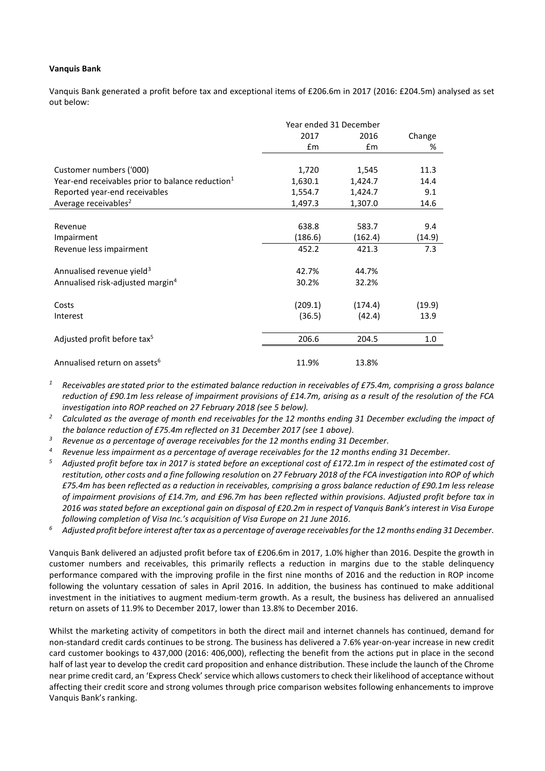**Vanquis Bank**

Vanquis Bank generated a profit before tax and exceptional items of £206.6m in 2017 (2016: £204.5m) analysed as set out below:

| | Year ended 31 December | | |
|---|---|---|---|
| | 2017 | 2016 | Change |
| | £m | £m | % |
| Customer numbers ('000) | 1,720 | 1,545 | 11.3 |
| Year-end receivables prior to balance reduction[1] | 1,630.1 | 1,424.7 | 14.4 |
| Reported year-end receivables | 1,554.7 | 1,424.7 | 9.1 |
| Average receivables[2] | 1,497.3 | 1,307.0 | 14.6 |
| Revenue | 638.8 | 583.7 | 9.4 |
| Impairment | (186.6) | (162.4) | (14.9) |
| Revenue less impairment | 452.2 | 421.3 | 7.3 |
| Annualised revenue yield[3] | 42.7% | 44.7% | |
| Annualised risk-adjusted margin[4] | 30.2% | 32.2% | |
| Costs | (209.1) | (174.4) | (19.9) |
| Interest | (36.5) | (42.4) | 13.9 |
| Adjusted profit before tax[5] | 206.6 | 204.5 | 1.0 |
| Annualised return on assets[6] | 11.9% | 13.8% | |

[1] *Receivables are stated prior to the estimated balance reduction in receivables of £75.4m, comprising a gross balance reduction of £90.1m less release of impairment provisions of £14.7m, arising as a result of the resolution of the FCA investigation into ROP reached on 27 February 2018 (see 5 below).*

[2] *Calculated as the average of month end receivables for the 12 months ending 31 December excluding the impact of the balance reduction of £75.4m reflected on 31 December 2017 (see 1 above).*

[3] *Revenue as a percentage of average receivables for the 12 months ending 31 December.*

[4] *Revenue less impairment as a percentage of average receivables for the 12 months ending 31 December.*

[5] *Adjusted profit before tax in 2017 is stated before an exceptional cost of £172.1m in respect of the estimated cost of restitution, other costs and a fine following resolution on 27 February 2018 of the FCA investigation into ROP of which £75.4m has been reflected as a reduction in receivables, comprising a gross balance reduction of £90.1m less release of impairment provisions of £14.7m, and £96.7m has been reflected within provisions. Adjusted profit before tax in 2016 was stated before an exceptional gain on disposal of £20.2m in respect of Vanquis Bank's interest in Visa Europe following completion of Visa Inc.'s acquisition of Visa Europe on 21 June 2016.*

[6] *Adjusted profit before interest after tax as a percentage of average receivables for the 12 months ending 31 December.*

Vanquis Bank delivered an adjusted profit before tax of £206.6m in 2017, 1.0% higher than 2016. Despite the growth in customer numbers and receivables, this primarily reflects a reduction in margins due to the stable delinquency performance compared with the improving profile in the first nine months of 2016 and the reduction in ROP income following the voluntary cessation of sales in April 2016. In addition, the business has continued to make additional investment in the initiatives to augment medium-term growth. As a result, the business has delivered an annualised return on assets of 11.9% to December 2017, lower than 13.8% to December 2016.

Whilst the marketing activity of competitors in both the direct mail and internet channels has continued, demand for non-standard credit cards continues to be strong. The business has delivered a 7.6% year-on-year increase in new credit card customer bookings to 437,000 (2016: 406,000), reflecting the benefit from the actions put in place in the second half of last year to develop the credit card proposition and enhance distribution. These include the launch of the Chrome near prime credit card, an 'Express Check' service which allows customers to check their likelihood of acceptance without affecting their credit score and strong volumes through price comparison websites following enhancements to improve Vanquis Bank's ranking.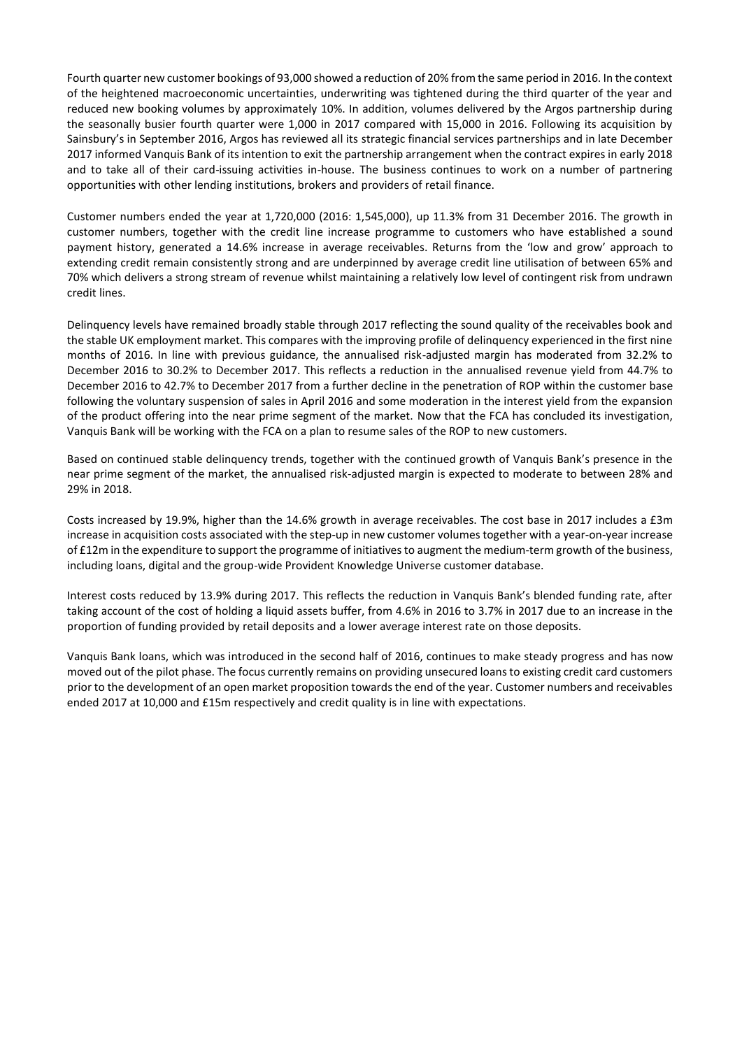Fourth quarter new customer bookings of 93,000 showed a reduction of 20% from the same period in 2016. In the context of the heightened macroeconomic uncertainties, underwriting was tightened during the third quarter of the year and reduced new booking volumes by approximately 10%. In addition, volumes delivered by the Argos partnership during the seasonally busier fourth quarter were 1,000 in 2017 compared with 15,000 in 2016. Following its acquisition by Sainsbury's in September 2016, Argos has reviewed all its strategic financial services partnerships and in late December 2017 informed Vanquis Bank of its intention to exit the partnership arrangement when the contract expires in early 2018 and to take all of their card-issuing activities in-house. The business continues to work on a number of partnering opportunities with other lending institutions, brokers and providers of retail finance.

Customer numbers ended the year at 1,720,000 (2016: 1,545,000), up 11.3% from 31 December 2016. The growth in customer numbers, together with the credit line increase programme to customers who have established a sound payment history, generated a 14.6% increase in average receivables. Returns from the 'low and grow' approach to extending credit remain consistently strong and are underpinned by average credit line utilisation of between 65% and 70% which delivers a strong stream of revenue whilst maintaining a relatively low level of contingent risk from undrawn credit lines.

Delinquency levels have remained broadly stable through 2017 reflecting the sound quality of the receivables book and the stable UK employment market. This compares with the improving profile of delinquency experienced in the first nine months of 2016. In line with previous guidance, the annualised risk-adjusted margin has moderated from 32.2% to December 2016 to 30.2% to December 2017. This reflects a reduction in the annualised revenue yield from 44.7% to December 2016 to 42.7% to December 2017 from a further decline in the penetration of ROP within the customer base following the voluntary suspension of sales in April 2016 and some moderation in the interest yield from the expansion of the product offering into the near prime segment of the market. Now that the FCA has concluded its investigation, Vanquis Bank will be working with the FCA on a plan to resume sales of the ROP to new customers.

Based on continued stable delinquency trends, together with the continued growth of Vanquis Bank's presence in the near prime segment of the market, the annualised risk-adjusted margin is expected to moderate to between 28% and 29% in 2018.

Costs increased by 19.9%, higher than the 14.6% growth in average receivables. The cost base in 2017 includes a £3m increase in acquisition costs associated with the step-up in new customer volumes together with a year-on-year increase of £12m in the expenditure to support the programme of initiatives to augment the medium-term growth of the business, including loans, digital and the group-wide Provident Knowledge Universe customer database.

Interest costs reduced by 13.9% during 2017. This reflects the reduction in Vanquis Bank's blended funding rate, after taking account of the cost of holding a liquid assets buffer, from 4.6% in 2016 to 3.7% in 2017 due to an increase in the proportion of funding provided by retail deposits and a lower average interest rate on those deposits.

Vanquis Bank loans, which was introduced in the second half of 2016, continues to make steady progress and has now moved out of the pilot phase. The focus currently remains on providing unsecured loans to existing credit card customers prior to the development of an open market proposition towards the end of the year. Customer numbers and receivables ended 2017 at 10,000 and £15m respectively and credit quality is in line with expectations.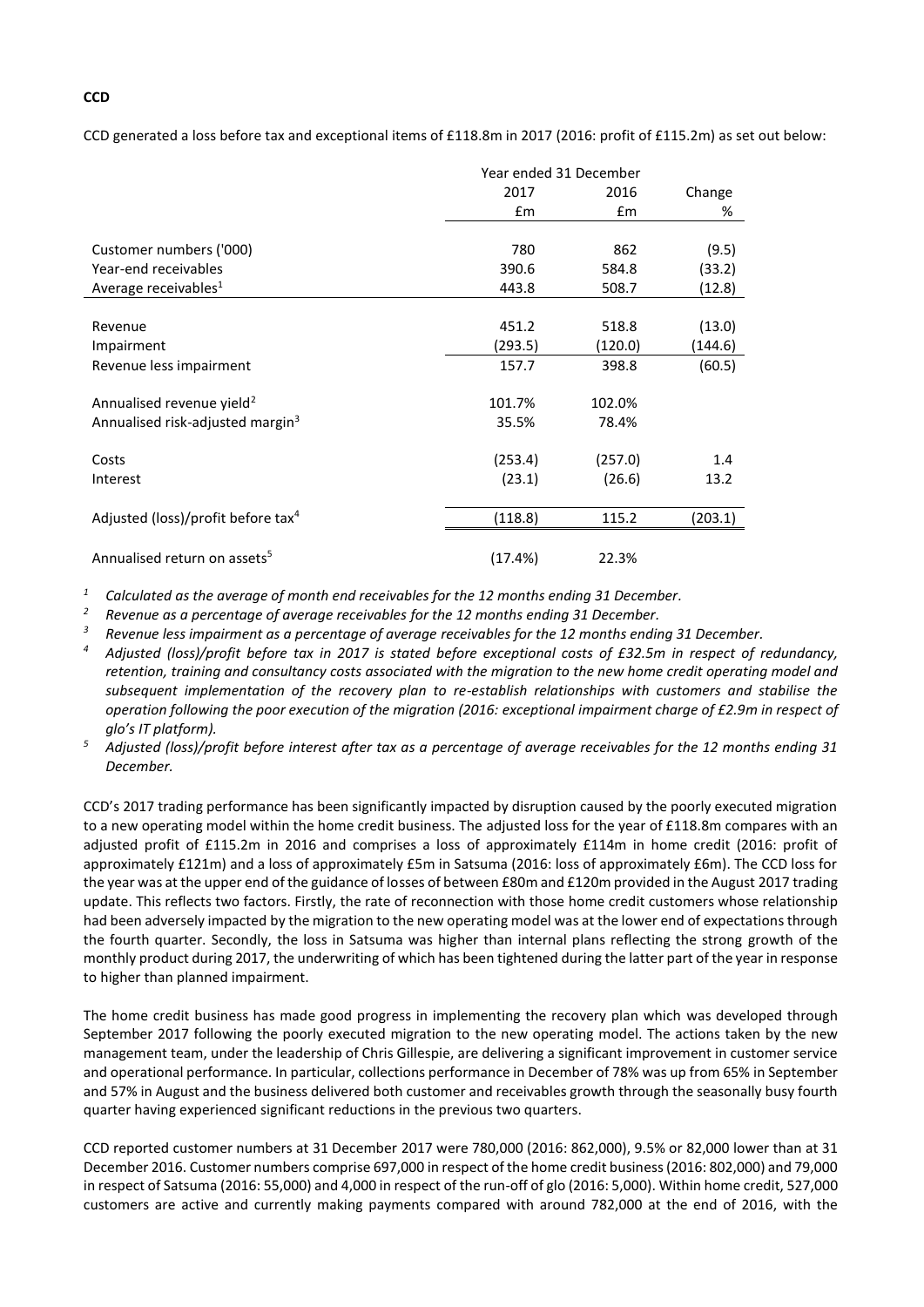**CCD**

CCD generated a loss before tax and exceptional items of £118.8m in 2017 (2016: profit of £115.2m) as set out below:

| | Year ended 31 December | | |
|---|---|---|---|
| | 2017 | 2016 | Change |
| | £m | £m | % |
| Customer numbers ('000) | 780 | 862 | (9.5) |
| Year-end receivables | 390.6 | 584.8 | (33.2) |
| Average receivables[1] | 443.8 | 508.7 | (12.8) |
| Revenue | 451.2 | 518.8 | (13.0) |
| Impairment | (293.5) | (120.0) | (144.6) |
| Revenue less impairment | 157.7 | 398.8 | (60.5) |
| Annualised revenue yield[2] | 101.7% | 102.0% | |
| Annualised risk-adjusted margin[3] | 35.5% | 78.4% | |
| Costs | (253.4) | (257.0) | 1.4 |
| Interest | (23.1) | (26.6) | 13.2 |
| Adjusted (loss)/profit before tax[4] | (118.8) | 115.2 | (203.1) |
| Annualised return on assets[5] | (17.4%) | 22.3% | |

[1] *Calculated as the average of month end receivables for the 12 months ending 31 December.*

[2] *Revenue as a percentage of average receivables for the 12 months ending 31 December.*

[3] *Revenue less impairment as a percentage of average receivables for the 12 months ending 31 December.*

[4] *Adjusted (loss)/profit before tax in 2017 is stated before exceptional costs of £32.5m in respect of redundancy, retention, training and consultancy costs associated with the migration to the new home credit operating model and subsequent implementation of the recovery plan to re-establish relationships with customers and stabilise the operation following the poor execution of the migration (2016: exceptional impairment charge of £2.9m in respect of glo's IT platform).*

[5] *Adjusted (loss)/profit before interest after tax as a percentage of average receivables for the 12 months ending 31 December.*

CCD's 2017 trading performance has been significantly impacted by disruption caused by the poorly executed migration to a new operating model within the home credit business. The adjusted loss for the year of £118.8m compares with an adjusted profit of £115.2m in 2016 and comprises a loss of approximately £114m in home credit (2016: profit of approximately £121m) and a loss of approximately £5m in Satsuma (2016: loss of approximately £6m). The CCD loss for the year was at the upper end of the guidance of losses of between £80m and £120m provided in the August 2017 trading update. This reflects two factors. Firstly, the rate of reconnection with those home credit customers whose relationship had been adversely impacted by the migration to the new operating model was at the lower end of expectations through the fourth quarter. Secondly, the loss in Satsuma was higher than internal plans reflecting the strong growth of the monthly product during 2017, the underwriting of which has been tightened during the latter part of the year in response to higher than planned impairment.

The home credit business has made good progress in implementing the recovery plan which was developed through September 2017 following the poorly executed migration to the new operating model. The actions taken by the new management team, under the leadership of Chris Gillespie, are delivering a significant improvement in customer service and operational performance. In particular, collections performance in December of 78% was up from 65% in September and 57% in August and the business delivered both customer and receivables growth through the seasonally busy fourth quarter having experienced significant reductions in the previous two quarters.

CCD reported customer numbers at 31 December 2017 were 780,000 (2016: 862,000), 9.5% or 82,000 lower than at 31 December 2016. Customer numbers comprise 697,000 in respect of the home credit business (2016: 802,000) and 79,000 in respect of Satsuma (2016: 55,000) and 4,000 in respect of the run-off of glo (2016: 5,000). Within home credit, 527,000 customers are active and currently making payments compared with around 782,000 at the end of 2016, with the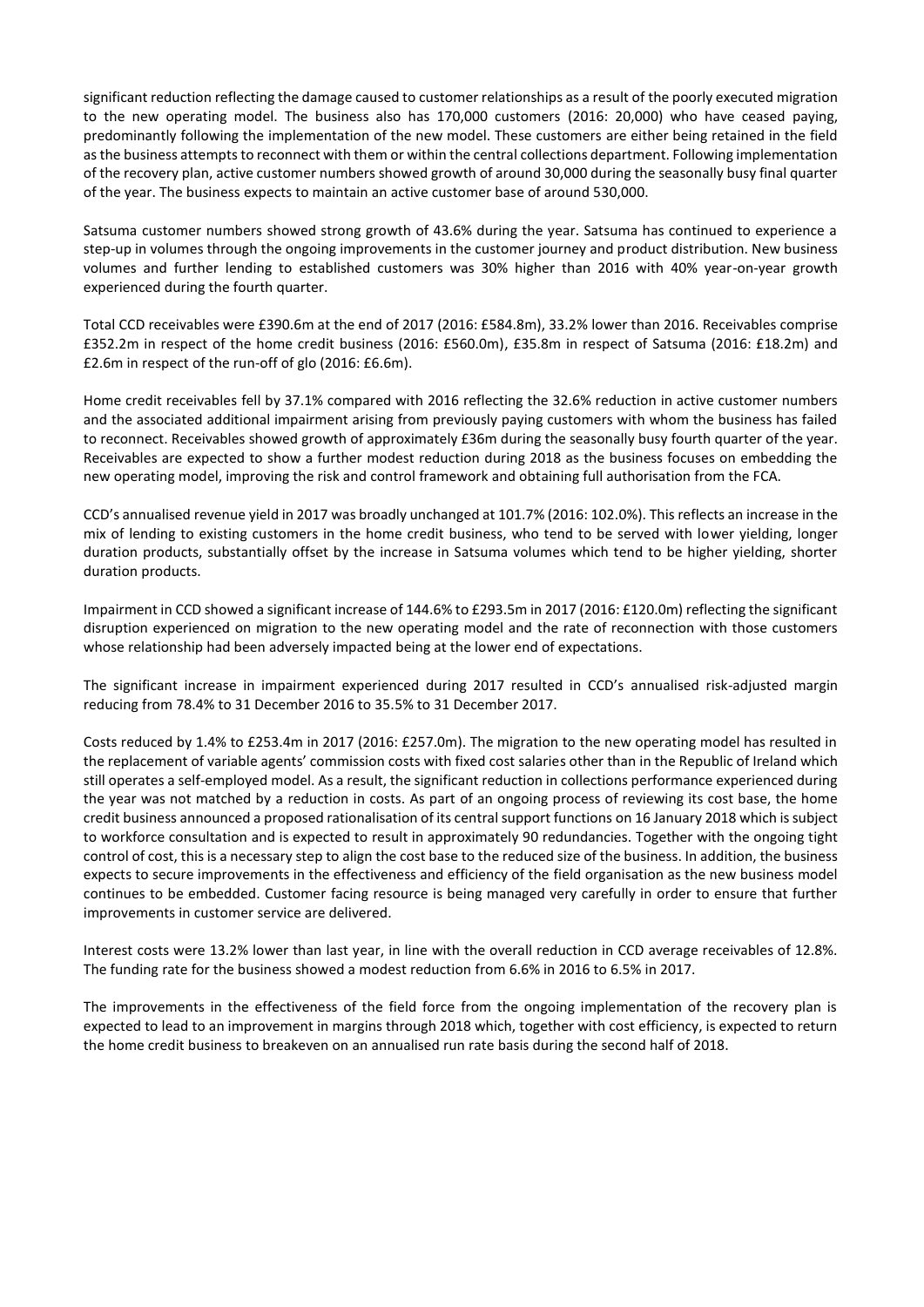significant reduction reflecting the damage caused to customer relationships as a result of the poorly executed migration to the new operating model. The business also has 170,000 customers (2016: 20,000) who have ceased paying, predominantly following the implementation of the new model. These customers are either being retained in the field as the business attempts to reconnect with them or within the central collections department. Following implementation of the recovery plan, active customer numbers showed growth of around 30,000 during the seasonally busy final quarter of the year. The business expects to maintain an active customer base of around 530,000.

Satsuma customer numbers showed strong growth of 43.6% during the year. Satsuma has continued to experience a step-up in volumes through the ongoing improvements in the customer journey and product distribution. New business volumes and further lending to established customers was 30% higher than 2016 with 40% year-on-year growth experienced during the fourth quarter.

Total CCD receivables were £390.6m at the end of 2017 (2016: £584.8m), 33.2% lower than 2016. Receivables comprise £352.2m in respect of the home credit business (2016: £560.0m), £35.8m in respect of Satsuma (2016: £18.2m) and £2.6m in respect of the run-off of glo (2016: £6.6m).

Home credit receivables fell by 37.1% compared with 2016 reflecting the 32.6% reduction in active customer numbers and the associated additional impairment arising from previously paying customers with whom the business has failed to reconnect. Receivables showed growth of approximately £36m during the seasonally busy fourth quarter of the year. Receivables are expected to show a further modest reduction during 2018 as the business focuses on embedding the new operating model, improving the risk and control framework and obtaining full authorisation from the FCA.

CCD's annualised revenue yield in 2017 was broadly unchanged at 101.7% (2016: 102.0%). This reflects an increase in the mix of lending to existing customers in the home credit business, who tend to be served with lower yielding, longer duration products, substantially offset by the increase in Satsuma volumes which tend to be higher yielding, shorter duration products.

Impairment in CCD showed a significant increase of 144.6% to £293.5m in 2017 (2016: £120.0m) reflecting the significant disruption experienced on migration to the new operating model and the rate of reconnection with those customers whose relationship had been adversely impacted being at the lower end of expectations.

The significant increase in impairment experienced during 2017 resulted in CCD's annualised risk-adjusted margin reducing from 78.4% to 31 December 2016 to 35.5% to 31 December 2017.

Costs reduced by 1.4% to £253.4m in 2017 (2016: £257.0m). The migration to the new operating model has resulted in the replacement of variable agents' commission costs with fixed cost salaries other than in the Republic of Ireland which still operates a self-employed model. As a result, the significant reduction in collections performance experienced during the year was not matched by a reduction in costs. As part of an ongoing process of reviewing its cost base, the home credit business announced a proposed rationalisation of its central support functions on 16 January 2018 which is subject to workforce consultation and is expected to result in approximately 90 redundancies. Together with the ongoing tight control of cost, this is a necessary step to align the cost base to the reduced size of the business. In addition, the business expects to secure improvements in the effectiveness and efficiency of the field organisation as the new business model continues to be embedded. Customer facing resource is being managed very carefully in order to ensure that further improvements in customer service are delivered.

Interest costs were 13.2% lower than last year, in line with the overall reduction in CCD average receivables of 12.8%. The funding rate for the business showed a modest reduction from 6.6% in 2016 to 6.5% in 2017.

The improvements in the effectiveness of the field force from the ongoing implementation of the recovery plan is expected to lead to an improvement in margins through 2018 which, together with cost efficiency, is expected to return the home credit business to breakeven on an annualised run rate basis during the second half of 2018.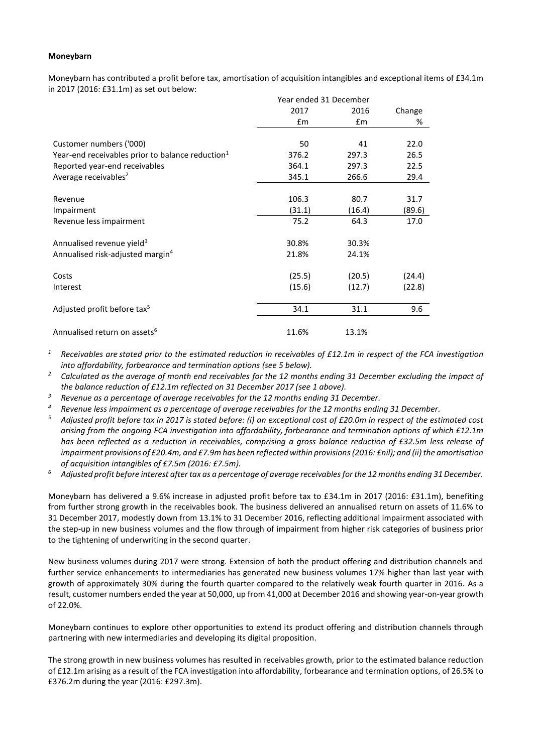**Moneybarn**

Moneybarn has contributed a profit before tax, amortisation of acquisition intangibles and exceptional items of £34.1m in 2017 (2016: £31.1m) as set out below:

| | Year ended 31 December | | |
|---|---|---|---|
| | 2017 | 2016 | Change |
| | £m | £m | % |
| Customer numbers ('000) | 50 | 41 | 22.0 |
| Year-end receivables prior to balance reduction[1] | 376.2 | 297.3 | 26.5 |
| Reported year-end receivables | 364.1 | 297.3 | 22.5 |
| Average receivables[2] | 345.1 | 266.6 | 29.4 |
| Revenue | 106.3 | 80.7 | 31.7 |
| Impairment | (31.1) | (16.4) | (89.6) |
| Revenue less impairment | 75.2 | 64.3 | 17.0 |
| Annualised revenue yield[3] | 30.8% | 30.3% | |
| Annualised risk-adjusted margin[4] | 21.8% | 24.1% | |
| Costs | (25.5) | (20.5) | (24.4) |
| Interest | (15.6) | (12.7) | (22.8) |
| Adjusted profit before tax[5] | 34.1 | 31.1 | 9.6 |
| Annualised return on assets[6] | 11.6% | 13.1% | |

[1] *Receivables are stated prior to the estimated reduction in receivables of £12.1m in respect of the FCA investigation into affordability, forbearance and termination options (see 5 below).*

[2] *Calculated as the average of month end receivables for the 12 months ending 31 December excluding the impact of the balance reduction of £12.1m reflected on 31 December 2017 (see 1 above).*

[3] *Revenue as a percentage of average receivables for the 12 months ending 31 December.*

[4] *Revenue less impairment as a percentage of average receivables for the 12 months ending 31 December.*

[5] *Adjusted profit before tax in 2017 is stated before: (i) an exceptional cost of £20.0m in respect of the estimated cost arising from the ongoing FCA investigation into affordability, forbearance and termination options of which £12.1m has been reflected as a reduction in receivables, comprising a gross balance reduction of £32.5m less release of impairment provisions of £20.4m, and £7.9m has been reflected within provisions (2016: £nil); and (ii) the amortisation of acquisition intangibles of £7.5m (2016: £7.5m).*

[6] *Adjusted profit before interest after tax as a percentage of average receivables for the 12 months ending 31 December.*

Moneybarn has delivered a 9.6% increase in adjusted profit before tax to £34.1m in 2017 (2016: £31.1m), benefiting from further strong growth in the receivables book. The business delivered an annualised return on assets of 11.6% to 31 December 2017, modestly down from 13.1% to 31 December 2016, reflecting additional impairment associated with the step-up in new business volumes and the flow through of impairment from higher risk categories of business prior to the tightening of underwriting in the second quarter.

New business volumes during 2017 were strong. Extension of both the product offering and distribution channels and further service enhancements to intermediaries has generated new business volumes 17% higher than last year with growth of approximately 30% during the fourth quarter compared to the relatively weak fourth quarter in 2016. As a result, customer numbers ended the year at 50,000, up from 41,000 at December 2016 and showing year-on-year growth of 22.0%.

Moneybarn continues to explore other opportunities to extend its product offering and distribution channels through partnering with new intermediaries and developing its digital proposition.

The strong growth in new business volumes has resulted in receivables growth, prior to the estimated balance reduction of £12.1m arising as a result of the FCA investigation into affordability, forbearance and termination options, of 26.5% to £376.2m during the year (2016: £297.3m).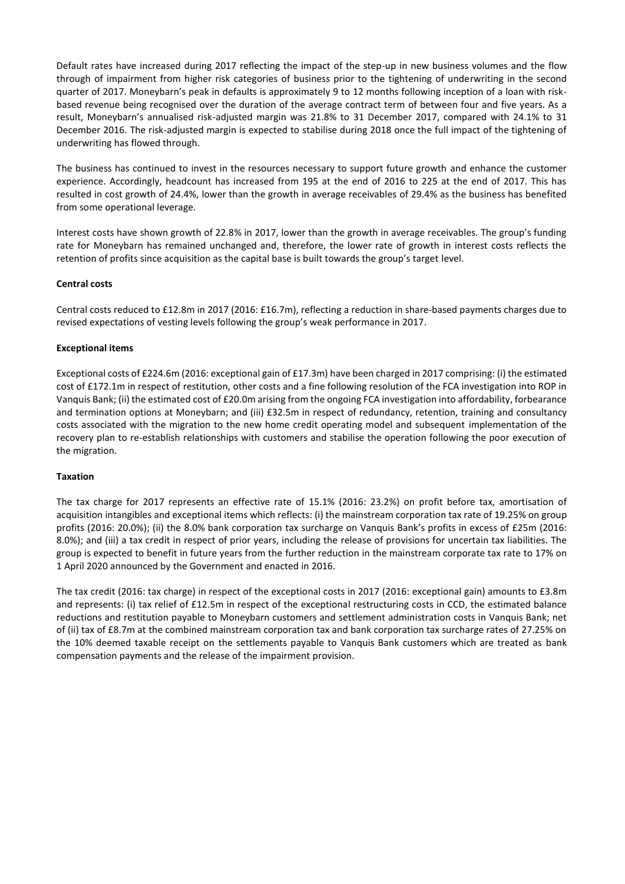Default rates have increased during 2017 reflecting the impact of the step-up in new business volumes and the flow through of impairment from higher risk categories of business prior to the tightening of underwriting in the second quarter of 2017. Moneybarn's peak in defaults is approximately 9 to 12 months following inception of a loan with risk-based revenue being recognised over the duration of the average contract term of between four and five years. As a result, Moneybarn's annualised risk-adjusted margin was 21.8% to 31 December 2017, compared with 24.1% to 31 December 2016. The risk-adjusted margin is expected to stabilise during 2018 once the full impact of the tightening of underwriting has flowed through.

The business has continued to invest in the resources necessary to support future growth and enhance the customer experience. Accordingly, headcount has increased from 195 at the end of 2016 to 225 at the end of 2017. This has resulted in cost growth of 24.4%, lower than the growth in average receivables of 29.4% as the business has benefited from some operational leverage.

Interest costs have shown growth of 22.8% in 2017, lower than the growth in average receivables. The group's funding rate for Moneybarn has remained unchanged and, therefore, the lower rate of growth in interest costs reflects the retention of profits since acquisition as the capital base is built towards the group's target level.

**Central costs**

Central costs reduced to £12.8m in 2017 (2016: £16.7m), reflecting a reduction in share-based payments charges due to revised expectations of vesting levels following the group's weak performance in 2017.

**Exceptional items**

Exceptional costs of £224.6m (2016: exceptional gain of £17.3m) have been charged in 2017 comprising: (i) the estimated cost of £172.1m in respect of restitution, other costs and a fine following resolution of the FCA investigation into ROP in Vanquis Bank; (ii) the estimated cost of £20.0m arising from the ongoing FCA investigation into affordability, forbearance and termination options at Moneybarn; and (iii) £32.5m in respect of redundancy, retention, training and consultancy costs associated with the migration to the new home credit operating model and subsequent implementation of the recovery plan to re-establish relationships with customers and stabilise the operation following the poor execution of the migration.

**Taxation**

The tax charge for 2017 represents an effective rate of 15.1% (2016: 23.2%) on profit before tax, amortisation of acquisition intangibles and exceptional items which reflects: (i) the mainstream corporation tax rate of 19.25% on group profits (2016: 20.0%); (ii) the 8.0% bank corporation tax surcharge on Vanquis Bank's profits in excess of £25m (2016: 8.0%); and (iii) a tax credit in respect of prior years, including the release of provisions for uncertain tax liabilities. The group is expected to benefit in future years from the further reduction in the mainstream corporate tax rate to 17% on 1 April 2020 announced by the Government and enacted in 2016.

The tax credit (2016: tax charge) in respect of the exceptional costs in 2017 (2016: exceptional gain) amounts to £3.8m and represents: (i) tax relief of £12.5m in respect of the exceptional restructuring costs in CCD, the estimated balance reductions and restitution payable to Moneybarn customers and settlement administration costs in Vanquis Bank; net of (ii) tax of £8.7m at the combined mainstream corporation tax and bank corporation tax surcharge rates of 27.25% on the 10% deemed taxable receipt on the settlements payable to Vanquis Bank customers which are treated as bank compensation payments and the release of the impairment provision.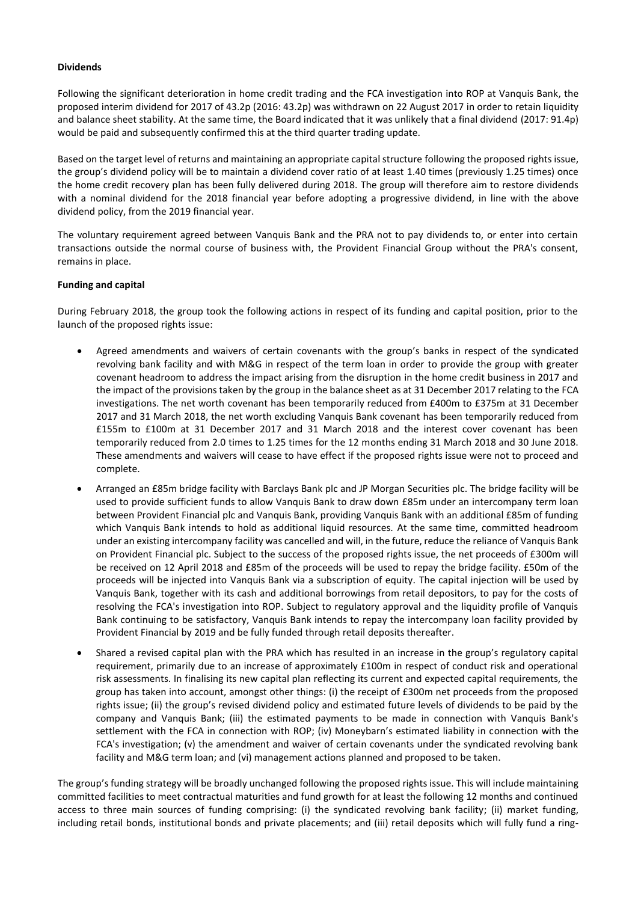**Dividends**

Following the significant deterioration in home credit trading and the FCA investigation into ROP at Vanquis Bank, the proposed interim dividend for 2017 of 43.2p (2016: 43.2p) was withdrawn on 22 August 2017 in order to retain liquidity and balance sheet stability. At the same time, the Board indicated that it was unlikely that a final dividend (2017: 91.4p) would be paid and subsequently confirmed this at the third quarter trading update.

Based on the target level of returns and maintaining an appropriate capital structure following the proposed rights issue, the group's dividend policy will be to maintain a dividend cover ratio of at least 1.40 times (previously 1.25 times) once the home credit recovery plan has been fully delivered during 2018. The group will therefore aim to restore dividends with a nominal dividend for the 2018 financial year before adopting a progressive dividend, in line with the above dividend policy, from the 2019 financial year.

The voluntary requirement agreed between Vanquis Bank and the PRA not to pay dividends to, or enter into certain transactions outside the normal course of business with, the Provident Financial Group without the PRA's consent, remains in place.

**Funding and capital**

During February 2018, the group took the following actions in respect of its funding and capital position, prior to the launch of the proposed rights issue:

- Agreed amendments and waivers of certain covenants with the group's banks in respect of the syndicated revolving bank facility and with M&G in respect of the term loan in order to provide the group with greater covenant headroom to address the impact arising from the disruption in the home credit business in 2017 and the impact of the provisions taken by the group in the balance sheet as at 31 December 2017 relating to the FCA investigations. The net worth covenant has been temporarily reduced from £400m to £375m at 31 December 2017 and 31 March 2018, the net worth excluding Vanquis Bank covenant has been temporarily reduced from £155m to £100m at 31 December 2017 and 31 March 2018 and the interest cover covenant has been temporarily reduced from 2.0 times to 1.25 times for the 12 months ending 31 March 2018 and 30 June 2018. These amendments and waivers will cease to have effect if the proposed rights issue were not to proceed and complete.
- Arranged an £85m bridge facility with Barclays Bank plc and JP Morgan Securities plc. The bridge facility will be used to provide sufficient funds to allow Vanquis Bank to draw down £85m under an intercompany term loan between Provident Financial plc and Vanquis Bank, providing Vanquis Bank with an additional £85m of funding which Vanquis Bank intends to hold as additional liquid resources. At the same time, committed headroom under an existing intercompany facility was cancelled and will, in the future, reduce the reliance of Vanquis Bank on Provident Financial plc. Subject to the success of the proposed rights issue, the net proceeds of £300m will be received on 12 April 2018 and £85m of the proceeds will be used to repay the bridge facility. £50m of the proceeds will be injected into Vanquis Bank via a subscription of equity. The capital injection will be used by Vanquis Bank, together with its cash and additional borrowings from retail depositors, to pay for the costs of resolving the FCA's investigation into ROP. Subject to regulatory approval and the liquidity profile of Vanquis Bank continuing to be satisfactory, Vanquis Bank intends to repay the intercompany loan facility provided by Provident Financial by 2019 and be fully funded through retail deposits thereafter.
- Shared a revised capital plan with the PRA which has resulted in an increase in the group's regulatory capital requirement, primarily due to an increase of approximately £100m in respect of conduct risk and operational risk assessments. In finalising its new capital plan reflecting its current and expected capital requirements, the group has taken into account, amongst other things: (i) the receipt of £300m net proceeds from the proposed rights issue; (ii) the group's revised dividend policy and estimated future levels of dividends to be paid by the company and Vanquis Bank; (iii) the estimated payments to be made in connection with Vanquis Bank's settlement with the FCA in connection with ROP; (iv) Moneybarn's estimated liability in connection with the FCA's investigation; (v) the amendment and waiver of certain covenants under the syndicated revolving bank facility and M&G term loan; and (vi) management actions planned and proposed to be taken.

The group's funding strategy will be broadly unchanged following the proposed rights issue. This will include maintaining committed facilities to meet contractual maturities and fund growth for at least the following 12 months and continued access to three main sources of funding comprising: (i) the syndicated revolving bank facility; (ii) market funding, including retail bonds, institutional bonds and private placements; and (iii) retail deposits which will fully fund a ring-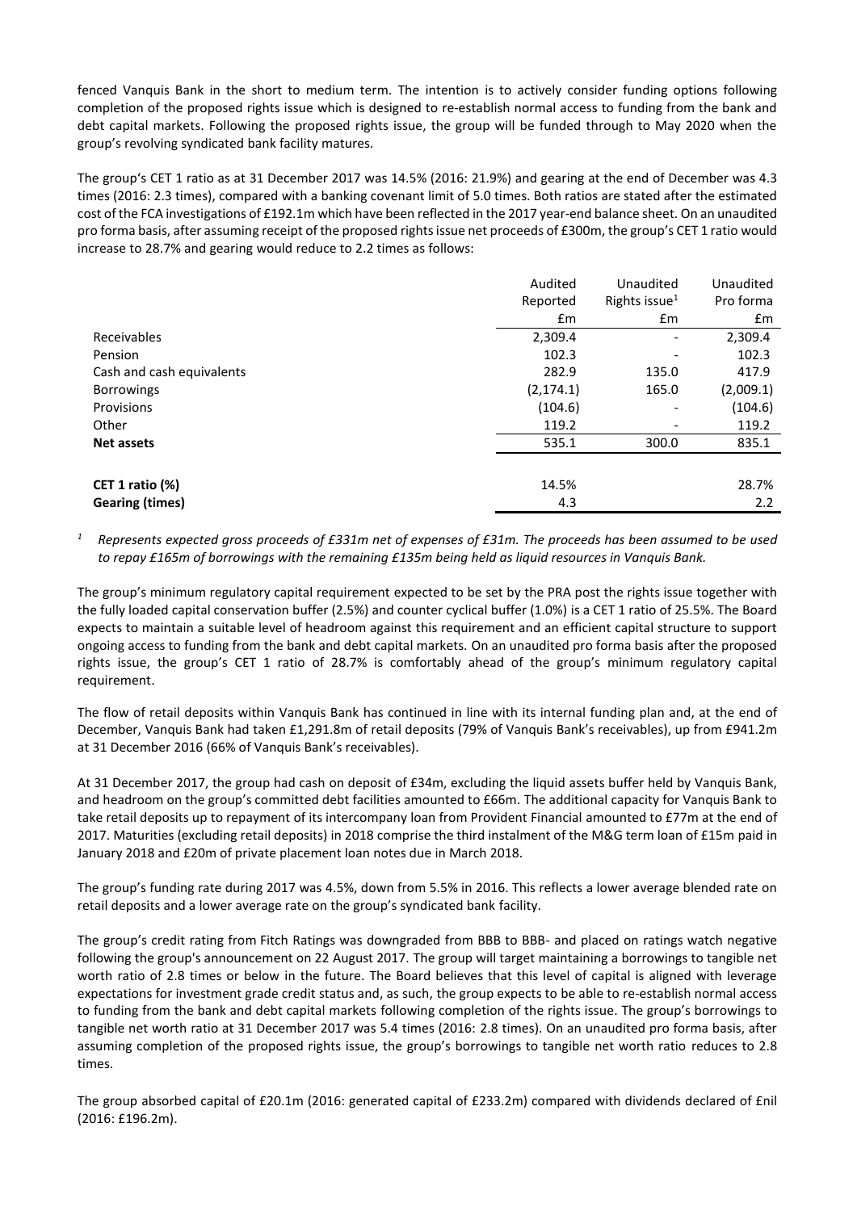fenced Vanquis Bank in the short to medium term. The intention is to actively consider funding options following completion of the proposed rights issue which is designed to re-establish normal access to funding from the bank and debt capital markets. Following the proposed rights issue, the group will be funded through to May 2020 when the group's revolving syndicated bank facility matures.

The group's CET 1 ratio as at 31 December 2017 was 14.5% (2016: 21.9%) and gearing at the end of December was 4.3 times (2016: 2.3 times), compared with a banking covenant limit of 5.0 times. Both ratios are stated after the estimated cost of the FCA investigations of £192.1m which have been reflected in the 2017 year-end balance sheet. On an unaudited pro forma basis, after assuming receipt of the proposed rights issue net proceeds of £300m, the group's CET 1 ratio would increase to 28.7% and gearing would reduce to 2.2 times as follows:

| | Audited Reported £m | Unaudited Rights issue[1] £m | Unaudited Pro forma £m |
|---|---|---|---|
| Receivables | 2,309.4 | - | 2,309.4 |
| Pension | 102.3 | - | 102.3 |
| Cash and cash equivalents | 282.9 | 135.0 | 417.9 |
| Borrowings | (2,174.1) | 165.0 | (2,009.1) |
| Provisions | (104.6) | - | (104.6) |
| Other | 119.2 | - | 119.2 |
| **Net assets** | 535.1 | 300.0 | 835.1 |
| | | | |
| **CET 1 ratio (%)** | 14.5% | | 28.7% |
| **Gearing (times)** | 4.3 | | 2.2 |

[1] *Represents expected gross proceeds of £331m net of expenses of £31m. The proceeds has been assumed to be used to repay £165m of borrowings with the remaining £135m being held as liquid resources in Vanquis Bank.*

The group's minimum regulatory capital requirement expected to be set by the PRA post the rights issue together with the fully loaded capital conservation buffer (2.5%) and counter cyclical buffer (1.0%) is a CET 1 ratio of 25.5%. The Board expects to maintain a suitable level of headroom against this requirement and an efficient capital structure to support ongoing access to funding from the bank and debt capital markets. On an unaudited pro forma basis after the proposed rights issue, the group's CET 1 ratio of 28.7% is comfortably ahead of the group's minimum regulatory capital requirement.

The flow of retail deposits within Vanquis Bank has continued in line with its internal funding plan and, at the end of December, Vanquis Bank had taken £1,291.8m of retail deposits (79% of Vanquis Bank's receivables), up from £941.2m at 31 December 2016 (66% of Vanquis Bank's receivables).

At 31 December 2017, the group had cash on deposit of £34m, excluding the liquid assets buffer held by Vanquis Bank, and headroom on the group's committed debt facilities amounted to £66m. The additional capacity for Vanquis Bank to take retail deposits up to repayment of its intercompany loan from Provident Financial amounted to £77m at the end of 2017. Maturities (excluding retail deposits) in 2018 comprise the third instalment of the M&G term loan of £15m paid in January 2018 and £20m of private placement loan notes due in March 2018.

The group's funding rate during 2017 was 4.5%, down from 5.5% in 2016. This reflects a lower average blended rate on retail deposits and a lower average rate on the group's syndicated bank facility.

The group's credit rating from Fitch Ratings was downgraded from BBB to BBB- and placed on ratings watch negative following the group's announcement on 22 August 2017. The group will target maintaining a borrowings to tangible net worth ratio of 2.8 times or below in the future. The Board believes that this level of capital is aligned with leverage expectations for investment grade credit status and, as such, the group expects to be able to re-establish normal access to funding from the bank and debt capital markets following completion of the rights issue. The group's borrowings to tangible net worth ratio at 31 December 2017 was 5.4 times (2016: 2.8 times). On an unaudited pro forma basis, after assuming completion of the proposed rights issue, the group's borrowings to tangible net worth ratio reduces to 2.8 times.

The group absorbed capital of £20.1m (2016: generated capital of £233.2m) compared with dividends declared of £nil (2016: £196.2m).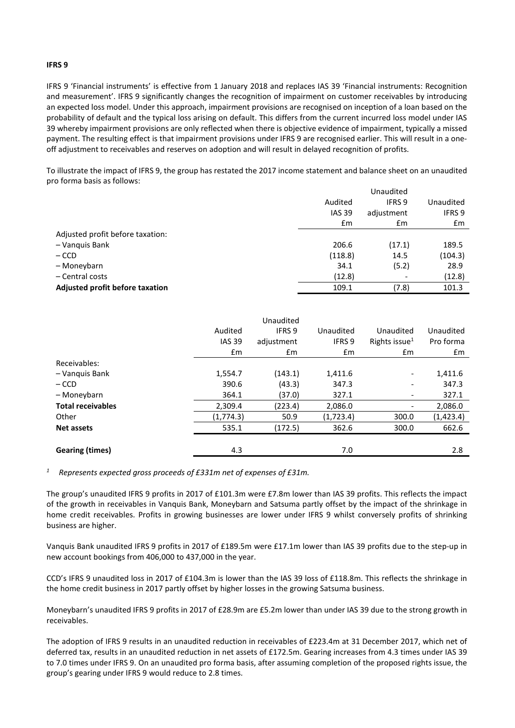**IFRS 9**

IFRS 9 'Financial instruments' is effective from 1 January 2018 and replaces IAS 39 'Financial instruments: Recognition and measurement'. IFRS 9 significantly changes the recognition of impairment on customer receivables by introducing an expected loss model. Under this approach, impairment provisions are recognised on inception of a loan based on the probability of default and the typical loss arising on default. This differs from the current incurred loss model under IAS 39 whereby impairment provisions are only reflected when there is objective evidence of impairment, typically a missed payment. The resulting effect is that impairment provisions under IFRS 9 are recognised earlier. This will result in a one-off adjustment to receivables and reserves on adoption and will result in delayed recognition of profits.

To illustrate the impact of IFRS 9, the group has restated the 2017 income statement and balance sheet on an unaudited pro forma basis as follows:

| | Audited IAS 39 £m | Unaudited IFRS 9 adjustment £m | Unaudited IFRS 9 £m |
|---|---|---|---|
| Adjusted profit before taxation: | | | |
| – Vanquis Bank | 206.6 | (17.1) | 189.5 |
| – CCD | (118.8) | 14.5 | (104.3) |
| – Moneybarn | 34.1 | (5.2) | 28.9 |
| – Central costs | (12.8) | - | (12.8) |
| **Adjusted profit before taxation** | 109.1 | (7.8) | 101.3 |

| | Audited IAS 39 £m | Unaudited IFRS 9 adjustment £m | Unaudited IFRS 9 £m | Unaudited Rights issue[1] £m | Unaudited Pro forma £m |
|---|---|---|---|---|---|
| Receivables: | | | | | |
| – Vanquis Bank | 1,554.7 | (143.1) | 1,411.6 | - | 1,411.6 |
| – CCD | 390.6 | (43.3) | 347.3 | - | 347.3 |
| – Moneybarn | 364.1 | (37.0) | 327.1 | - | 327.1 |
| **Total receivables** | 2,309.4 | (223.4) | 2,086.0 | - | 2,086.0 |
| Other | (1,774.3) | 50.9 | (1,723.4) | 300.0 | (1,423.4) |
| **Net assets** | 535.1 | (172.5) | 362.6 | 300.0 | 662.6 |
| | | | | | |
| **Gearing (times)** | 4.3 | | 7.0 | | 2.8 |

[1] *Represents expected gross proceeds of £331m net of expenses of £31m.*

The group's unaudited IFRS 9 profits in 2017 of £101.3m were £7.8m lower than IAS 39 profits. This reflects the impact of the growth in receivables in Vanquis Bank, Moneybarn and Satsuma partly offset by the impact of the shrinkage in home credit receivables. Profits in growing businesses are lower under IFRS 9 whilst conversely profits of shrinking business are higher.

Vanquis Bank unaudited IFRS 9 profits in 2017 of £189.5m were £17.1m lower than IAS 39 profits due to the step-up in new account bookings from 406,000 to 437,000 in the year.

CCD's IFRS 9 unaudited loss in 2017 of £104.3m is lower than the IAS 39 loss of £118.8m. This reflects the shrinkage in the home credit business in 2017 partly offset by higher losses in the growing Satsuma business.

Moneybarn's unaudited IFRS 9 profits in 2017 of £28.9m are £5.2m lower than under IAS 39 due to the strong growth in receivables.

The adoption of IFRS 9 results in an unaudited reduction in receivables of £223.4m at 31 December 2017, which net of deferred tax, results in an unaudited reduction in net assets of £172.5m. Gearing increases from 4.3 times under IAS 39 to 7.0 times under IFRS 9. On an unaudited pro forma basis, after assuming completion of the proposed rights issue, the group's gearing under IFRS 9 would reduce to 2.8 times.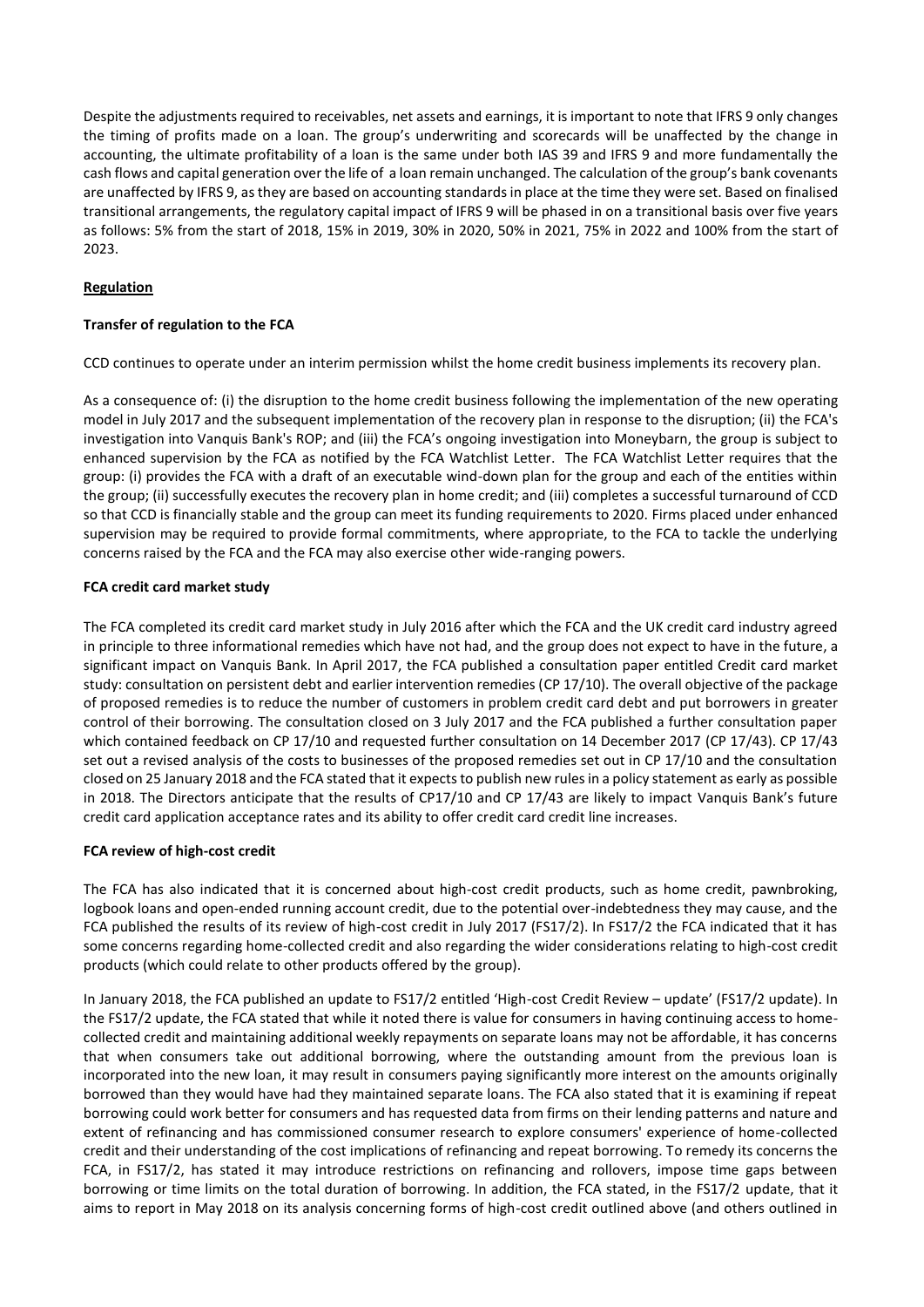Despite the adjustments required to receivables, net assets and earnings, it is important to note that IFRS 9 only changes the timing of profits made on a loan. The group's underwriting and scorecards will be unaffected by the change in accounting, the ultimate profitability of a loan is the same under both IAS 39 and IFRS 9 and more fundamentally the cash flows and capital generation over the life of a loan remain unchanged. The calculation of the group's bank covenants are unaffected by IFRS 9, as they are based on accounting standards in place at the time they were set. Based on finalised transitional arrangements, the regulatory capital impact of IFRS 9 will be phased in on a transitional basis over five years as follows: 5% from the start of 2018, 15% in 2019, 30% in 2020, 50% in 2021, 75% in 2022 and 100% from the start of 2023.

## Regulation

### Transfer of regulation to the FCA

CCD continues to operate under an interim permission whilst the home credit business implements its recovery plan.

As a consequence of: (i) the disruption to the home credit business following the implementation of the new operating model in July 2017 and the subsequent implementation of the recovery plan in response to the disruption; (ii) the FCA's investigation into Vanquis Bank's ROP; and (iii) the FCA's ongoing investigation into Moneybarn, the group is subject to enhanced supervision by the FCA as notified by the FCA Watchlist Letter. The FCA Watchlist Letter requires that the group: (i) provides the FCA with a draft of an executable wind-down plan for the group and each of the entities within the group; (ii) successfully executes the recovery plan in home credit; and (iii) completes a successful turnaround of CCD so that CCD is financially stable and the group can meet its funding requirements to 2020. Firms placed under enhanced supervision may be required to provide formal commitments, where appropriate, to the FCA to tackle the underlying concerns raised by the FCA and the FCA may also exercise other wide-ranging powers.

### FCA credit card market study

The FCA completed its credit card market study in July 2016 after which the FCA and the UK credit card industry agreed in principle to three informational remedies which have not had, and the group does not expect to have in the future, a significant impact on Vanquis Bank. In April 2017, the FCA published a consultation paper entitled Credit card market study: consultation on persistent debt and earlier intervention remedies (CP 17/10). The overall objective of the package of proposed remedies is to reduce the number of customers in problem credit card debt and put borrowers in greater control of their borrowing. The consultation closed on 3 July 2017 and the FCA published a further consultation paper which contained feedback on CP 17/10 and requested further consultation on 14 December 2017 (CP 17/43). CP 17/43 set out a revised analysis of the costs to businesses of the proposed remedies set out in CP 17/10 and the consultation closed on 25 January 2018 and the FCA stated that it expects to publish new rules in a policy statement as early as possible in 2018. The Directors anticipate that the results of CP17/10 and CP 17/43 are likely to impact Vanquis Bank's future credit card application acceptance rates and its ability to offer credit card credit line increases.

### FCA review of high-cost credit

The FCA has also indicated that it is concerned about high-cost credit products, such as home credit, pawnbroking, logbook loans and open-ended running account credit, due to the potential over-indebtedness they may cause, and the FCA published the results of its review of high-cost credit in July 2017 (FS17/2). In FS17/2 the FCA indicated that it has some concerns regarding home-collected credit and also regarding the wider considerations relating to high-cost credit products (which could relate to other products offered by the group).

In January 2018, the FCA published an update to FS17/2 entitled 'High-cost Credit Review – update' (FS17/2 update). In the FS17/2 update, the FCA stated that while it noted there is value for consumers in having continuing access to home-collected credit and maintaining additional weekly repayments on separate loans may not be affordable, it has concerns that when consumers take out additional borrowing, where the outstanding amount from the previous loan is incorporated into the new loan, it may result in consumers paying significantly more interest on the amounts originally borrowed than they would have had they maintained separate loans. The FCA also stated that it is examining if repeat borrowing could work better for consumers and has requested data from firms on their lending patterns and nature and extent of refinancing and has commissioned consumer research to explore consumers' experience of home-collected credit and their understanding of the cost implications of refinancing and repeat borrowing. To remedy its concerns the FCA, in FS17/2, has stated it may introduce restrictions on refinancing and rollovers, impose time gaps between borrowing or time limits on the total duration of borrowing. In addition, the FCA stated, in the FS17/2 update, that it aims to report in May 2018 on its analysis concerning forms of high-cost credit outlined above (and others outlined in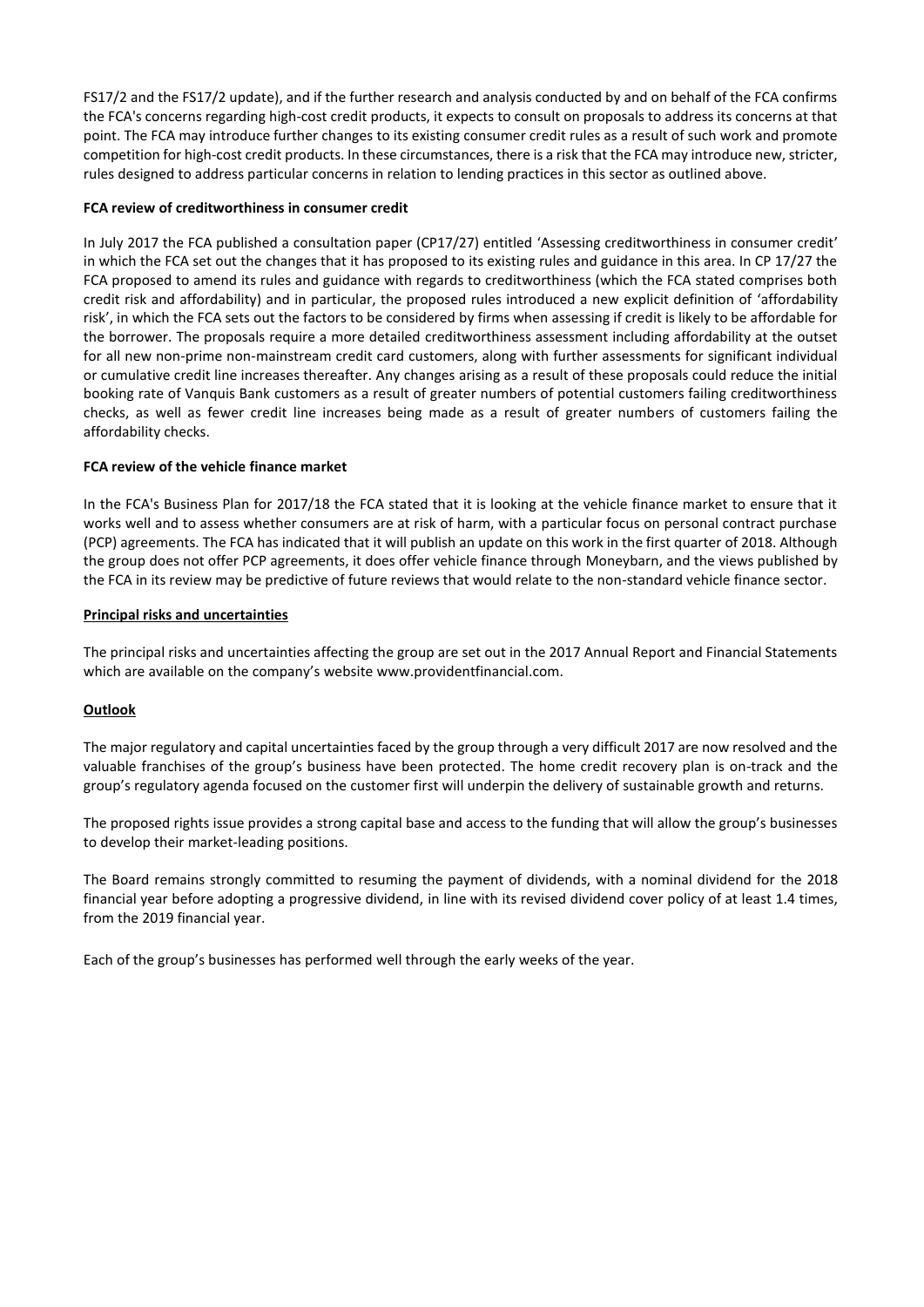FS17/2 and the FS17/2 update), and if the further research and analysis conducted by and on behalf of the FCA confirms the FCA's concerns regarding high-cost credit products, it expects to consult on proposals to address its concerns at that point. The FCA may introduce further changes to its existing consumer credit rules as a result of such work and promote competition for high-cost credit products. In these circumstances, there is a risk that the FCA may introduce new, stricter, rules designed to address particular concerns in relation to lending practices in this sector as outlined above.

**FCA review of creditworthiness in consumer credit**

In July 2017 the FCA published a consultation paper (CP17/27) entitled 'Assessing creditworthiness in consumer credit' in which the FCA set out the changes that it has proposed to its existing rules and guidance in this area. In CP 17/27 the FCA proposed to amend its rules and guidance with regards to creditworthiness (which the FCA stated comprises both credit risk and affordability) and in particular, the proposed rules introduced a new explicit definition of 'affordability risk', in which the FCA sets out the factors to be considered by firms when assessing if credit is likely to be affordable for the borrower. The proposals require a more detailed creditworthiness assessment including affordability at the outset for all new non-prime non-mainstream credit card customers, along with further assessments for significant individual or cumulative credit line increases thereafter. Any changes arising as a result of these proposals could reduce the initial booking rate of Vanquis Bank customers as a result of greater numbers of potential customers failing creditworthiness checks, as well as fewer credit line increases being made as a result of greater numbers of customers failing the affordability checks.

**FCA review of the vehicle finance market**

In the FCA's Business Plan for 2017/18 the FCA stated that it is looking at the vehicle finance market to ensure that it works well and to assess whether consumers are at risk of harm, with a particular focus on personal contract purchase (PCP) agreements. The FCA has indicated that it will publish an update on this work in the first quarter of 2018. Although the group does not offer PCP agreements, it does offer vehicle finance through Moneybarn, and the views published by the FCA in its review may be predictive of future reviews that would relate to the non-standard vehicle finance sector.

**Principal risks and uncertainties**

The principal risks and uncertainties affecting the group are set out in the 2017 Annual Report and Financial Statements which are available on the company's website www.providentfinancial.com.

**Outlook**

The major regulatory and capital uncertainties faced by the group through a very difficult 2017 are now resolved and the valuable franchises of the group's business have been protected. The home credit recovery plan is on-track and the group's regulatory agenda focused on the customer first will underpin the delivery of sustainable growth and returns.

The proposed rights issue provides a strong capital base and access to the funding that will allow the group's businesses to develop their market-leading positions.

The Board remains strongly committed to resuming the payment of dividends, with a nominal dividend for the 2018 financial year before adopting a progressive dividend, in line with its revised dividend cover policy of at least 1.4 times, from the 2019 financial year.

Each of the group's businesses has performed well through the early weeks of the year.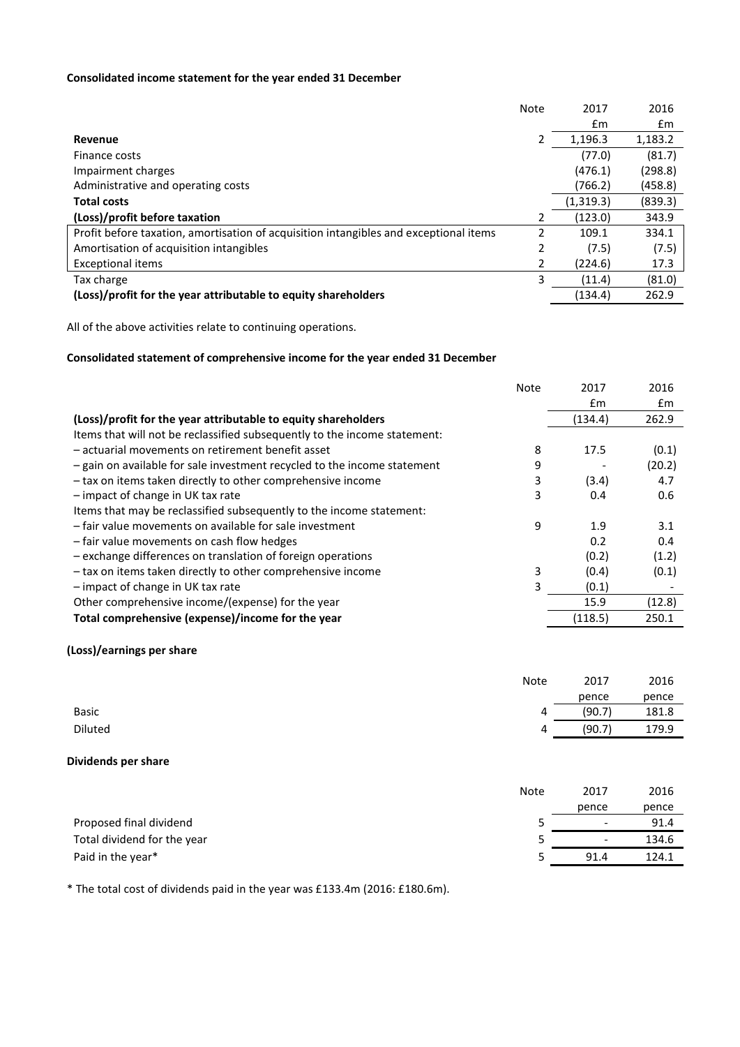**Consolidated income statement for the year ended 31 December**

| | Note | 2017 | 2016 |
|---|---|---|---|
| | | £m | £m |
| **Revenue** | 2 | 1,196.3 | 1,183.2 |
| Finance costs | | (77.0) | (81.7) |
| Impairment charges | | (476.1) | (298.8) |
| Administrative and operating costs | | (766.2) | (458.8) |
| **Total costs** | | (1,319.3) | (839.3) |
| **(Loss)/profit before taxation** | 2 | (123.0) | 343.9 |
| Profit before taxation, amortisation of acquisition intangibles and exceptional items | 2 | 109.1 | 334.1 |
| Amortisation of acquisition intangibles | 2 | (7.5) | (7.5) |
| Exceptional items | 2 | (224.6) | 17.3 |
| Tax charge | 3 | (11.4) | (81.0) |
| **(Loss)/profit for the year attributable to equity shareholders** | | (134.4) | 262.9 |

All of the above activities relate to continuing operations.

**Consolidated statement of comprehensive income for the year ended 31 December**

| | Note | 2017 | 2016 |
|---|---|---|---|
| | | £m | £m |
| **(Loss)/profit for the year attributable to equity shareholders** | | (134.4) | 262.9 |
| Items that will not be reclassified subsequently to the income statement: | | | |
| – actuarial movements on retirement benefit asset | 8 | 17.5 | (0.1) |
| – gain on available for sale investment recycled to the income statement | 9 | - | (20.2) |
| – tax on items taken directly to other comprehensive income | 3 | (3.4) | 4.7 |
| – impact of change in UK tax rate | 3 | 0.4 | 0.6 |
| Items that may be reclassified subsequently to the income statement: | | | |
| – fair value movements on available for sale investment | 9 | 1.9 | 3.1 |
| – fair value movements on cash flow hedges | | 0.2 | 0.4 |
| – exchange differences on translation of foreign operations | | (0.2) | (1.2) |
| – tax on items taken directly to other comprehensive income | 3 | (0.4) | (0.1) |
| – impact of change in UK tax rate | 3 | (0.1) | - |
| Other comprehensive income/(expense) for the year | | 15.9 | (12.8) |
| **Total comprehensive (expense)/income for the year** | | (118.5) | 250.1 |

**(Loss)/earnings per share**

| | Note | 2017 | 2016 |
|---|---|---|---|
| | | pence | pence |
| Basic | 4 | (90.7) | 181.8 |
| Diluted | 4 | (90.7) | 179.9 |

**Dividends per share**

| | Note | 2017 | 2016 |
|---|---|---|---|
| | | pence | pence |
| Proposed final dividend | 5 | - | 91.4 |
| Total dividend for the year | 5 | - | 134.6 |
| Paid in the year* | 5 | 91.4 | 124.1 |

* The total cost of dividends paid in the year was £133.4m (2016: £180.6m).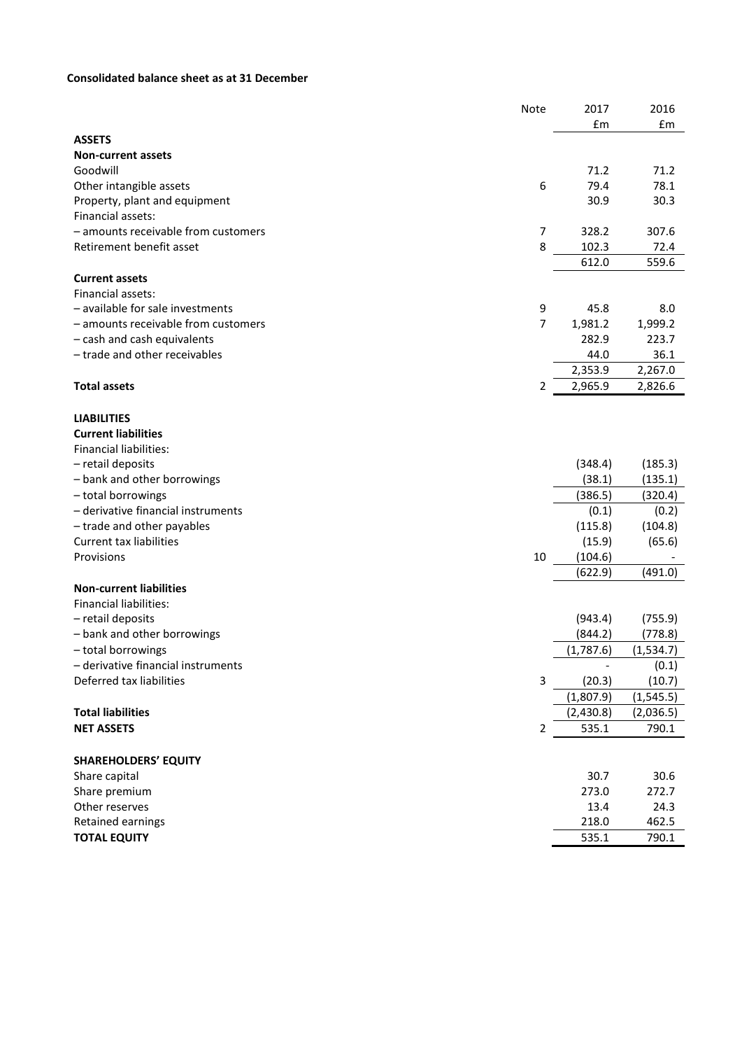**Consolidated balance sheet as at 31 December**

| | Note | 2017 £m | 2016 £m |
|---|---|---|---|
| **ASSETS** | | | |
| **Non-current assets** | | | |
| Goodwill | | 71.2 | 71.2 |
| Other intangible assets | 6 | 79.4 | 78.1 |
| Property, plant and equipment | | 30.9 | 30.3 |
| Financial assets: | | | |
| – amounts receivable from customers | 7 | 328.2 | 307.6 |
| Retirement benefit asset | 8 | 102.3 | 72.4 |
| | | 612.0 | 559.6 |
| **Current assets** | | | |
| Financial assets: | | | |
| – available for sale investments | 9 | 45.8 | 8.0 |
| – amounts receivable from customers | 7 | 1,981.2 | 1,999.2 |
| – cash and cash equivalents | | 282.9 | 223.7 |
| – trade and other receivables | | 44.0 | 36.1 |
| | | 2,353.9 | 2,267.0 |
| **Total assets** | 2 | 2,965.9 | 2,826.6 |
| | | | |
| **LIABILITIES** | | | |
| **Current liabilities** | | | |
| Financial liabilities: | | | |
| – retail deposits | | (348.4) | (185.3) |
| – bank and other borrowings | | (38.1) | (135.1) |
| – total borrowings | | (386.5) | (320.4) |
| – derivative financial instruments | | (0.1) | (0.2) |
| – trade and other payables | | (115.8) | (104.8) |
| Current tax liabilities | | (15.9) | (65.6) |
| Provisions | 10 | (104.6) | - |
| | | (622.9) | (491.0) |
| **Non-current liabilities** | | | |
| Financial liabilities: | | | |
| – retail deposits | | (943.4) | (755.9) |
| – bank and other borrowings | | (844.2) | (778.8) |
| – total borrowings | | (1,787.6) | (1,534.7) |
| – derivative financial instruments | | - | (0.1) |
| Deferred tax liabilities | 3 | (20.3) | (10.7) |
| | | (1,807.9) | (1,545.5) |
| **Total liabilities** | | (2,430.8) | (2,036.5) |
| **NET ASSETS** | 2 | 535.1 | 790.1 |
| | | | |
| **SHAREHOLDERS' EQUITY** | | | |
| Share capital | | 30.7 | 30.6 |
| Share premium | | 273.0 | 272.7 |
| Other reserves | | 13.4 | 24.3 |
| Retained earnings | | 218.0 | 462.5 |
| **TOTAL EQUITY** | | 535.1 | 790.1 |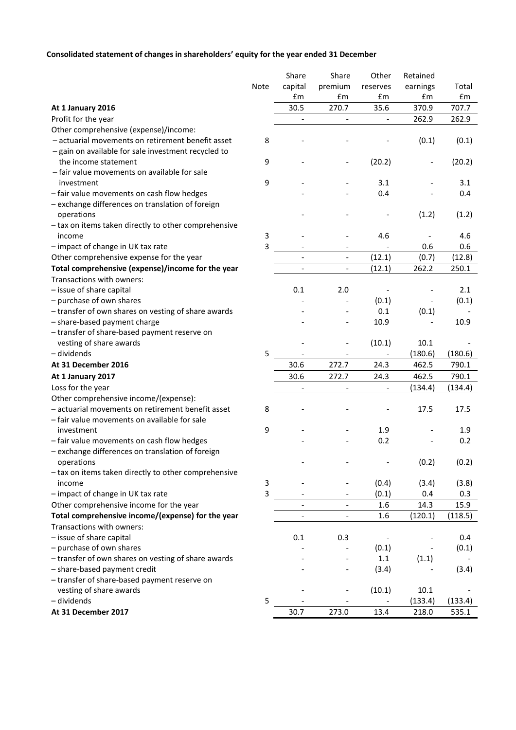**Consolidated statement of changes in shareholders' equity for the year ended 31 December**

| | Note | Share capital £m | Share premium £m | Other reserves £m | Retained earnings £m | Total £m |
|---|---|---|---|---|---|---|
| **At 1 January 2016** | | 30.5 | 270.7 | 35.6 | 370.9 | 707.7 |
| Profit for the year | | - | - | - | 262.9 | 262.9 |
| Other comprehensive (expense)/income: | | | | | | |
| – actuarial movements on retirement benefit asset | 8 | - | - | - | (0.1) | (0.1) |
| – gain on available for sale investment recycled to the income statement | 9 | - | - | (20.2) | - | (20.2) |
| – fair value movements on available for sale investment | 9 | - | - | 3.1 | - | 3.1 |
| – fair value movements on cash flow hedges | | - | - | 0.4 | - | 0.4 |
| – exchange differences on translation of foreign operations | | - | - | - | (1.2) | (1.2) |
| – tax on items taken directly to other comprehensive income | 3 | - | - | 4.6 | - | 4.6 |
| – impact of change in UK tax rate | 3 | - | - | - | 0.6 | 0.6 |
| Other comprehensive expense for the year | | - | - | (12.1) | (0.7) | (12.8) |
| **Total comprehensive (expense)/income for the year** | | - | - | (12.1) | 262.2 | 250.1 |
| Transactions with owners: | | | | | | |
| – issue of share capital | | 0.1 | 2.0 | - | - | 2.1 |
| – purchase of own shares | | - | - | (0.1) | - | (0.1) |
| – transfer of own shares on vesting of share awards | | - | - | 0.1 | (0.1) | - |
| – share-based payment charge | | - | - | 10.9 | - | 10.9 |
| – transfer of share-based payment reserve on vesting of share awards | | - | - | (10.1) | 10.1 | - |
| – dividends | 5 | - | - | - | (180.6) | (180.6) |
| **At 31 December 2016** | | 30.6 | 272.7 | 24.3 | 462.5 | 790.1 |
| **At 1 January 2017** | | 30.6 | 272.7 | 24.3 | 462.5 | 790.1 |
| Loss for the year | | - | - | - | (134.4) | (134.4) |
| Other comprehensive income/(expense): | | | | | | |
| – actuarial movements on retirement benefit asset | 8 | - | - | - | 17.5 | 17.5 |
| – fair value movements on available for sale investment | 9 | - | - | 1.9 | - | 1.9 |
| – fair value movements on cash flow hedges | | - | - | 0.2 | - | 0.2 |
| – exchange differences on translation of foreign operations | | - | - | - | (0.2) | (0.2) |
| – tax on items taken directly to other comprehensive income | 3 | - | - | (0.4) | (3.4) | (3.8) |
| – impact of change in UK tax rate | 3 | - | - | (0.1) | 0.4 | 0.3 |
| Other comprehensive income for the year | | - | - | 1.6 | 14.3 | 15.9 |
| **Total comprehensive income/(expense) for the year** | | - | - | 1.6 | (120.1) | (118.5) |
| Transactions with owners: | | | | | | |
| – issue of share capital | | 0.1 | 0.3 | - | - | 0.4 |
| – purchase of own shares | | - | - | (0.1) | - | (0.1) |
| – transfer of own shares on vesting of share awards | | - | - | 1.1 | (1.1) | - |
| – share-based payment credit | | - | - | (3.4) | - | (3.4) |
| – transfer of share-based payment reserve on vesting of share awards | | - | - | (10.1) | 10.1 | - |
| – dividends | 5 | - | - | - | (133.4) | (133.4) |
| **At 31 December 2017** | | 30.7 | 273.0 | 13.4 | 218.0 | 535.1 |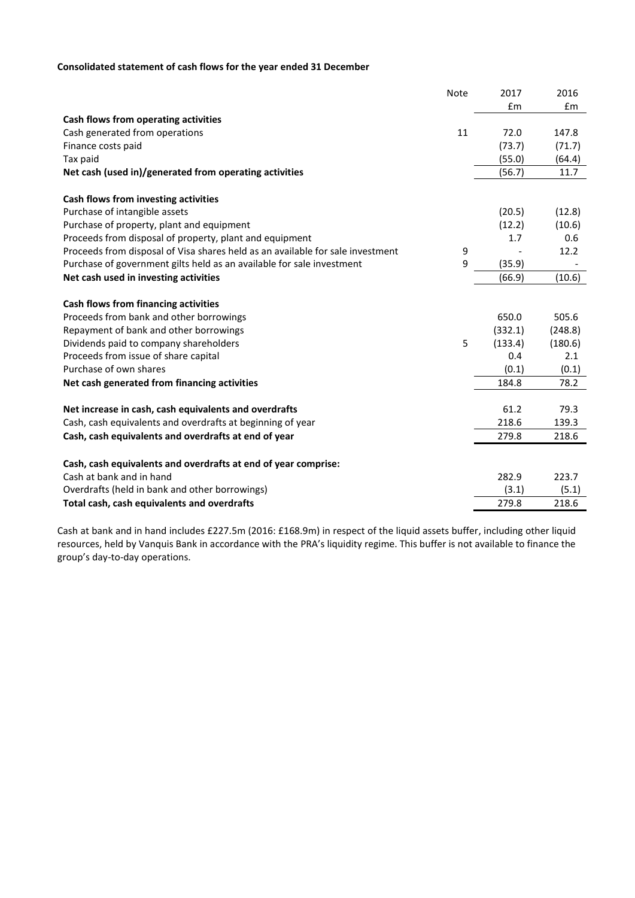**Consolidated statement of cash flows for the year ended 31 December**

| | Note | 2017 £m | 2016 £m |
|---|---|---|---|
| **Cash flows from operating activities** | | | |
| Cash generated from operations | 11 | 72.0 | 147.8 |
| Finance costs paid | | (73.7) | (71.7) |
| Tax paid | | (55.0) | (64.4) |
| **Net cash (used in)/generated from operating activities** | | (56.7) | 11.7 |
| | | | |
| **Cash flows from investing activities** | | | |
| Purchase of intangible assets | | (20.5) | (12.8) |
| Purchase of property, plant and equipment | | (12.2) | (10.6) |
| Proceeds from disposal of property, plant and equipment | | 1.7 | 0.6 |
| Proceeds from disposal of Visa shares held as an available for sale investment | 9 | - | 12.2 |
| Purchase of government gilts held as an available for sale investment | 9 | (35.9) | - |
| **Net cash used in investing activities** | | (66.9) | (10.6) |
| | | | |
| **Cash flows from financing activities** | | | |
| Proceeds from bank and other borrowings | | 650.0 | 505.6 |
| Repayment of bank and other borrowings | | (332.1) | (248.8) |
| Dividends paid to company shareholders | 5 | (133.4) | (180.6) |
| Proceeds from issue of share capital | | 0.4 | 2.1 |
| Purchase of own shares | | (0.1) | (0.1) |
| **Net cash generated from financing activities** | | 184.8 | 78.2 |
| | | | |
| **Net increase in cash, cash equivalents and overdrafts** | | 61.2 | 79.3 |
| Cash, cash equivalents and overdrafts at beginning of year | | 218.6 | 139.3 |
| **Cash, cash equivalents and overdrafts at end of year** | | 279.8 | 218.6 |
| | | | |
| **Cash, cash equivalents and overdrafts at end of year comprise:** | | | |
| Cash at bank and in hand | | 282.9 | 223.7 |
| Overdrafts (held in bank and other borrowings) | | (3.1) | (5.1) |
| **Total cash, cash equivalents and overdrafts** | | 279.8 | 218.6 |

Cash at bank and in hand includes £227.5m (2016: £168.9m) in respect of the liquid assets buffer, including other liquid resources, held by Vanquis Bank in accordance with the PRA's liquidity regime. This buffer is not available to finance the group's day-to-day operations.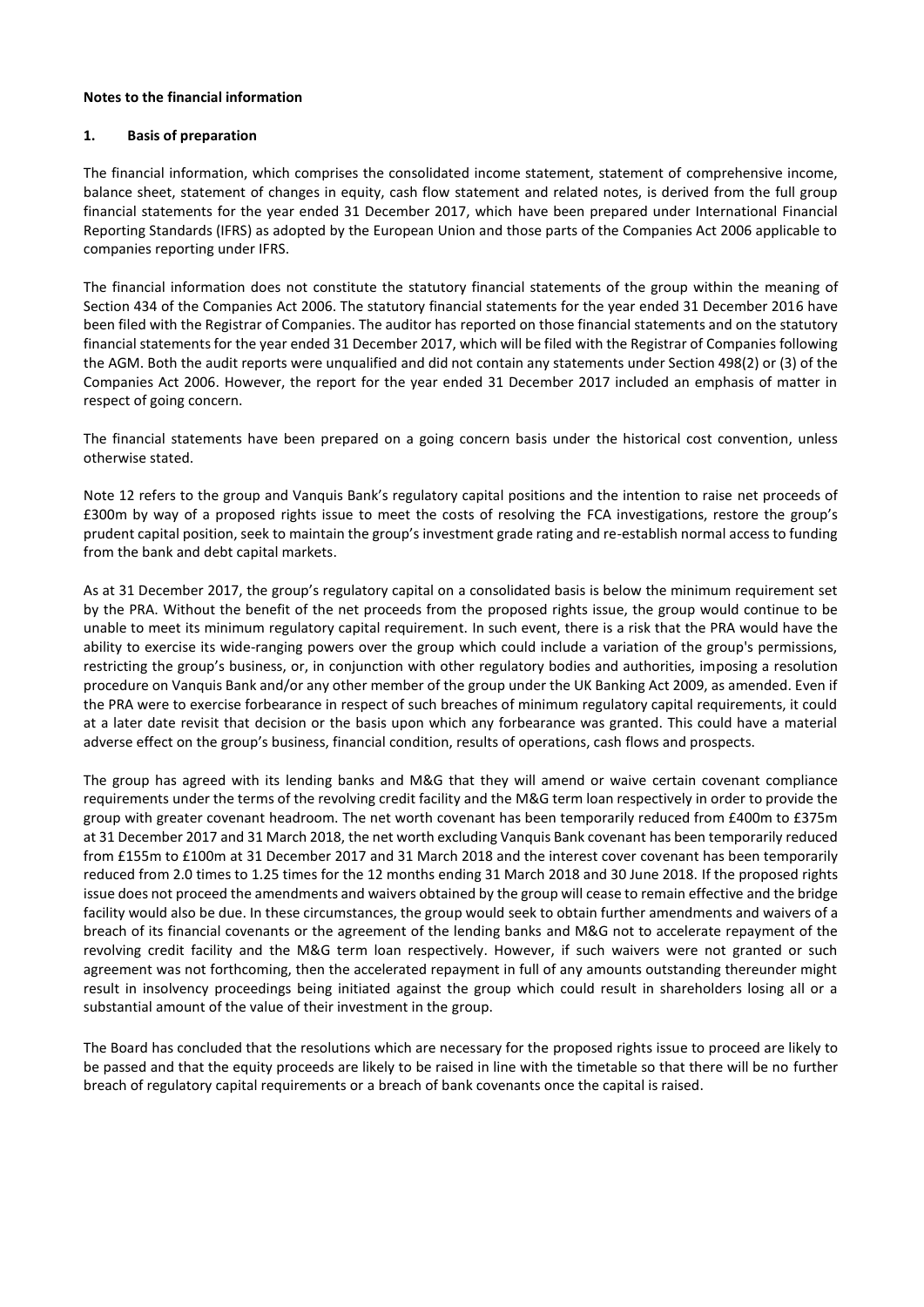**Notes to the financial information**

## 1. Basis of preparation

The financial information, which comprises the consolidated income statement, statement of comprehensive income, balance sheet, statement of changes in equity, cash flow statement and related notes, is derived from the full group financial statements for the year ended 31 December 2017, which have been prepared under International Financial Reporting Standards (IFRS) as adopted by the European Union and those parts of the Companies Act 2006 applicable to companies reporting under IFRS.

The financial information does not constitute the statutory financial statements of the group within the meaning of Section 434 of the Companies Act 2006. The statutory financial statements for the year ended 31 December 2016 have been filed with the Registrar of Companies. The auditor has reported on those financial statements and on the statutory financial statements for the year ended 31 December 2017, which will be filed with the Registrar of Companies following the AGM. Both the audit reports were unqualified and did not contain any statements under Section 498(2) or (3) of the Companies Act 2006. However, the report for the year ended 31 December 2017 included an emphasis of matter in respect of going concern.

The financial statements have been prepared on a going concern basis under the historical cost convention, unless otherwise stated.

Note 12 refers to the group and Vanquis Bank's regulatory capital positions and the intention to raise net proceeds of £300m by way of a proposed rights issue to meet the costs of resolving the FCA investigations, restore the group's prudent capital position, seek to maintain the group's investment grade rating and re-establish normal access to funding from the bank and debt capital markets.

As at 31 December 2017, the group's regulatory capital on a consolidated basis is below the minimum requirement set by the PRA. Without the benefit of the net proceeds from the proposed rights issue, the group would continue to be unable to meet its minimum regulatory capital requirement. In such event, there is a risk that the PRA would have the ability to exercise its wide-ranging powers over the group which could include a variation of the group's permissions, restricting the group's business, or, in conjunction with other regulatory bodies and authorities, imposing a resolution procedure on Vanquis Bank and/or any other member of the group under the UK Banking Act 2009, as amended. Even if the PRA were to exercise forbearance in respect of such breaches of minimum regulatory capital requirements, it could at a later date revisit that decision or the basis upon which any forbearance was granted. This could have a material adverse effect on the group's business, financial condition, results of operations, cash flows and prospects.

The group has agreed with its lending banks and M&G that they will amend or waive certain covenant compliance requirements under the terms of the revolving credit facility and the M&G term loan respectively in order to provide the group with greater covenant headroom. The net worth covenant has been temporarily reduced from £400m to £375m at 31 December 2017 and 31 March 2018, the net worth excluding Vanquis Bank covenant has been temporarily reduced from £155m to £100m at 31 December 2017 and 31 March 2018 and the interest cover covenant has been temporarily reduced from 2.0 times to 1.25 times for the 12 months ending 31 March 2018 and 30 June 2018. If the proposed rights issue does not proceed the amendments and waivers obtained by the group will cease to remain effective and the bridge facility would also be due. In these circumstances, the group would seek to obtain further amendments and waivers of a breach of its financial covenants or the agreement of the lending banks and M&G not to accelerate repayment of the revolving credit facility and the M&G term loan respectively. However, if such waivers were not granted or such agreement was not forthcoming, then the accelerated repayment in full of any amounts outstanding thereunder might result in insolvency proceedings being initiated against the group which could result in shareholders losing all or a substantial amount of the value of their investment in the group.

The Board has concluded that the resolutions which are necessary for the proposed rights issue to proceed are likely to be passed and that the equity proceeds are likely to be raised in line with the timetable so that there will be no further breach of regulatory capital requirements or a breach of bank covenants once the capital is raised.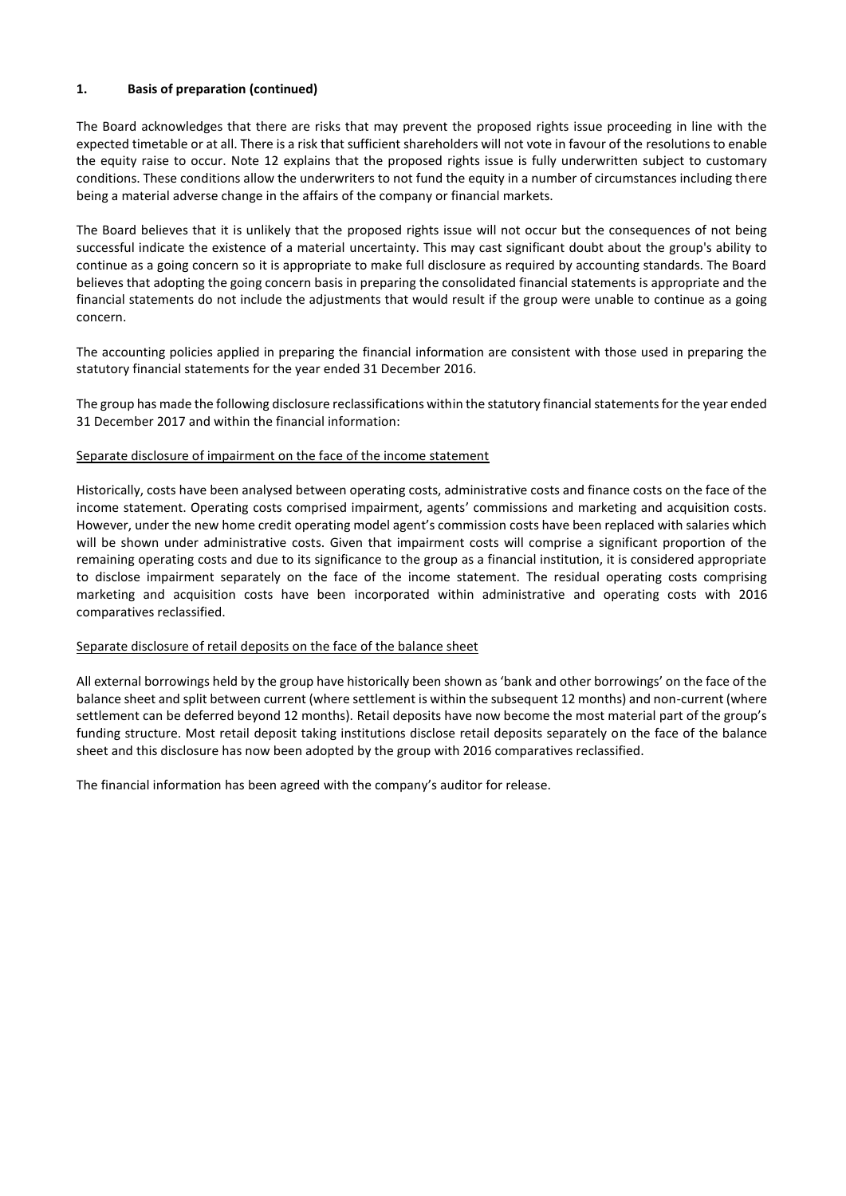## 1. Basis of preparation (continued)

The Board acknowledges that there are risks that may prevent the proposed rights issue proceeding in line with the expected timetable or at all. There is a risk that sufficient shareholders will not vote in favour of the resolutions to enable the equity raise to occur. Note 12 explains that the proposed rights issue is fully underwritten subject to customary conditions. These conditions allow the underwriters to not fund the equity in a number of circumstances including there being a material adverse change in the affairs of the company or financial markets.

The Board believes that it is unlikely that the proposed rights issue will not occur but the consequences of not being successful indicate the existence of a material uncertainty. This may cast significant doubt about the group's ability to continue as a going concern so it is appropriate to make full disclosure as required by accounting standards. The Board believes that adopting the going concern basis in preparing the consolidated financial statements is appropriate and the financial statements do not include the adjustments that would result if the group were unable to continue as a going concern.

The accounting policies applied in preparing the financial information are consistent with those used in preparing the statutory financial statements for the year ended 31 December 2016.

The group has made the following disclosure reclassifications within the statutory financial statements for the year ended 31 December 2017 and within the financial information:

<u>Separate disclosure of impairment on the face of the income statement</u>

Historically, costs have been analysed between operating costs, administrative costs and finance costs on the face of the income statement. Operating costs comprised impairment, agents' commissions and marketing and acquisition costs. However, under the new home credit operating model agent's commission costs have been replaced with salaries which will be shown under administrative costs. Given that impairment costs will comprise a significant proportion of the remaining operating costs and due to its significance to the group as a financial institution, it is considered appropriate to disclose impairment separately on the face of the income statement. The residual operating costs comprising marketing and acquisition costs have been incorporated within administrative and operating costs with 2016 comparatives reclassified.

<u>Separate disclosure of retail deposits on the face of the balance sheet</u>

All external borrowings held by the group have historically been shown as 'bank and other borrowings' on the face of the balance sheet and split between current (where settlement is within the subsequent 12 months) and non-current (where settlement can be deferred beyond 12 months). Retail deposits have now become the most material part of the group's funding structure. Most retail deposit taking institutions disclose retail deposits separately on the face of the balance sheet and this disclosure has now been adopted by the group with 2016 comparatives reclassified.

The financial information has been agreed with the company's auditor for release.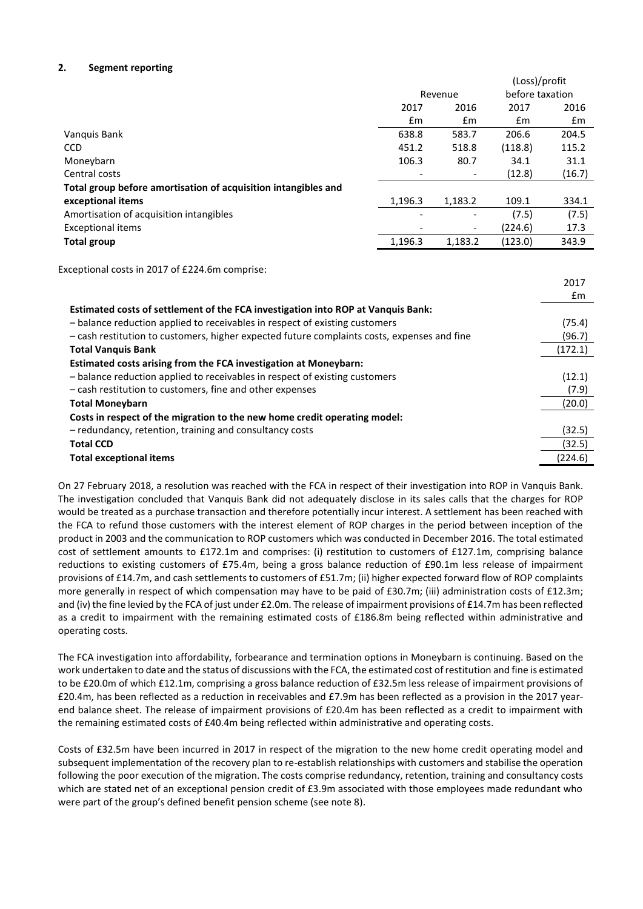## 2. Segment reporting

| | Revenue | | (Loss)/profit before taxation | |
|---|---|---|---|---|
| | 2017 | 2016 | 2017 | 2016 |
| | £m | £m | £m | £m |
| Vanquis Bank | 638.8 | 583.7 | 206.6 | 204.5 |
| CCD | 451.2 | 518.8 | (118.8) | 115.2 |
| Moneybarn | 106.3 | 80.7 | 34.1 | 31.1 |
| Central costs | - | - | (12.8) | (16.7) |
| **Total group before amortisation of acquisition intangibles and exceptional items** | 1,196.3 | 1,183.2 | 109.1 | 334.1 |
| Amortisation of acquisition intangibles | - | - | (7.5) | (7.5) |
| Exceptional items | - | - | (224.6) | 17.3 |
| **Total group** | 1,196.3 | 1,183.2 | (123.0) | 343.9 |

Exceptional costs in 2017 of £224.6m comprise:

| | 2017 |
|---|---|
| | £m |
| **Estimated costs of settlement of the FCA investigation into ROP at Vanquis Bank:** | |
| – balance reduction applied to receivables in respect of existing customers | (75.4) |
| – cash restitution to customers, higher expected future complaints costs, expenses and fine | (96.7) |
| **Total Vanquis Bank** | (172.1) |
| **Estimated costs arising from the FCA investigation at Moneybarn:** | |
| – balance reduction applied to receivables in respect of existing customers | (12.1) |
| – cash restitution to customers, fine and other expenses | (7.9) |
| **Total Moneybarn** | (20.0) |
| **Costs in respect of the migration to the new home credit operating model:** | |
| – redundancy, retention, training and consultancy costs | (32.5) |
| **Total CCD** | (32.5) |
| **Total exceptional items** | (224.6) |

On 27 February 2018, a resolution was reached with the FCA in respect of their investigation into ROP in Vanquis Bank. The investigation concluded that Vanquis Bank did not adequately disclose in its sales calls that the charges for ROP would be treated as a purchase transaction and therefore potentially incur interest. A settlement has been reached with the FCA to refund those customers with the interest element of ROP charges in the period between inception of the product in 2003 and the communication to ROP customers which was conducted in December 2016. The total estimated cost of settlement amounts to £172.1m and comprises: (i) restitution to customers of £127.1m, comprising balance reductions to existing customers of £75.4m, being a gross balance reduction of £90.1m less release of impairment provisions of £14.7m, and cash settlements to customers of £51.7m; (ii) higher expected forward flow of ROP complaints more generally in respect of which compensation may have to be paid of £30.7m; (iii) administration costs of £12.3m; and (iv) the fine levied by the FCA of just under £2.0m. The release of impairment provisions of £14.7m has been reflected as a credit to impairment with the remaining estimated costs of £186.8m being reflected within administrative and operating costs.

The FCA investigation into affordability, forbearance and termination options in Moneybarn is continuing. Based on the work undertaken to date and the status of discussions with the FCA, the estimated cost of restitution and fine is estimated to be £20.0m of which £12.1m, comprising a gross balance reduction of £32.5m less release of impairment provisions of £20.4m, has been reflected as a reduction in receivables and £7.9m has been reflected as a provision in the 2017 year-end balance sheet. The release of impairment provisions of £20.4m has been reflected as a credit to impairment with the remaining estimated costs of £40.4m being reflected within administrative and operating costs.

Costs of £32.5m have been incurred in 2017 in respect of the migration to the new home credit operating model and subsequent implementation of the recovery plan to re-establish relationships with customers and stabilise the operation following the poor execution of the migration. The costs comprise redundancy, retention, training and consultancy costs which are stated net of an exceptional pension credit of £3.9m associated with those employees made redundant who were part of the group's defined benefit pension scheme (see note 8).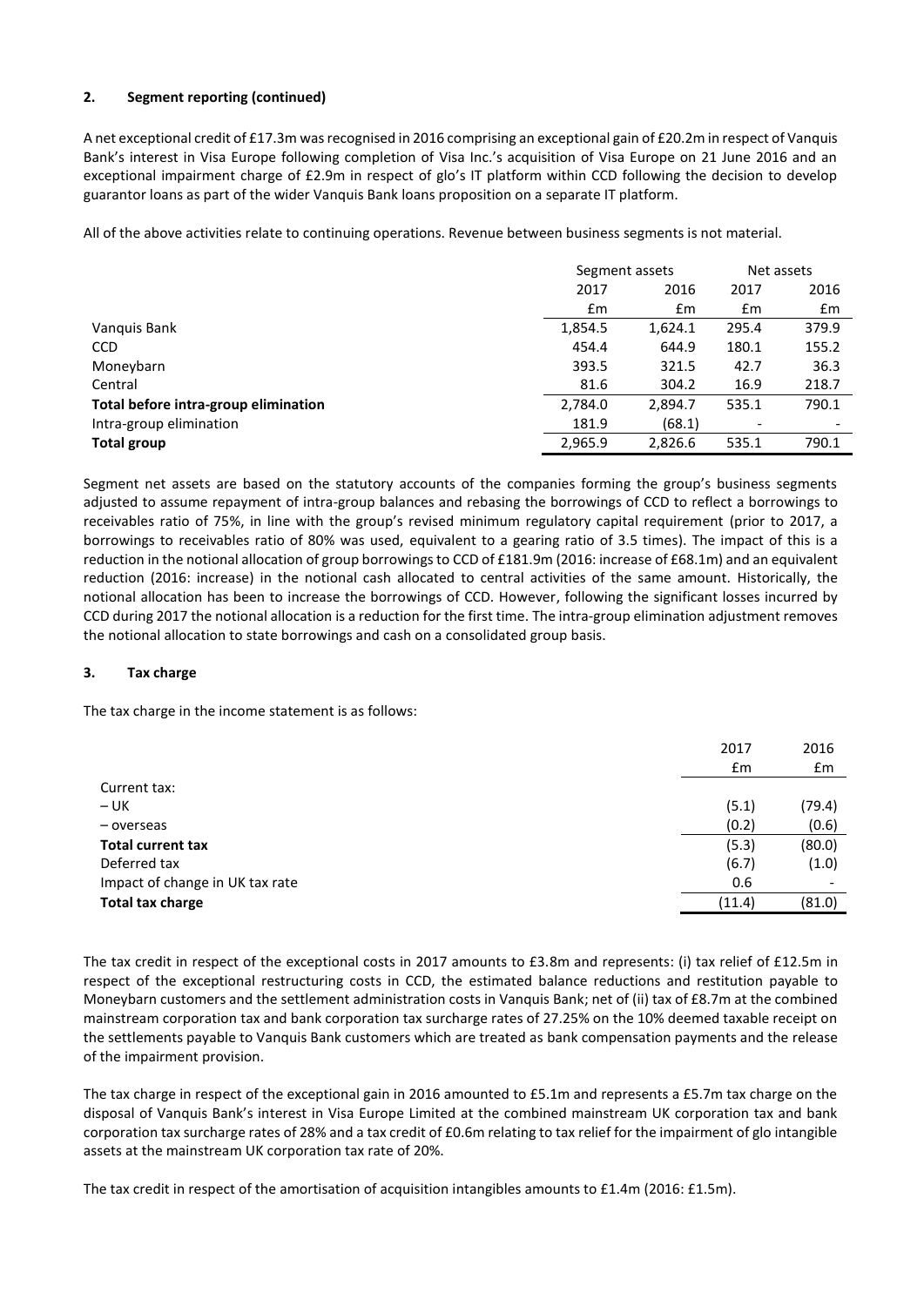## 2. Segment reporting (continued)

A net exceptional credit of £17.3m was recognised in 2016 comprising an exceptional gain of £20.2m in respect of Vanquis Bank's interest in Visa Europe following completion of Visa Inc.'s acquisition of Visa Europe on 21 June 2016 and an exceptional impairment charge of £2.9m in respect of glo's IT platform within CCD following the decision to develop guarantor loans as part of the wider Vanquis Bank loans proposition on a separate IT platform.

All of the above activities relate to continuing operations. Revenue between business segments is not material.

| | Segment assets | | Net assets | |
|---|---|---|---|---|
| | 2017 | 2016 | 2017 | 2016 |
| | £m | £m | £m | £m |
| Vanquis Bank | 1,854.5 | 1,624.1 | 295.4 | 379.9 |
| CCD | 454.4 | 644.9 | 180.1 | 155.2 |
| Moneybarn | 393.5 | 321.5 | 42.7 | 36.3 |
| Central | 81.6 | 304.2 | 16.9 | 218.7 |
| **Total before intra-group elimination** | 2,784.0 | 2,894.7 | 535.1 | 790.1 |
| Intra-group elimination | 181.9 | (68.1) | - | - |
| **Total group** | 2,965.9 | 2,826.6 | 535.1 | 790.1 |

Segment net assets are based on the statutory accounts of the companies forming the group's business segments adjusted to assume repayment of intra-group balances and rebasing the borrowings of CCD to reflect a borrowings to receivables ratio of 75%, in line with the group's revised minimum regulatory capital requirement (prior to 2017, a borrowings to receivables ratio of 80% was used, equivalent to a gearing ratio of 3.5 times). The impact of this is a reduction in the notional allocation of group borrowings to CCD of £181.9m (2016: increase of £68.1m) and an equivalent reduction (2016: increase) in the notional cash allocated to central activities of the same amount. Historically, the notional allocation has been to increase the borrowings of CCD. However, following the significant losses incurred by CCD during 2017 the notional allocation is a reduction for the first time. The intra-group elimination adjustment removes the notional allocation to state borrowings and cash on a consolidated group basis.

## 3. Tax charge

The tax charge in the income statement is as follows:

| | 2017 | 2016 |
|---|---|---|
| | £m | £m |
| Current tax: | | |
| – UK | (5.1) | (79.4) |
| – overseas | (0.2) | (0.6) |
| **Total current tax** | (5.3) | (80.0) |
| Deferred tax | (6.7) | (1.0) |
| Impact of change in UK tax rate | 0.6 | - |
| **Total tax charge** | (11.4) | (81.0) |

The tax credit in respect of the exceptional costs in 2017 amounts to £3.8m and represents: (i) tax relief of £12.5m in respect of the exceptional restructuring costs in CCD, the estimated balance reductions and restitution payable to Moneybarn customers and the settlement administration costs in Vanquis Bank; net of (ii) tax of £8.7m at the combined mainstream corporation tax and bank corporation tax surcharge rates of 27.25% on the 10% deemed taxable receipt on the settlements payable to Vanquis Bank customers which are treated as bank compensation payments and the release of the impairment provision.

The tax charge in respect of the exceptional gain in 2016 amounted to £5.1m and represents a £5.7m tax charge on the disposal of Vanquis Bank's interest in Visa Europe Limited at the combined mainstream UK corporation tax and bank corporation tax surcharge rates of 28% and a tax credit of £0.6m relating to tax relief for the impairment of glo intangible assets at the mainstream UK corporation tax rate of 20%.

The tax credit in respect of the amortisation of acquisition intangibles amounts to £1.4m (2016: £1.5m).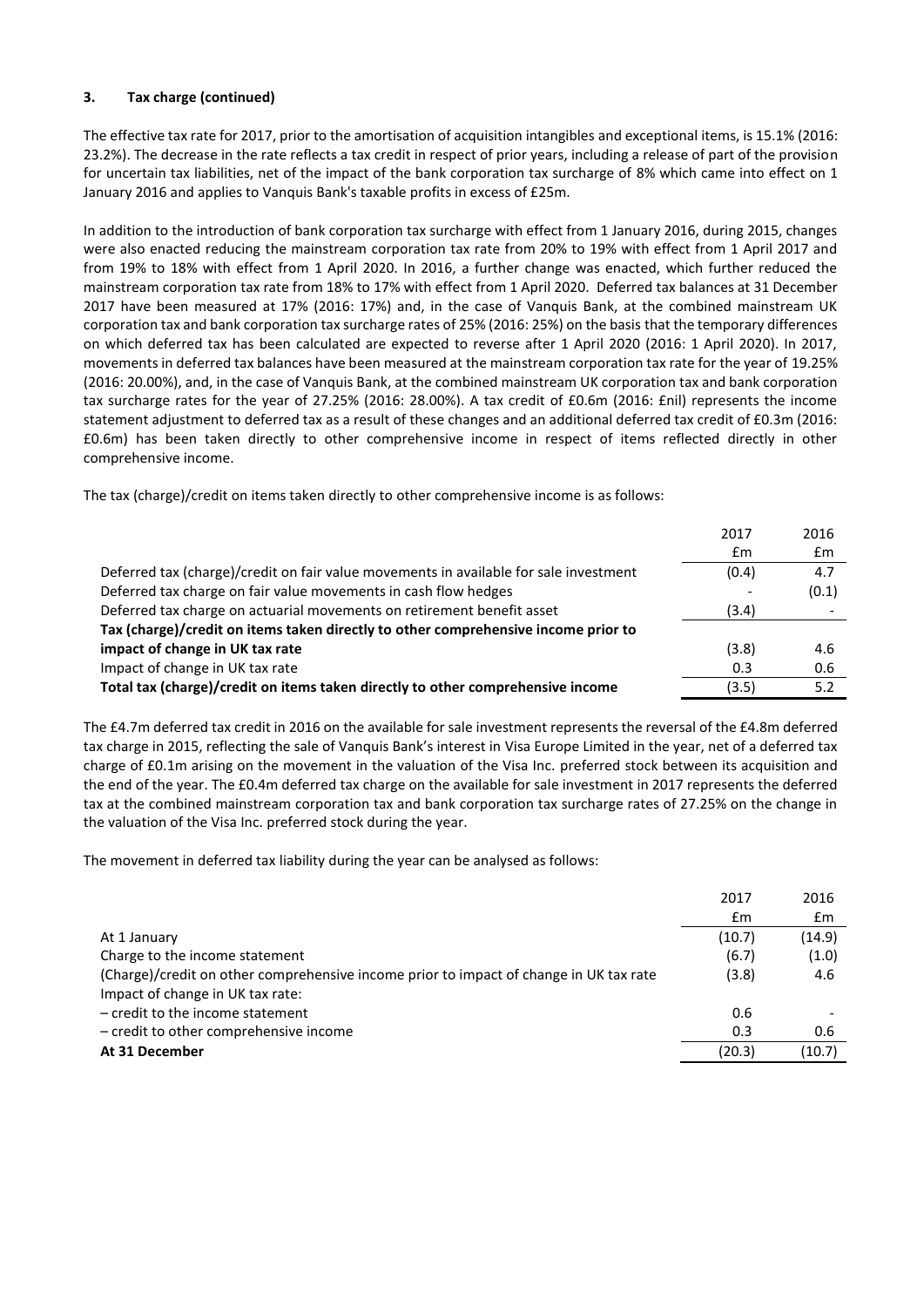### 3. Tax charge (continued)

The effective tax rate for 2017, prior to the amortisation of acquisition intangibles and exceptional items, is 15.1% (2016: 23.2%). The decrease in the rate reflects a tax credit in respect of prior years, including a release of part of the provision for uncertain tax liabilities, net of the impact of the bank corporation tax surcharge of 8% which came into effect on 1 January 2016 and applies to Vanquis Bank's taxable profits in excess of £25m.

In addition to the introduction of bank corporation tax surcharge with effect from 1 January 2016, during 2015, changes were also enacted reducing the mainstream corporation tax rate from 20% to 19% with effect from 1 April 2017 and from 19% to 18% with effect from 1 April 2020. In 2016, a further change was enacted, which further reduced the mainstream corporation tax rate from 18% to 17% with effect from 1 April 2020. Deferred tax balances at 31 December 2017 have been measured at 17% (2016: 17%) and, in the case of Vanquis Bank, at the combined mainstream UK corporation tax and bank corporation tax surcharge rates of 25% (2016: 25%) on the basis that the temporary differences on which deferred tax has been calculated are expected to reverse after 1 April 2020 (2016: 1 April 2020). In 2017, movements in deferred tax balances have been measured at the mainstream corporation tax rate for the year of 19.25% (2016: 20.00%), and, in the case of Vanquis Bank, at the combined mainstream UK corporation tax and bank corporation tax surcharge rates for the year of 27.25% (2016: 28.00%). A tax credit of £0.6m (2016: £nil) represents the income statement adjustment to deferred tax as a result of these changes and an additional deferred tax credit of £0.3m (2016: £0.6m) has been taken directly to other comprehensive income in respect of items reflected directly in other comprehensive income.

The tax (charge)/credit on items taken directly to other comprehensive income is as follows:

| | 2017 £m | 2016 £m |
|---|---|---|
| Deferred tax (charge)/credit on fair value movements in available for sale investment | (0.4) | 4.7 |
| Deferred tax charge on fair value movements in cash flow hedges | - | (0.1) |
| Deferred tax charge on actuarial movements on retirement benefit asset | (3.4) | - |
| **Tax (charge)/credit on items taken directly to other comprehensive income prior to impact of change in UK tax rate** | (3.8) | 4.6 |
| Impact of change in UK tax rate | 0.3 | 0.6 |
| **Total tax (charge)/credit on items taken directly to other comprehensive income** | (3.5) | 5.2 |

The £4.7m deferred tax credit in 2016 on the available for sale investment represents the reversal of the £4.8m deferred tax charge in 2015, reflecting the sale of Vanquis Bank's interest in Visa Europe Limited in the year, net of a deferred tax charge of £0.1m arising on the movement in the valuation of the Visa Inc. preferred stock between its acquisition and the end of the year. The £0.4m deferred tax charge on the available for sale investment in 2017 represents the deferred tax at the combined mainstream corporation tax and bank corporation tax surcharge rates of 27.25% on the change in the valuation of the Visa Inc. preferred stock during the year.

The movement in deferred tax liability during the year can be analysed as follows:

| | 2017 £m | 2016 £m |
|---|---|---|
| At 1 January | (10.7) | (14.9) |
| Charge to the income statement | (6.7) | (1.0) |
| (Charge)/credit on other comprehensive income prior to impact of change in UK tax rate | (3.8) | 4.6 |
| Impact of change in UK tax rate: | | |
| – credit to the income statement | 0.6 | - |
| – credit to other comprehensive income | 0.3 | 0.6 |
| **At 31 December** | (20.3) | (10.7) |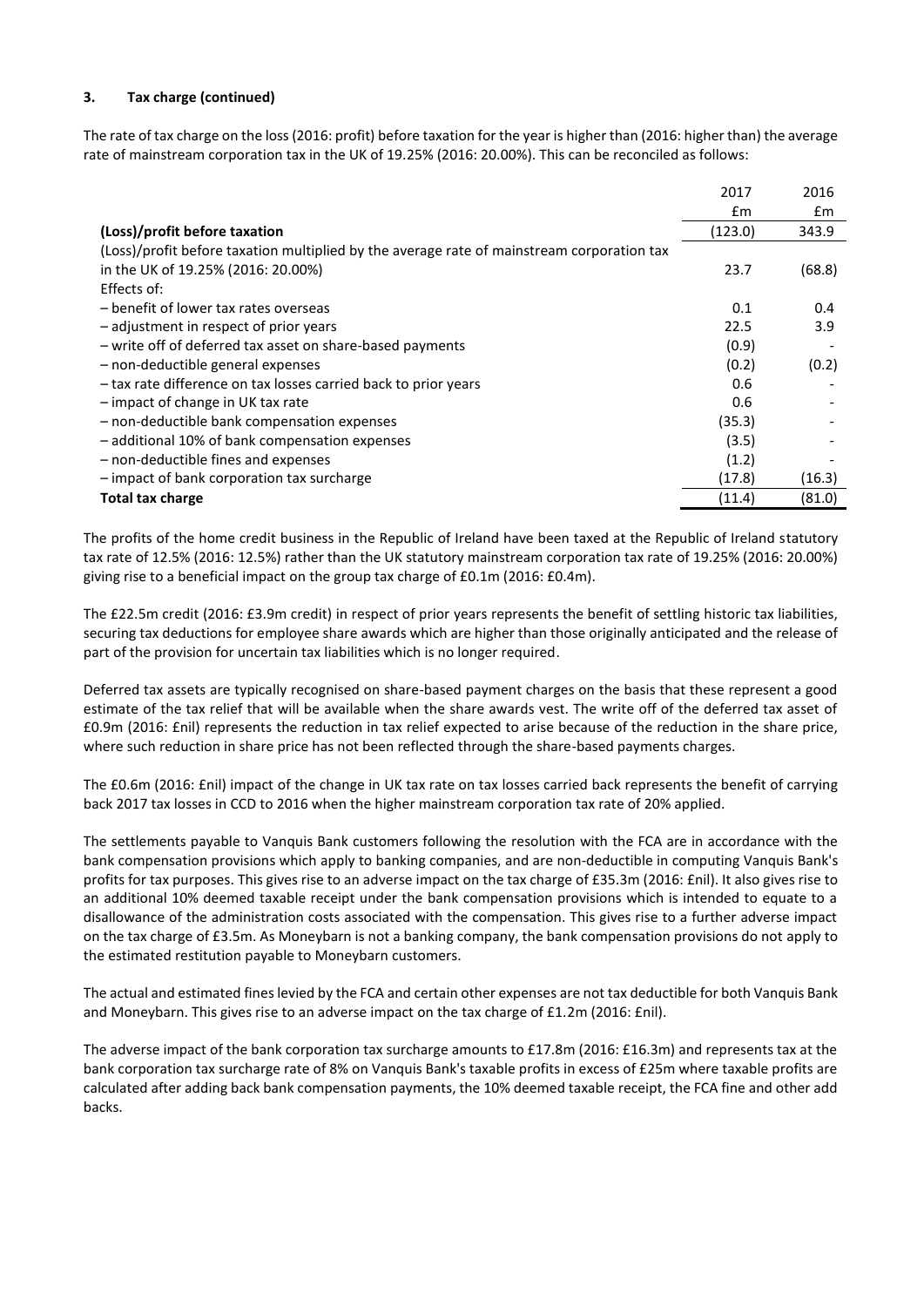### 3. Tax charge (continued)

The rate of tax charge on the loss (2016: profit) before taxation for the year is higher than (2016: higher than) the average rate of mainstream corporation tax in the UK of 19.25% (2016: 20.00%). This can be reconciled as follows:

| | 2017 | 2016 |
|---|---|---|
| | £m | £m |
| **(Loss)/profit before taxation** | (123.0) | 343.9 |
| (Loss)/profit before taxation multiplied by the average rate of mainstream corporation tax in the UK of 19.25% (2016: 20.00%) | 23.7 | (68.8) |
| Effects of: | | |
| – benefit of lower tax rates overseas | 0.1 | 0.4 |
| – adjustment in respect of prior years | 22.5 | 3.9 |
| – write off of deferred tax asset on share-based payments | (0.9) | - |
| – non-deductible general expenses | (0.2) | (0.2) |
| – tax rate difference on tax losses carried back to prior years | 0.6 | - |
| – impact of change in UK tax rate | 0.6 | - |
| – non-deductible bank compensation expenses | (35.3) | - |
| – additional 10% of bank compensation expenses | (3.5) | - |
| – non-deductible fines and expenses | (1.2) | - |
| – impact of bank corporation tax surcharge | (17.8) | (16.3) |
| **Total tax charge** | (11.4) | (81.0) |

The profits of the home credit business in the Republic of Ireland have been taxed at the Republic of Ireland statutory tax rate of 12.5% (2016: 12.5%) rather than the UK statutory mainstream corporation tax rate of 19.25% (2016: 20.00%) giving rise to a beneficial impact on the group tax charge of £0.1m (2016: £0.4m).

The £22.5m credit (2016: £3.9m credit) in respect of prior years represents the benefit of settling historic tax liabilities, securing tax deductions for employee share awards which are higher than those originally anticipated and the release of part of the provision for uncertain tax liabilities which is no longer required.

Deferred tax assets are typically recognised on share-based payment charges on the basis that these represent a good estimate of the tax relief that will be available when the share awards vest. The write off of the deferred tax asset of £0.9m (2016: £nil) represents the reduction in tax relief expected to arise because of the reduction in the share price, where such reduction in share price has not been reflected through the share-based payments charges.

The £0.6m (2016: £nil) impact of the change in UK tax rate on tax losses carried back represents the benefit of carrying back 2017 tax losses in CCD to 2016 when the higher mainstream corporation tax rate of 20% applied.

The settlements payable to Vanquis Bank customers following the resolution with the FCA are in accordance with the bank compensation provisions which apply to banking companies, and are non-deductible in computing Vanquis Bank's profits for tax purposes. This gives rise to an adverse impact on the tax charge of £35.3m (2016: £nil). It also gives rise to an additional 10% deemed taxable receipt under the bank compensation provisions which is intended to equate to a disallowance of the administration costs associated with the compensation. This gives rise to a further adverse impact on the tax charge of £3.5m. As Moneybarn is not a banking company, the bank compensation provisions do not apply to the estimated restitution payable to Moneybarn customers.

The actual and estimated fines levied by the FCA and certain other expenses are not tax deductible for both Vanquis Bank and Moneybarn. This gives rise to an adverse impact on the tax charge of £1.2m (2016: £nil).

The adverse impact of the bank corporation tax surcharge amounts to £17.8m (2016: £16.3m) and represents tax at the bank corporation tax surcharge rate of 8% on Vanquis Bank's taxable profits in excess of £25m where taxable profits are calculated after adding back bank compensation payments, the 10% deemed taxable receipt, the FCA fine and other add backs.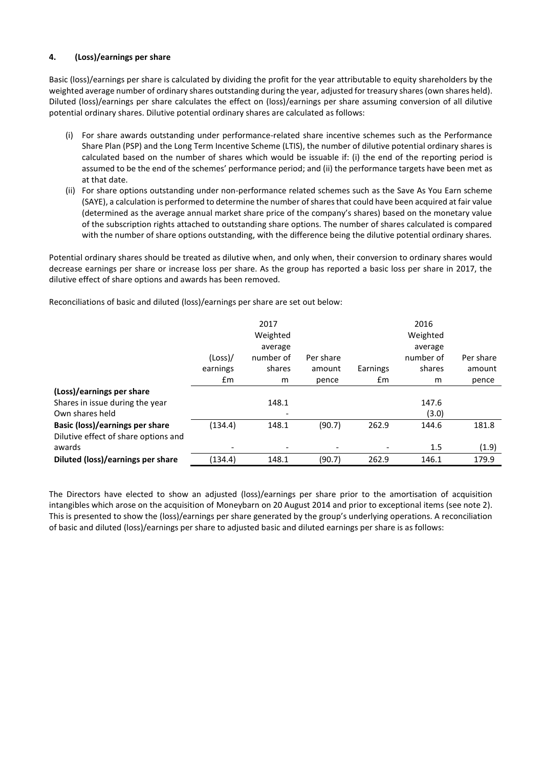## 4. (Loss)/earnings per share

Basic (loss)/earnings per share is calculated by dividing the profit for the year attributable to equity shareholders by the weighted average number of ordinary shares outstanding during the year, adjusted for treasury shares (own shares held). Diluted (loss)/earnings per share calculates the effect on (loss)/earnings per share assuming conversion of all dilutive potential ordinary shares. Dilutive potential ordinary shares are calculated as follows:

(i) For share awards outstanding under performance-related share incentive schemes such as the Performance Share Plan (PSP) and the Long Term Incentive Scheme (LTIS), the number of dilutive potential ordinary shares is calculated based on the number of shares which would be issuable if: (i) the end of the reporting period is assumed to be the end of the schemes' performance period; and (ii) the performance targets have been met as at that date.

(ii) For share options outstanding under non-performance related schemes such as the Save As You Earn scheme (SAYE), a calculation is performed to determine the number of shares that could have been acquired at fair value (determined as the average annual market share price of the company's shares) based on the monetary value of the subscription rights attached to outstanding share options. The number of shares calculated is compared with the number of share options outstanding, with the difference being the dilutive potential ordinary shares.

Potential ordinary shares should be treated as dilutive when, and only when, their conversion to ordinary shares would decrease earnings per share or increase loss per share. As the group has reported a basic loss per share in 2017, the dilutive effect of share options and awards has been removed.

Reconciliations of basic and diluted (loss)/earnings per share are set out below:

| | 2017 | | | 2016 | | |
|---|---|---|---|---|---|---|
| | (Loss)/ earnings £m | Weighted average number of shares m | Per share amount pence | Earnings £m | Weighted average number of shares m | Per share amount pence |
| **(Loss)/earnings per share** | | | | | | |
| Shares in issue during the year | | 148.1 | | | 147.6 | |
| Own shares held | | - | | | (3.0) | |
| **Basic (loss)/earnings per share** | (134.4) | 148.1 | (90.7) | 262.9 | 144.6 | 181.8 |
| Dilutive effect of share options and awards | - | - | - | - | 1.5 | (1.9) |
| **Diluted (loss)/earnings per share** | (134.4) | 148.1 | (90.7) | 262.9 | 146.1 | 179.9 |

The Directors have elected to show an adjusted (loss)/earnings per share prior to the amortisation of acquisition intangibles which arose on the acquisition of Moneybarn on 20 August 2014 and prior to exceptional items (see note 2). This is presented to show the (loss)/earnings per share generated by the group's underlying operations. A reconciliation of basic and diluted (loss)/earnings per share to adjusted basic and diluted earnings per share is as follows: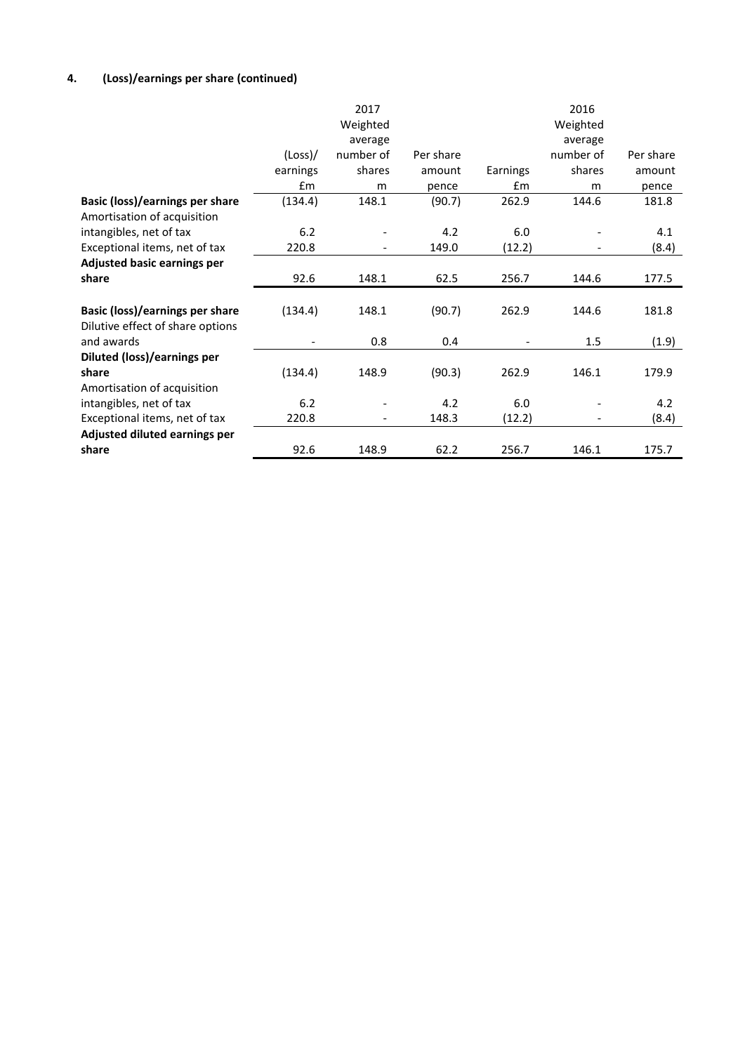## 4. (Loss)/earnings per share (continued)

| | 2017 (Loss)/ earnings £m | 2017 Weighted average number of shares m | 2017 Per share amount pence | 2016 Earnings £m | 2016 Weighted average number of shares m | 2016 Per share amount pence |
|---|---|---|---|---|---|---|
| **Basic (loss)/earnings per share** | (134.4) | 148.1 | (90.7) | 262.9 | 144.6 | 181.8 |
| Amortisation of acquisition intangibles, net of tax | 6.2 | - | 4.2 | 6.0 | - | 4.1 |
| Exceptional items, net of tax | 220.8 | - | 149.0 | (12.2) | - | (8.4) |
| **Adjusted basic earnings per share** | 92.6 | 148.1 | 62.5 | 256.7 | 144.6 | 177.5 |
| | | | | | | |
| **Basic (loss)/earnings per share** | (134.4) | 148.1 | (90.7) | 262.9 | 144.6 | 181.8 |
| Dilutive effect of share options and awards | - | 0.8 | 0.4 | - | 1.5 | (1.9) |
| **Diluted (loss)/earnings per share** | (134.4) | 148.9 | (90.3) | 262.9 | 146.1 | 179.9 |
| Amortisation of acquisition intangibles, net of tax | 6.2 | - | 4.2 | 6.0 | - | 4.2 |
| Exceptional items, net of tax | 220.8 | - | 148.3 | (12.2) | - | (8.4) |
| **Adjusted diluted earnings per share** | 92.6 | 148.9 | 62.2 | 256.7 | 146.1 | 175.7 |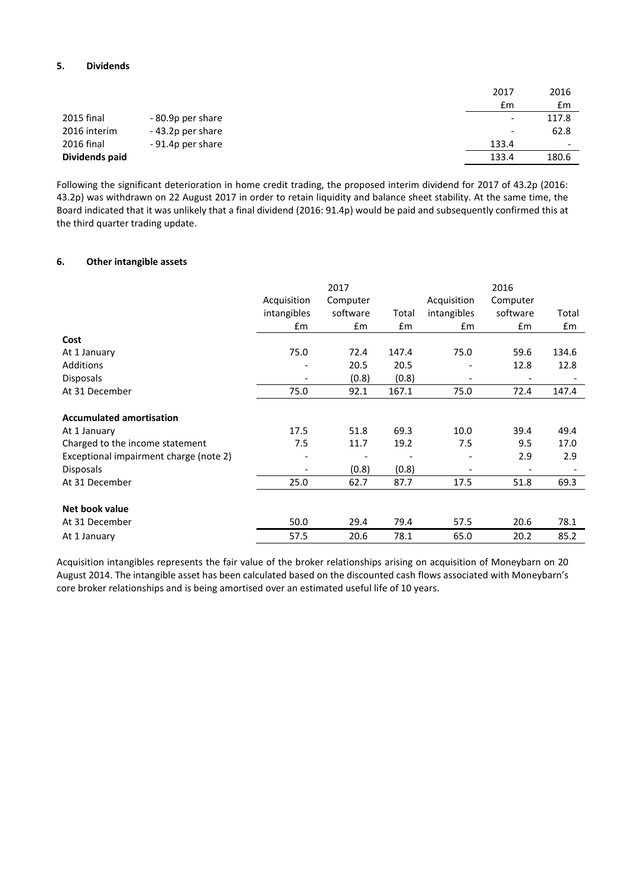## 5. Dividends

| | | 2017 | 2016 |
|---|---|---|---|
| | | £m | £m |
| 2015 final | - 80.9p per share | - | 117.8 |
| 2016 interim | - 43.2p per share | - | 62.8 |
| 2016 final | - 91.4p per share | 133.4 | - |
| **Dividends paid** | | 133.4 | 180.6 |

Following the significant deterioration in home credit trading, the proposed interim dividend for 2017 of 43.2p (2016: 43.2p) was withdrawn on 22 August 2017 in order to retain liquidity and balance sheet stability. At the same time, the Board indicated that it was unlikely that a final dividend (2016: 91.4p) would be paid and subsequently confirmed this at the third quarter trading update.

## 6. Other intangible assets

| | 2017 | | | 2016 | | |
|---|---|---|---|---|---|---|
| | Acquisition intangibles | Computer software | Total | Acquisition intangibles | Computer software | Total |
| | £m | £m | £m | £m | £m | £m |
| **Cost** | | | | | | |
| At 1 January | 75.0 | 72.4 | 147.4 | 75.0 | 59.6 | 134.6 |
| Additions | - | 20.5 | 20.5 | - | 12.8 | 12.8 |
| Disposals | - | (0.8) | (0.8) | - | - | - |
| At 31 December | 75.0 | 92.1 | 167.1 | 75.0 | 72.4 | 147.4 |
| **Accumulated amortisation** | | | | | | |
| At 1 January | 17.5 | 51.8 | 69.3 | 10.0 | 39.4 | 49.4 |
| Charged to the income statement | 7.5 | 11.7 | 19.2 | 7.5 | 9.5 | 17.0 |
| Exceptional impairment charge (note 2) | - | - | - | - | 2.9 | 2.9 |
| Disposals | - | (0.8) | (0.8) | - | - | - |
| At 31 December | 25.0 | 62.7 | 87.7 | 17.5 | 51.8 | 69.3 |
| **Net book value** | | | | | | |
| At 31 December | 50.0 | 29.4 | 79.4 | 57.5 | 20.6 | 78.1 |
| At 1 January | 57.5 | 20.6 | 78.1 | 65.0 | 20.2 | 85.2 |

Acquisition intangibles represents the fair value of the broker relationships arising on acquisition of Moneybarn on 20 August 2014. The intangible asset has been calculated based on the discounted cash flows associated with Moneybarn's core broker relationships and is being amortised over an estimated useful life of 10 years.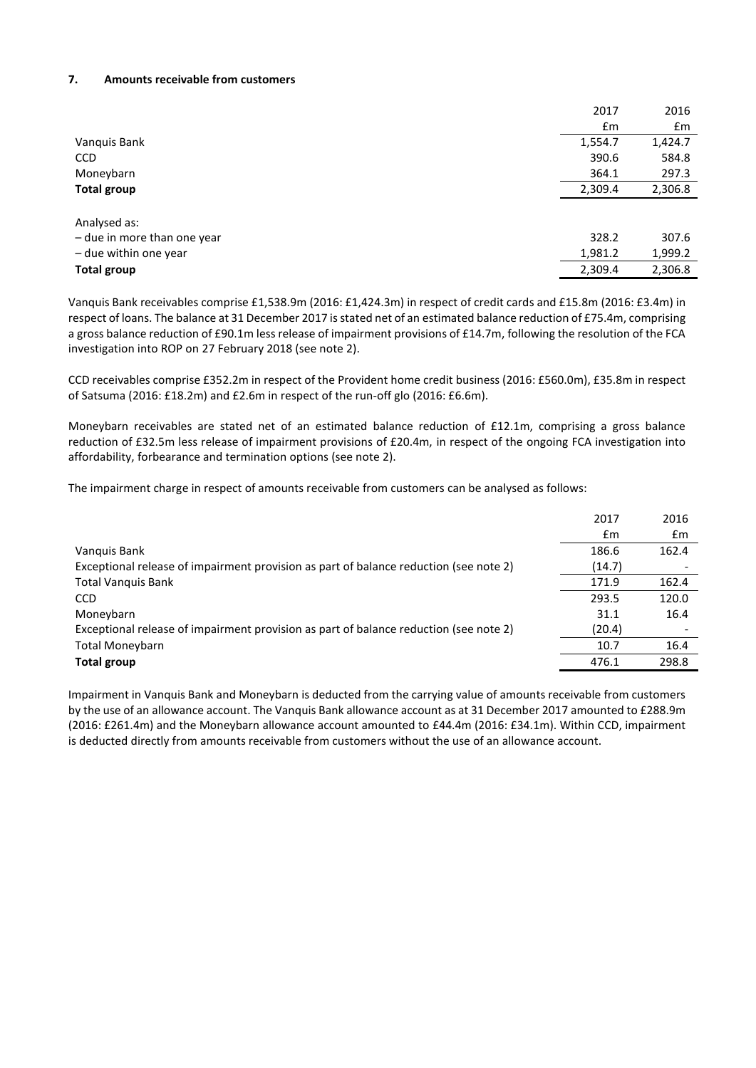## 7. Amounts receivable from customers

| | 2017 | 2016 |
|---|---|---|
| | £m | £m |
| Vanquis Bank | 1,554.7 | 1,424.7 |
| CCD | 390.6 | 584.8 |
| Moneybarn | 364.1 | 297.3 |
| **Total group** | 2,309.4 | 2,306.8 |
| | | |
| Analysed as: | | |
| – due in more than one year | 328.2 | 307.6 |
| – due within one year | 1,981.2 | 1,999.2 |
| **Total group** | 2,309.4 | 2,306.8 |

Vanquis Bank receivables comprise £1,538.9m (2016: £1,424.3m) in respect of credit cards and £15.8m (2016: £3.4m) in respect of loans. The balance at 31 December 2017 is stated net of an estimated balance reduction of £75.4m, comprising a gross balance reduction of £90.1m less release of impairment provisions of £14.7m, following the resolution of the FCA investigation into ROP on 27 February 2018 (see note 2).

CCD receivables comprise £352.2m in respect of the Provident home credit business (2016: £560.0m), £35.8m in respect of Satsuma (2016: £18.2m) and £2.6m in respect of the run-off glo (2016: £6.6m).

Moneybarn receivables are stated net of an estimated balance reduction of £12.1m, comprising a gross balance reduction of £32.5m less release of impairment provisions of £20.4m, in respect of the ongoing FCA investigation into affordability, forbearance and termination options (see note 2).

The impairment charge in respect of amounts receivable from customers can be analysed as follows:

| | 2017 | 2016 |
|---|---|---|
| | £m | £m |
| Vanquis Bank | 186.6 | 162.4 |
| Exceptional release of impairment provision as part of balance reduction (see note 2) | (14.7) | - |
| Total Vanquis Bank | 171.9 | 162.4 |
| CCD | 293.5 | 120.0 |
| Moneybarn | 31.1 | 16.4 |
| Exceptional release of impairment provision as part of balance reduction (see note 2) | (20.4) | - |
| Total Moneybarn | 10.7 | 16.4 |
| **Total group** | 476.1 | 298.8 |

Impairment in Vanquis Bank and Moneybarn is deducted from the carrying value of amounts receivable from customers by the use of an allowance account. The Vanquis Bank allowance account as at 31 December 2017 amounted to £288.9m (2016: £261.4m) and the Moneybarn allowance account amounted to £44.4m (2016: £34.1m). Within CCD, impairment is deducted directly from amounts receivable from customers without the use of an allowance account.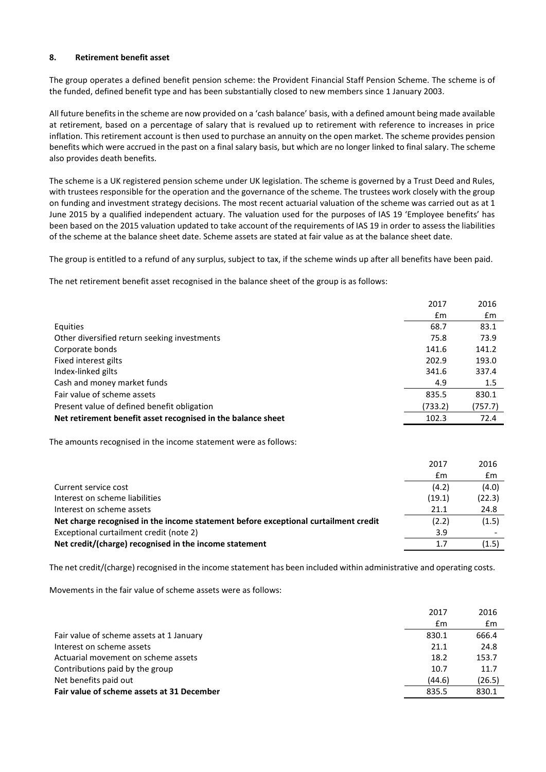### 8. Retirement benefit asset

The group operates a defined benefit pension scheme: the Provident Financial Staff Pension Scheme. The scheme is of the funded, defined benefit type and has been substantially closed to new members since 1 January 2003.

All future benefits in the scheme are now provided on a 'cash balance' basis, with a defined amount being made available at retirement, based on a percentage of salary that is revalued up to retirement with reference to increases in price inflation. This retirement account is then used to purchase an annuity on the open market. The scheme provides pension benefits which were accrued in the past on a final salary basis, but which are no longer linked to final salary. The scheme also provides death benefits.

The scheme is a UK registered pension scheme under UK legislation. The scheme is governed by a Trust Deed and Rules, with trustees responsible for the operation and the governance of the scheme. The trustees work closely with the group on funding and investment strategy decisions. The most recent actuarial valuation of the scheme was carried out as at 1 June 2015 by a qualified independent actuary. The valuation used for the purposes of IAS 19 'Employee benefits' has been based on the 2015 valuation updated to take account of the requirements of IAS 19 in order to assess the liabilities of the scheme at the balance sheet date. Scheme assets are stated at fair value as at the balance sheet date.

The group is entitled to a refund of any surplus, subject to tax, if the scheme winds up after all benefits have been paid.

The net retirement benefit asset recognised in the balance sheet of the group is as follows:

| | 2017 | 2016 |
|---|---|---|
| | £m | £m |
| Equities | 68.7 | 83.1 |
| Other diversified return seeking investments | 75.8 | 73.9 |
| Corporate bonds | 141.6 | 141.2 |
| Fixed interest gilts | 202.9 | 193.0 |
| Index-linked gilts | 341.6 | 337.4 |
| Cash and money market funds | 4.9 | 1.5 |
| Fair value of scheme assets | 835.5 | 830.1 |
| Present value of defined benefit obligation | (733.2) | (757.7) |
| **Net retirement benefit asset recognised in the balance sheet** | 102.3 | 72.4 |

The amounts recognised in the income statement were as follows:

| | 2017 | 2016 |
|---|---|---|
| | £m | £m |
| Current service cost | (4.2) | (4.0) |
| Interest on scheme liabilities | (19.1) | (22.3) |
| Interest on scheme assets | 21.1 | 24.8 |
| **Net charge recognised in the income statement before exceptional curtailment credit** | (2.2) | (1.5) |
| Exceptional curtailment credit (note 2) | 3.9 | - |
| **Net credit/(charge) recognised in the income statement** | 1.7 | (1.5) |

The net credit/(charge) recognised in the income statement has been included within administrative and operating costs.

Movements in the fair value of scheme assets were as follows:

| | 2017 | 2016 |
|---|---|---|
| | £m | £m |
| Fair value of scheme assets at 1 January | 830.1 | 666.4 |
| Interest on scheme assets | 21.1 | 24.8 |
| Actuarial movement on scheme assets | 18.2 | 153.7 |
| Contributions paid by the group | 10.7 | 11.7 |
| Net benefits paid out | (44.6) | (26.5) |
| **Fair value of scheme assets at 31 December** | 835.5 | 830.1 |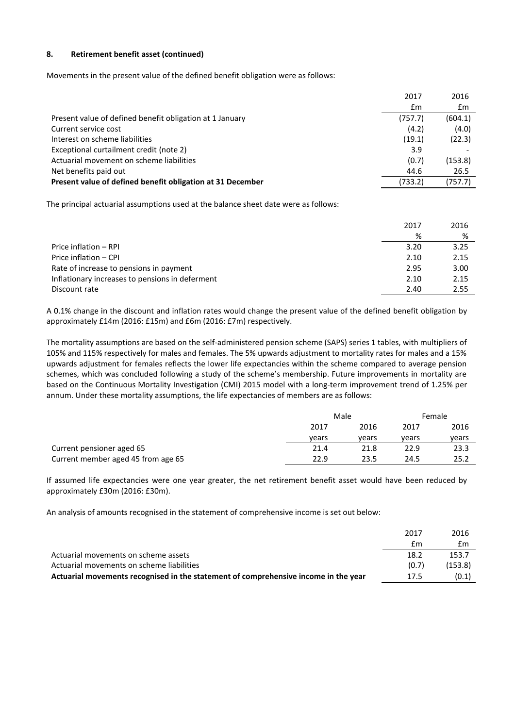#### 8. Retirement benefit asset (continued)

Movements in the present value of the defined benefit obligation were as follows:

| | 2017 | 2016 |
|---|---|---|
| | £m | £m |
| Present value of defined benefit obligation at 1 January | (757.7) | (604.1) |
| Current service cost | (4.2) | (4.0) |
| Interest on scheme liabilities | (19.1) | (22.3) |
| Exceptional curtailment credit (note 2) | 3.9 | - |
| Actuarial movement on scheme liabilities | (0.7) | (153.8) |
| Net benefits paid out | 44.6 | 26.5 |
| **Present value of defined benefit obligation at 31 December** | (733.2) | (757.7) |

The principal actuarial assumptions used at the balance sheet date were as follows:

| | 2017 | 2016 |
|---|---|---|
| | % | % |
| Price inflation – RPI | 3.20 | 3.25 |
| Price inflation – CPI | 2.10 | 2.15 |
| Rate of increase to pensions in payment | 2.95 | 3.00 |
| Inflationary increases to pensions in deferment | 2.10 | 2.15 |
| Discount rate | 2.40 | 2.55 |

A 0.1% change in the discount and inflation rates would change the present value of the defined benefit obligation by approximately £14m (2016: £15m) and £6m (2016: £7m) respectively.

The mortality assumptions are based on the self-administered pension scheme (SAPS) series 1 tables, with multipliers of 105% and 115% respectively for males and females. The 5% upwards adjustment to mortality rates for males and a 15% upwards adjustment for females reflects the lower life expectancies within the scheme compared to average pension schemes, which was concluded following a study of the scheme's membership. Future improvements in mortality are based on the Continuous Mortality Investigation (CMI) 2015 model with a long-term improvement trend of 1.25% per annum. Under these mortality assumptions, the life expectancies of members are as follows:

| | Male | | Female | |
|---|---|---|---|---|
| | 2017 | 2016 | 2017 | 2016 |
| | years | years | years | years |
| Current pensioner aged 65 | 21.4 | 21.8 | 22.9 | 23.3 |
| Current member aged 45 from age 65 | 22.9 | 23.5 | 24.5 | 25.2 |

If assumed life expectancies were one year greater, the net retirement benefit asset would have been reduced by approximately £30m (2016: £30m).

An analysis of amounts recognised in the statement of comprehensive income is set out below:

| | 2017 | 2016 |
|---|---|---|
| | £m | £m |
| Actuarial movements on scheme assets | 18.2 | 153.7 |
| Actuarial movements on scheme liabilities | (0.7) | (153.8) |
| **Actuarial movements recognised in the statement of comprehensive income in the year** | 17.5 | (0.1) |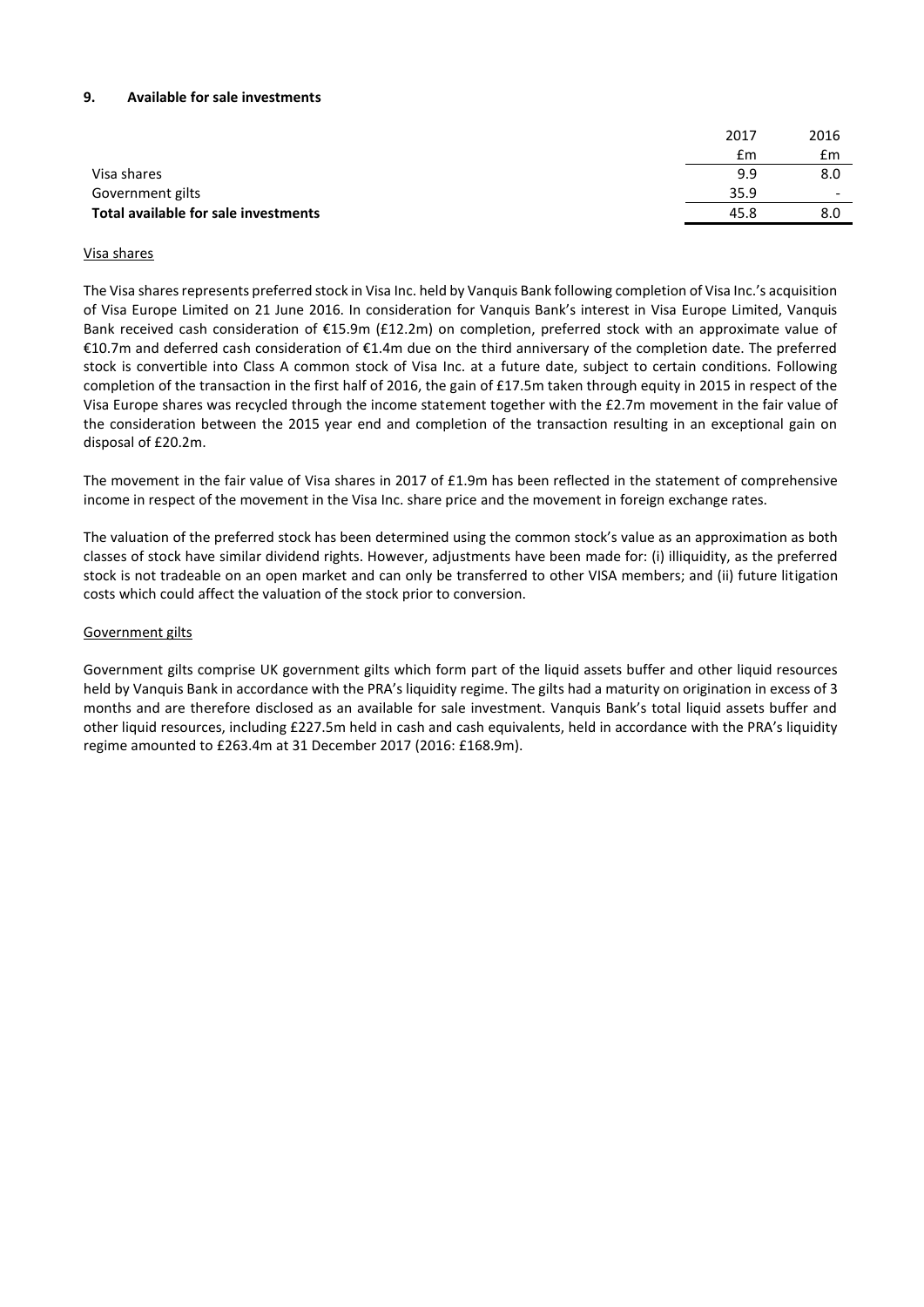## 9. Available for sale investments

| | 2017 | 2016 |
|---|---|---|
| | £m | £m |
| Visa shares | 9.9 | 8.0 |
| Government gilts | 35.9 | - |
| **Total available for sale investments** | 45.8 | 8.0 |

Visa shares

The Visa shares represents preferred stock in Visa Inc. held by Vanquis Bank following completion of Visa Inc.'s acquisition of Visa Europe Limited on 21 June 2016. In consideration for Vanquis Bank's interest in Visa Europe Limited, Vanquis Bank received cash consideration of €15.9m (£12.2m) on completion, preferred stock with an approximate value of €10.7m and deferred cash consideration of €1.4m due on the third anniversary of the completion date. The preferred stock is convertible into Class A common stock of Visa Inc. at a future date, subject to certain conditions. Following completion of the transaction in the first half of 2016, the gain of £17.5m taken through equity in 2015 in respect of the Visa Europe shares was recycled through the income statement together with the £2.7m movement in the fair value of the consideration between the 2015 year end and completion of the transaction resulting in an exceptional gain on disposal of £20.2m.

The movement in the fair value of Visa shares in 2017 of £1.9m has been reflected in the statement of comprehensive income in respect of the movement in the Visa Inc. share price and the movement in foreign exchange rates.

The valuation of the preferred stock has been determined using the common stock's value as an approximation as both classes of stock have similar dividend rights. However, adjustments have been made for: (i) illiquidity, as the preferred stock is not tradeable on an open market and can only be transferred to other VISA members; and (ii) future litigation costs which could affect the valuation of the stock prior to conversion.

Government gilts

Government gilts comprise UK government gilts which form part of the liquid assets buffer and other liquid resources held by Vanquis Bank in accordance with the PRA's liquidity regime. The gilts had a maturity on origination in excess of 3 months and are therefore disclosed as an available for sale investment. Vanquis Bank's total liquid assets buffer and other liquid resources, including £227.5m held in cash and cash equivalents, held in accordance with the PRA's liquidity regime amounted to £263.4m at 31 December 2017 (2016: £168.9m).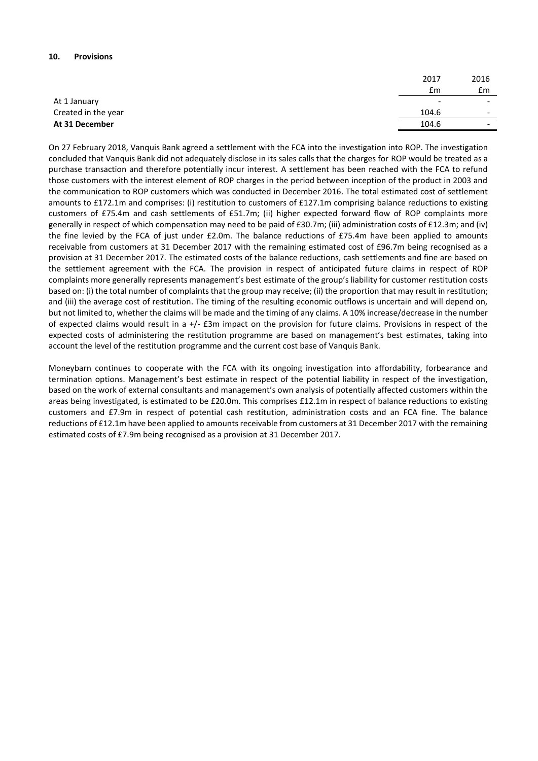## 10. Provisions

| | 2017 | 2016 |
|---|---|---|
| | £m | £m |
| At 1 January | - | - |
| Created in the year | 104.6 | - |
| **At 31 December** | 104.6 | - |

On 27 February 2018, Vanquis Bank agreed a settlement with the FCA into the investigation into ROP. The investigation concluded that Vanquis Bank did not adequately disclose in its sales calls that the charges for ROP would be treated as a purchase transaction and therefore potentially incur interest. A settlement has been reached with the FCA to refund those customers with the interest element of ROP charges in the period between inception of the product in 2003 and the communication to ROP customers which was conducted in December 2016. The total estimated cost of settlement amounts to £172.1m and comprises: (i) restitution to customers of £127.1m comprising balance reductions to existing customers of £75.4m and cash settlements of £51.7m; (ii) higher expected forward flow of ROP complaints more generally in respect of which compensation may need to be paid of £30.7m; (iii) administration costs of £12.3m; and (iv) the fine levied by the FCA of just under £2.0m. The balance reductions of £75.4m have been applied to amounts receivable from customers at 31 December 2017 with the remaining estimated cost of £96.7m being recognised as a provision at 31 December 2017. The estimated costs of the balance reductions, cash settlements and fine are based on the settlement agreement with the FCA. The provision in respect of anticipated future claims in respect of ROP complaints more generally represents management's best estimate of the group's liability for customer restitution costs based on: (i) the total number of complaints that the group may receive; (ii) the proportion that may result in restitution; and (iii) the average cost of restitution. The timing of the resulting economic outflows is uncertain and will depend on, but not limited to, whether the claims will be made and the timing of any claims. A 10% increase/decrease in the number of expected claims would result in a +/- £3m impact on the provision for future claims. Provisions in respect of the expected costs of administering the restitution programme are based on management's best estimates, taking into account the level of the restitution programme and the current cost base of Vanquis Bank.

Moneybarn continues to cooperate with the FCA with its ongoing investigation into affordability, forbearance and termination options. Management's best estimate in respect of the potential liability in respect of the investigation, based on the work of external consultants and management's own analysis of potentially affected customers within the areas being investigated, is estimated to be £20.0m. This comprises £12.1m in respect of balance reductions to existing customers and £7.9m in respect of potential cash restitution, administration costs and an FCA fine. The balance reductions of £12.1m have been applied to amounts receivable from customers at 31 December 2017 with the remaining estimated costs of £7.9m being recognised as a provision at 31 December 2017.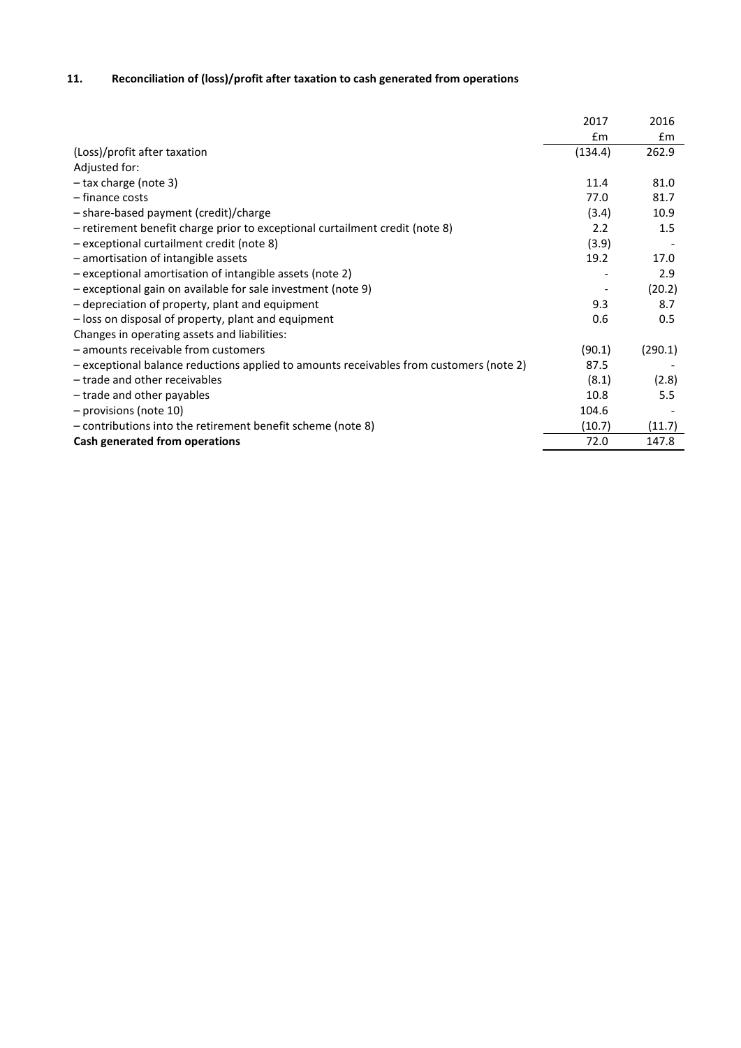## 11. Reconciliation of (loss)/profit after taxation to cash generated from operations

| | 2017 | 2016 |
|---|---|---|
| | £m | £m |
| (Loss)/profit after taxation | (134.4) | 262.9 |
| Adjusted for: | | |
| – tax charge (note 3) | 11.4 | 81.0 |
| – finance costs | 77.0 | 81.7 |
| – share-based payment (credit)/charge | (3.4) | 10.9 |
| – retirement benefit charge prior to exceptional curtailment credit (note 8) | 2.2 | 1.5 |
| – exceptional curtailment credit (note 8) | (3.9) | - |
| – amortisation of intangible assets | 19.2 | 17.0 |
| – exceptional amortisation of intangible assets (note 2) | - | 2.9 |
| – exceptional gain on available for sale investment (note 9) | - | (20.2) |
| – depreciation of property, plant and equipment | 9.3 | 8.7 |
| – loss on disposal of property, plant and equipment | 0.6 | 0.5 |
| Changes in operating assets and liabilities: | | |
| – amounts receivable from customers | (90.1) | (290.1) |
| – exceptional balance reductions applied to amounts receivables from customers (note 2) | 87.5 | - |
| – trade and other receivables | (8.1) | (2.8) |
| – trade and other payables | 10.8 | 5.5 |
| – provisions (note 10) | 104.6 | - |
| – contributions into the retirement benefit scheme (note 8) | (10.7) | (11.7) |
| **Cash generated from operations** | 72.0 | 147.8 |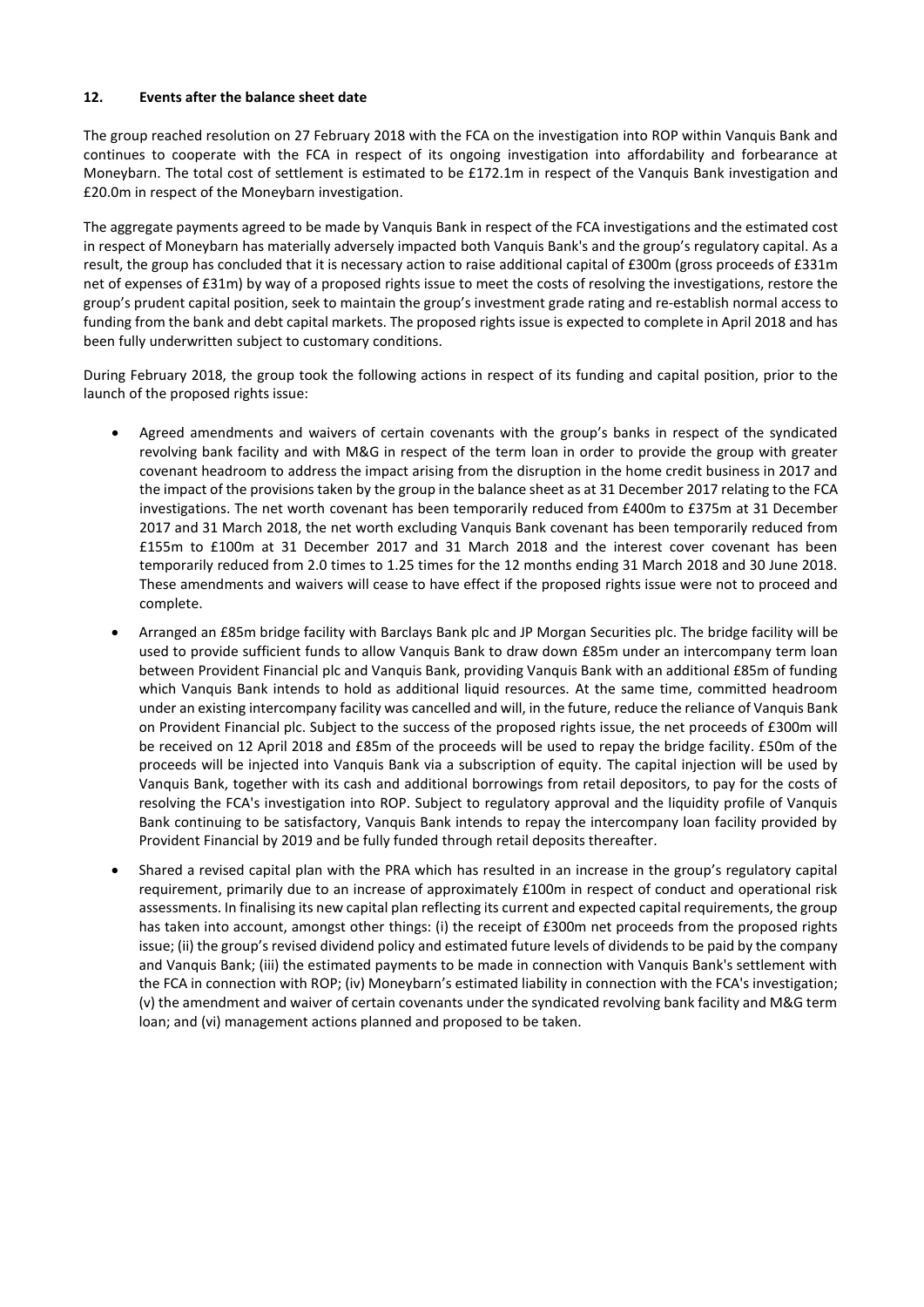## 12. Events after the balance sheet date

The group reached resolution on 27 February 2018 with the FCA on the investigation into ROP within Vanquis Bank and continues to cooperate with the FCA in respect of its ongoing investigation into affordability and forbearance at Moneybarn. The total cost of settlement is estimated to be £172.1m in respect of the Vanquis Bank investigation and £20.0m in respect of the Moneybarn investigation.

The aggregate payments agreed to be made by Vanquis Bank in respect of the FCA investigations and the estimated cost in respect of Moneybarn has materially adversely impacted both Vanquis Bank's and the group's regulatory capital. As a result, the group has concluded that it is necessary action to raise additional capital of £300m (gross proceeds of £331m net of expenses of £31m) by way of a proposed rights issue to meet the costs of resolving the investigations, restore the group's prudent capital position, seek to maintain the group's investment grade rating and re-establish normal access to funding from the bank and debt capital markets. The proposed rights issue is expected to complete in April 2018 and has been fully underwritten subject to customary conditions.

During February 2018, the group took the following actions in respect of its funding and capital position, prior to the launch of the proposed rights issue:

- Agreed amendments and waivers of certain covenants with the group's banks in respect of the syndicated revolving bank facility and with M&G in respect of the term loan in order to provide the group with greater covenant headroom to address the impact arising from the disruption in the home credit business in 2017 and the impact of the provisions taken by the group in the balance sheet as at 31 December 2017 relating to the FCA investigations. The net worth covenant has been temporarily reduced from £400m to £375m at 31 December 2017 and 31 March 2018, the net worth excluding Vanquis Bank covenant has been temporarily reduced from £155m to £100m at 31 December 2017 and 31 March 2018 and the interest cover covenant has been temporarily reduced from 2.0 times to 1.25 times for the 12 months ending 31 March 2018 and 30 June 2018. These amendments and waivers will cease to have effect if the proposed rights issue were not to proceed and complete.
- Arranged an £85m bridge facility with Barclays Bank plc and JP Morgan Securities plc. The bridge facility will be used to provide sufficient funds to allow Vanquis Bank to draw down £85m under an intercompany term loan between Provident Financial plc and Vanquis Bank, providing Vanquis Bank with an additional £85m of funding which Vanquis Bank intends to hold as additional liquid resources. At the same time, committed headroom under an existing intercompany facility was cancelled and will, in the future, reduce the reliance of Vanquis Bank on Provident Financial plc. Subject to the success of the proposed rights issue, the net proceeds of £300m will be received on 12 April 2018 and £85m of the proceeds will be used to repay the bridge facility. £50m of the proceeds will be injected into Vanquis Bank via a subscription of equity. The capital injection will be used by Vanquis Bank, together with its cash and additional borrowings from retail depositors, to pay for the costs of resolving the FCA's investigation into ROP. Subject to regulatory approval and the liquidity profile of Vanquis Bank continuing to be satisfactory, Vanquis Bank intends to repay the intercompany loan facility provided by Provident Financial by 2019 and be fully funded through retail deposits thereafter.
- Shared a revised capital plan with the PRA which has resulted in an increase in the group's regulatory capital requirement, primarily due to an increase of approximately £100m in respect of conduct and operational risk assessments. In finalising its new capital plan reflecting its current and expected capital requirements, the group has taken into account, amongst other things: (i) the receipt of £300m net proceeds from the proposed rights issue; (ii) the group's revised dividend policy and estimated future levels of dividends to be paid by the company and Vanquis Bank; (iii) the estimated payments to be made in connection with Vanquis Bank's settlement with the FCA in connection with ROP; (iv) Moneybarn's estimated liability in connection with the FCA's investigation; (v) the amendment and waiver of certain covenants under the syndicated revolving bank facility and M&G term loan; and (vi) management actions planned and proposed to be taken.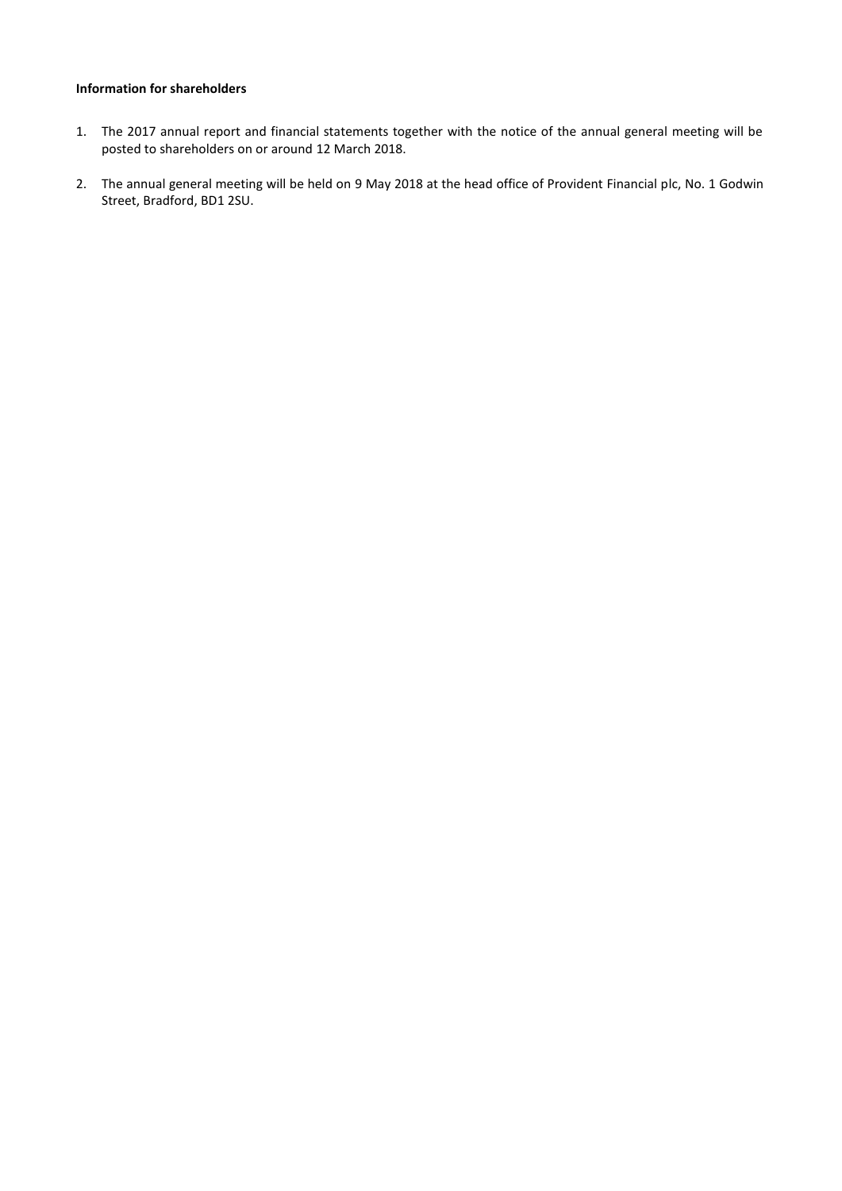**Information for shareholders**

1. The 2017 annual report and financial statements together with the notice of the annual general meeting will be posted to shareholders on or around 12 March 2018.

2. The annual general meeting will be held on 9 May 2018 at the head office of Provident Financial plc, No. 1 Godwin Street, Bradford, BD1 2SU.